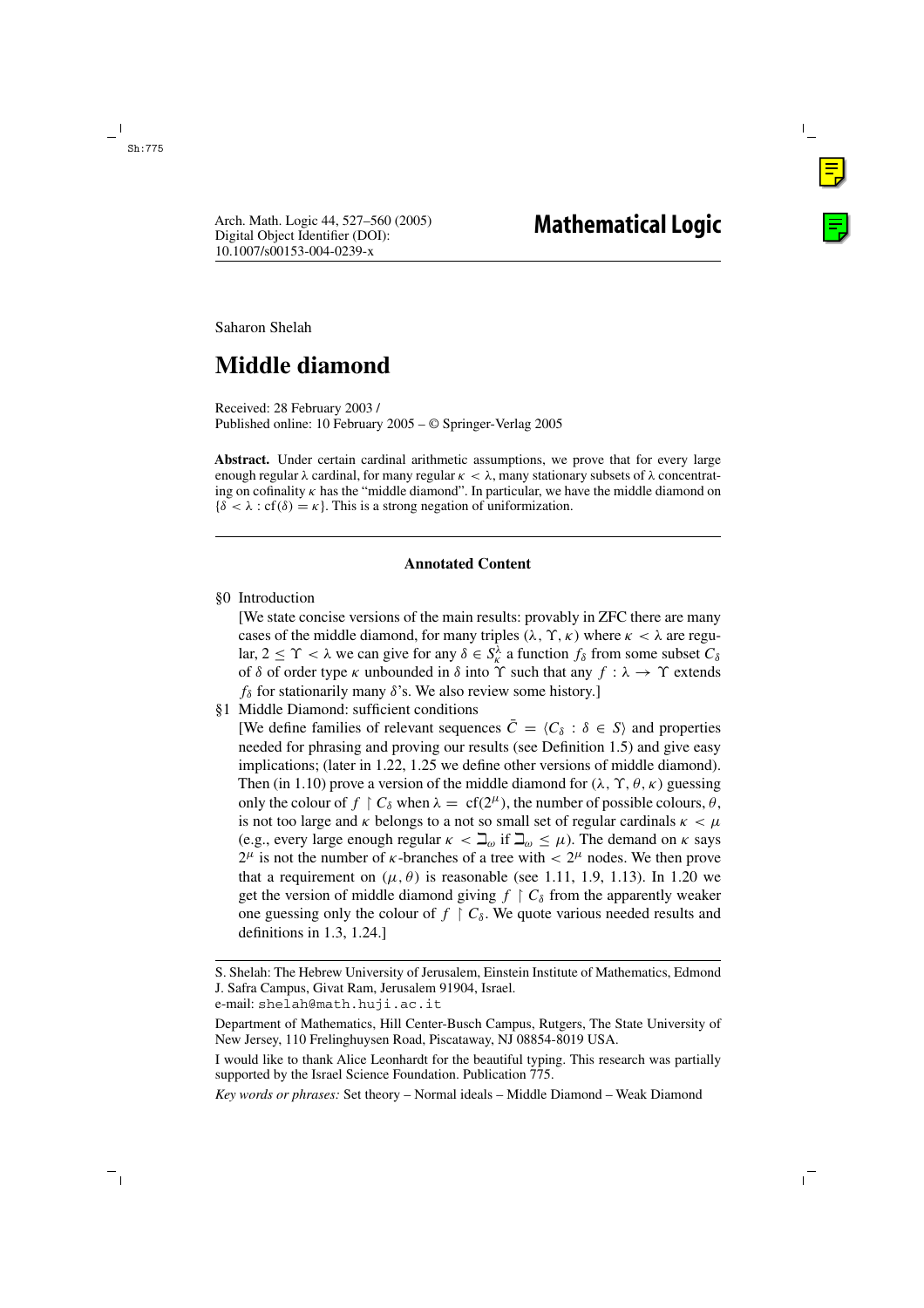Saharon Shelah

# Middle diamond

Received: 28 February 2003 /
Published online: 10 February 2005 – © Springer-Verlag 2005

**Abstract.** Under certain cardinal arithmetic assumptions, we prove that for every large enough regular $\lambda$ cardinal, for many regular $\kappa < \lambda$, many stationary subsets of $\lambda$ concentrating on cofinality $\kappa$ has the "middle diamond". In particular, we have the middle diamond on $\{\delta < \lambda : \mathrm{cf}(\delta) = \kappa\}$. This is a strong negation of uniformization.

## Annotated Content

§0 Introduction

[We state concise versions of the main results: provably in ZFC there are many cases of the middle diamond, for many triples $(\lambda, \Upsilon, \kappa)$ where $\kappa < \lambda$ are regular, $2 \leq \Upsilon < \lambda$ we can give for any $\delta \in S^\lambda_\kappa$ a function $f_\delta$ from some subset $C_\delta$ of $\delta$ of order type $\kappa$ unbounded in $\delta$ into $\Upsilon$ such that any $f : \lambda \to \Upsilon$ extends $f_\delta$ for stationarily many $\delta$'s. We also review some history.]

§1 Middle Diamond: sufficient conditions

[We define families of relevant sequences $\bar{C} = \langle C_\delta : \delta \in S \rangle$ and properties needed for phrasing and proving our results (see Definition 1.5) and give easy implications; (later in 1.22, 1.25 we define other versions of middle diamond). Then (in 1.10) prove a version of the middle diamond for $(\lambda, \Upsilon, \theta, \kappa)$ guessing only the colour of $f \restriction C_\delta$ when $\lambda = \mathrm{cf}(2^\mu)$, the number of possible colours, $\theta$, is not too large and $\kappa$ belongs to a not so small set of regular cardinals $\kappa < \mu$ (e.g., every large enough regular $\kappa < \beth_\omega$ if $\beth_\omega \leq \mu$). The demand on $\kappa$ says $2^\mu$ is not the number of $\kappa$-branches of a tree with $< 2^\mu$ nodes. We then prove that a requirement on $(\mu, \theta)$ is reasonable (see 1.11, 1.9, 1.13). In 1.20 we get the version of middle diamond giving $f \restriction C_\delta$ from the apparently weaker one guessing only the colour of $f \restriction C_\delta$. We quote various needed results and definitions in 1.3, 1.24.]

---

S. Shelah: The Hebrew University of Jerusalem, Einstein Institute of Mathematics, Edmond J. Safra Campus, Givat Ram, Jerusalem 91904, Israel.
e-mail: shelah@math.huji.ac.it

Department of Mathematics, Hill Center-Busch Campus, Rutgers, The State University of New Jersey, 110 Frelinghuysen Road, Piscataway, NJ 08854-8019 USA.

I would like to thank Alice Leonhardt for the beautiful typing. This research was partially supported by the Israel Science Foundation. Publication 775.

*Key words or phrases:* Set theory – Normal ideals – Middle Diamond – Weak Diamond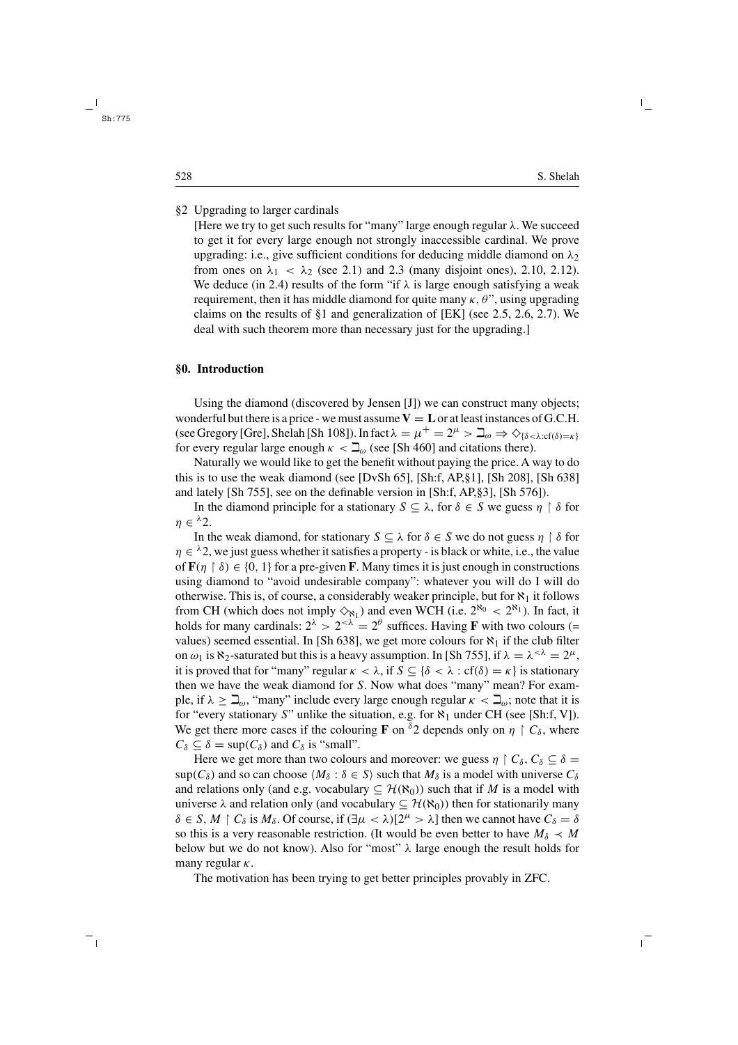§2 Upgrading to larger cardinals

[Here we try to get such results for "many" large enough regular $\lambda$. We succeed to get it for every large enough not strongly inaccessible cardinal. We prove upgrading: i.e., give sufficient conditions for deducing middle diamond on $\lambda_2$ from ones on $\lambda_1 < \lambda_2$ (see 2.1) and 2.3 (many disjoint ones), 2.10, 2.12). We deduce (in 2.4) results of the form "if $\lambda$ is large enough satisfying a weak requirement, then it has middle diamond for quite many $\kappa, \theta$", using upgrading claims on the results of §1 and generalization of [EK] (see 2.5, 2.6, 2.7). We deal with such theorem more than necessary just for the upgrading.]

## §0. Introduction

Using the diamond (discovered by Jensen [J]) we can construct many objects; wonderful but there is a price - we must assume $\mathbf{V} = \mathbf{L}$ or at least instances of G.C.H. (see Gregory [Gre], Shelah [Sh 108]). In fact $\lambda = \mu^+ = 2^\mu > \beth_\omega \Rightarrow \diamondsuit_{\{\delta<\lambda:\mathrm{cf}(\delta)=\kappa\}}$ for every regular large enough $\kappa < \beth_\omega$ (see [Sh 460] and citations there).

Naturally we would like to get the benefit without paying the price. A way to do this is to use the weak diamond (see [DvSh 65], [Sh:f, AP,§1], [Sh 208], [Sh 638] and lately [Sh 755], see on the definable version in [Sh:f, AP,§3], [Sh 576]).

In the diamond principle for a stationary $S \subseteq \lambda$, for $\delta \in S$ we guess $\eta \restriction \delta$ for $\eta \in {}^\lambda 2$.

In the weak diamond, for stationary $S \subseteq \lambda$ for $\delta \in S$ we do not guess $\eta \restriction \delta$ for $\eta \in {}^\lambda 2$, we just guess whether it satisfies a property - is black or white, i.e., the value of $\mathbf{F}(\eta \restriction \delta) \in \{0, 1\}$ for a pre-given $\mathbf{F}$. Many times it is just enough in constructions using diamond to "avoid undesirable company": whatever you will do I will do otherwise. This is, of course, a considerably weaker principle, but for $\aleph_1$ it follows from CH (which does not imply $\diamondsuit_{\aleph_1}$) and even WCH (i.e. $2^{\aleph_0} < 2^{\aleph_1}$). In fact, it holds for many cardinals: $2^\lambda > 2^{<\lambda} = 2^\theta$ suffices. Having $\mathbf{F}$ with two colours (= values) seemed essential. In [Sh 638], we get more colours for $\aleph_1$ if the club filter on $\omega_1$ is $\aleph_2$-saturated but this is a heavy assumption. In [Sh 755], if $\lambda = \lambda^{<\lambda} = 2^\mu$, it is proved that for "many" regular $\kappa < \lambda$, if $S \subseteq \{\delta < \lambda : \mathrm{cf}(\delta) = \kappa\}$ is stationary then we have the weak diamond for $S$. Now what does "many" mean? For example, if $\lambda \geq \beth_\omega$, "many" include every large enough regular $\kappa < \beth_\omega$; note that it is for "every stationary $S$" unlike the situation, e.g. for $\aleph_1$ under CH (see [Sh:f, V]). We get there more cases if the colouring $\mathbf{F}$ on ${}^\delta 2$ depends only on $\eta \restriction C_\delta$, where $C_\delta \subseteq \delta = \sup(C_\delta)$ and $C_\delta$ is "small".

Here we get more than two colours and moreover: we guess $\eta \restriction C_\delta$, $C_\delta \subseteq \delta = \sup(C_\delta)$ and so can choose $\langle M_\delta : \delta \in S \rangle$ such that $M_\delta$ is a model with universe $C_\delta$ and relations only (and e.g. vocabulary $\subseteq \mathcal{H}(\aleph_0)$) such that if $M$ is a model with universe $\lambda$ and relation only (and vocabulary $\subseteq \mathcal{H}(\aleph_0)$) then for stationarily many $\delta \in S$, $M \restriction C_\delta$ is $M_\delta$. Of course, if $(\exists \mu < \lambda)[2^\mu > \lambda]$ then we cannot have $C_\delta = \delta$ so this is a very reasonable restriction. (It would be even better to have $M_\delta \prec M$ below but we do not know). Also for "most" $\lambda$ large enough the result holds for many regular $\kappa$.

The motivation has been trying to get better principles provably in ZFC.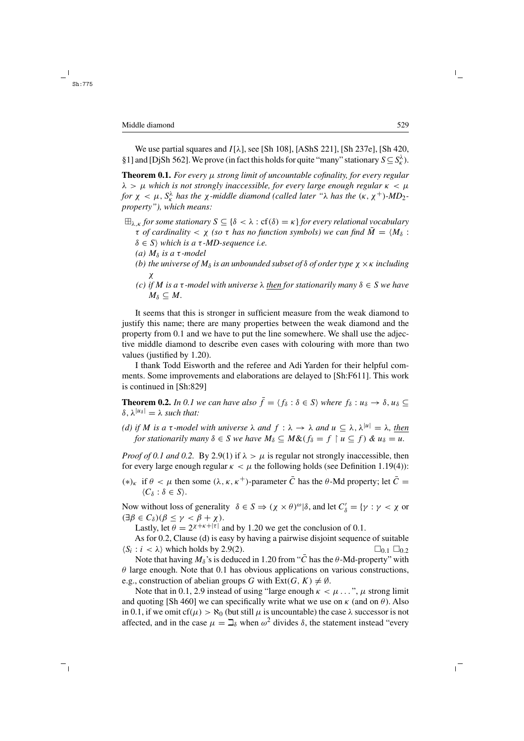We use partial squares and $I[\lambda]$, see [Sh 108], [AShS 221], [Sh 237e], [Sh 420, §1] and [DjSh 562]. We prove (in fact this holds for quite "many" stationary $S \subseteq S^\lambda_\kappa$).

**Theorem 0.1.** *For every $\mu$ strong limit of uncountable cofinality, for every regular $\lambda > \mu$ which is not strongly inaccessible, for every large enough regular $\kappa < \mu$ for $\chi < \mu$, $S^\lambda_\kappa$ has the $\chi$-middle diamond (called later "$\lambda$ has the $(\kappa, \chi^+)$-MD$_2$-property"), which means:*

$\boxplus_{\lambda,\kappa}$ *for some stationary $S \subseteq \{\delta < \lambda : \mathrm{cf}(\delta) = \kappa\}$ for every relational vocabulary $\tau$ of cardinality $< \chi$ (so $\tau$ has no function symbols) we can find $\bar{M} = \langle M_\delta : \delta \in S\rangle$ which is a $\tau$-MD-sequence i.e.*

*(a) $M_\delta$ is a $\tau$-model*

*(b) the universe of $M_\delta$ is an unbounded subset of $\delta$ of order type $\chi \times \kappa$ including $\chi$*

*(c) if $M$ is a $\tau$-model with universe $\lambda$ <u>then</u> for stationarily many $\delta \in S$ we have $M_\delta \subseteq M$.*

It seems that this is stronger in sufficient measure from the weak diamond to justify this name; there are many properties between the weak diamond and the property from 0.1 and we have to put the line somewhere. We shall use the adjective middle diamond to describe even cases with colouring with more than two values (justified by 1.20).

I thank Todd Eisworth and the referee and Adi Yarden for their helpful comments. Some improvements and elaborations are delayed to [Sh:F611]. This work is continued in [Sh:829]

**Theorem 0.2.** *In 0.1 we can have also $\bar{f} = \langle f_\delta : \delta \in S\rangle$ where $f_\delta : u_\delta \to \delta$, $u_\delta \subseteq \delta$, $\lambda^{|u_\delta|} = \lambda$ such that:*

*(d) if $M$ is a $\tau$-model with universe $\lambda$ and $f : \lambda \to \lambda$ and $u \subseteq \lambda$, $\lambda^{|u|} = \lambda$, <u>then</u> for stationarily many $\delta \in S$ we have $M_\delta \subseteq M \& (f_\delta = f \restriction u \subseteq f)$ & $u_\delta = u$.*

*Proof of 0.1 and 0.2.* By 2.9(1) if $\lambda > \mu$ is regular not strongly inaccessible, then for every large enough regular $\kappa < \mu$ the following holds (see Definition 1.19(4)):

$(*)_\kappa$ if $\theta < \mu$ then some $(\lambda, \kappa, \kappa^+)$-parameter $\bar{C}$ has the $\theta$-Md property; let $\bar{C} = \langle C_\delta : \delta \in S\rangle$.

Now without loss of generality $\delta \in S \Rightarrow (\chi \times \theta)^\omega | \delta$, and let $C'_\delta = \{\gamma : \gamma < \chi$ or $(\exists \beta \in C_\delta)(\beta \leq \gamma < \beta + \chi)$.

Lastly, let $\theta = 2^{\chi+\kappa+|\tau|}$ and by 1.20 we get the conclusion of 0.1.

As for 0.2, Clause (d) is easy by having a pairwise disjoint sequence of suitable $\langle S_i : i < \lambda\rangle$ which holds by 2.9(2). $\square_{0.1}$ $\square_{0.2}$

Note that having $M_\delta$'s is deduced in 1.20 from "$\bar{C}$ has the $\theta$-Md-property" with $\theta$ large enough. Note that 0.1 has obvious applications on various constructions, e.g., construction of abelian groups $G$ with $\mathrm{Ext}(G, K) \neq \emptyset$.

Note that in 0.1, 2.9 instead of using "large enough $\kappa < \mu \ldots$", $\mu$ strong limit and quoting [Sh 460] we can specifically write what we use on $\kappa$ (and on $\theta$). Also in 0.1, if we omit $\mathrm{cf}(\mu) > \aleph_0$ (but still $\mu$ is uncountable) the case $\lambda$ successor is not affected, and in the case $\mu = \beth_\delta$ when $\omega^2$ divides $\delta$, the statement instead "every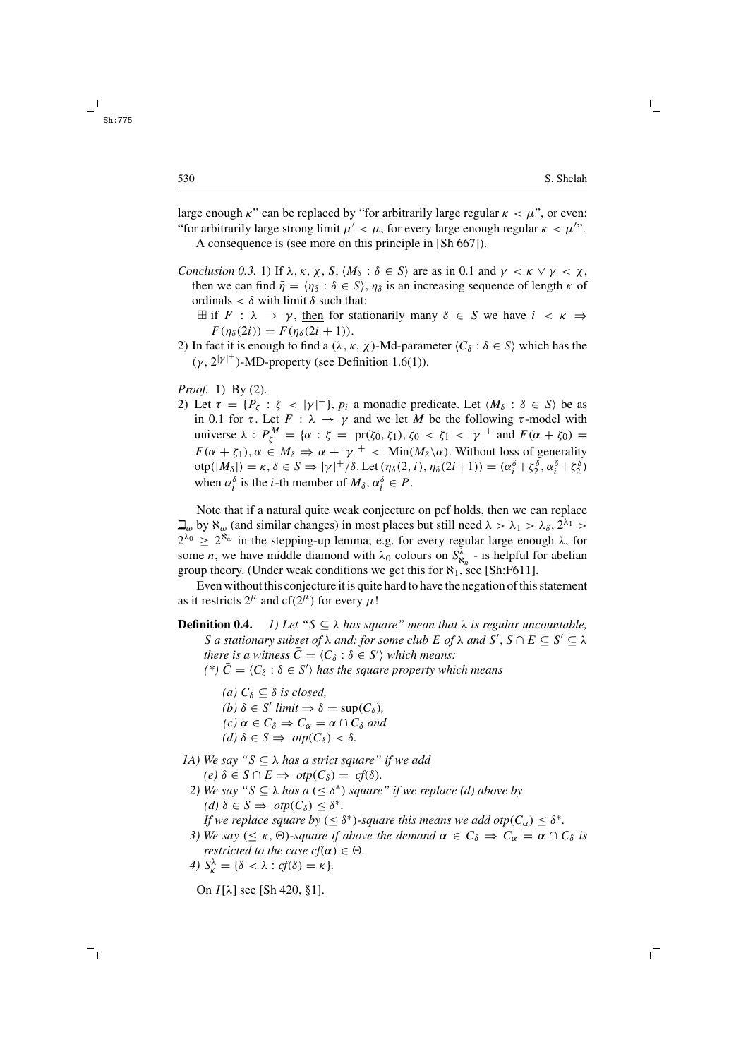large enough $\kappa$" can be replaced by "for arbitrarily large regular $\kappa < \mu$", or even: "for arbitrarily large strong limit $\mu' < \mu$, for every large enough regular $\kappa < \mu'$".

A consequence is (see more on this principle in [Sh 667]).

*Conclusion 0.3.* 1) If $\lambda, \kappa, \chi, S, \langle M_\delta : \delta \in S\rangle$ are as in 0.1 and $\gamma < \kappa \vee \gamma < \chi$, then we can find $\bar{\eta} = \langle \eta_\delta : \delta \in S\rangle$, $\eta_\delta$ is an increasing sequence of length $\kappa$ of ordinals $< \delta$ with limit $\delta$ such that:

$\boxplus$ if $F : \lambda \to \gamma$, then for stationarily many $\delta \in S$ we have $i < \kappa \Rightarrow F(\eta_\delta(2i)) = F(\eta_\delta(2i+1))$.

2) In fact it is enough to find a $(\lambda, \kappa, \chi)$-Md-parameter $\langle C_\delta : \delta \in S\rangle$ which has the $(\gamma, 2^{|\gamma|^+})$-MD-property (see Definition 1.6(1)).

*Proof.* 1) By (2).

2) Let $\tau = \{P_\zeta : \zeta < |\gamma|^+\}$, $p_i$ a monadic predicate. Let $\langle M_\delta : \delta \in S\rangle$ be as in 0.1 for $\tau$. Let $F : \lambda \to \gamma$ and we let $M$ be the following $\tau$-model with universe $\lambda$ : $P^M_\zeta = \{\alpha : \zeta = \text{pr}(\zeta_0, \zeta_1), \zeta_0 < \zeta_1 < |\gamma|^+$ and $F(\alpha + \zeta_0) = F(\alpha + \zeta_1), \alpha \in M_\delta \Rightarrow \alpha + |\gamma|^+ < \text{Min}(M_\delta \backslash \alpha)$. Without loss of generality $\text{otp}(|M_\delta|) = \kappa, \delta \in S \Rightarrow |\gamma|^+/\delta$. Let $(\eta_\delta(2, i), \eta_\delta(2i+1)) = (\alpha^\delta_i + \zeta^\delta_2, \alpha^\delta_i + \zeta^\delta_2)$ when $\alpha^\delta_i$ is the $i$-th member of $M_\delta$, $\alpha^\delta_i \in P$.

Note that if a natural quite weak conjecture on pcf holds, then we can replace $\beth_\omega$ by $\aleph_\omega$ (and similar changes) in most places but still need $\lambda > \lambda_1 > \lambda_\delta, 2^{\lambda_1} > 2^{\lambda_0} \geq 2^{\aleph_\omega}$ in the stepping-up lemma; e.g. for every regular large enough $\lambda$, for some $n$, we have middle diamond with $\lambda_0$ colours on $S^\lambda_{\aleph_n}$ - is helpful for abelian group theory. (Under weak conditions we get this for $\aleph_1$, see [Sh:F611].

Even without this conjecture it is quite hard to have the negation of this statement as it restricts $2^\mu$ and $\text{cf}(2^\mu)$ for every $\mu$!

**Definition 0.4.** *1) Let "$S \subseteq \lambda$ has square" mean that $\lambda$ is regular uncountable, $S$ a stationary subset of $\lambda$ and: for some club $E$ of $\lambda$ and $S'$, $S \cap E \subseteq S' \subseteq \lambda$ there is a witness $\bar{C} = \langle C_\delta : \delta \in S'\rangle$ which means:*

*(\*) $\bar{C} = \langle C_\delta : \delta \in S'\rangle$ has the square property which means*

*(a) $C_\delta \subseteq \delta$ is closed,*
*(b) $\delta \in S'$ limit $\Rightarrow \delta = \sup(C_\delta)$,*
*(c) $\alpha \in C_\delta \Rightarrow C_\alpha = \alpha \cap C_\delta$ and*
*(d) $\delta \in S \Rightarrow$ $otp(C_\delta) < \delta$.*

*1A) We say "$S \subseteq \lambda$ has a strict square" if we add*
*(e) $\delta \in S \cap E \Rightarrow$ $otp(C_\delta) = cf(\delta)$.*

*2) We say "$S \subseteq \lambda$ has a $(\leq \delta^*)$ square" if we replace (d) above by*
*(d) $\delta \in S \Rightarrow$ $otp(C_\delta) \leq \delta^*$.*
*If we replace square by $(\leq \delta^*)$-square this means we add $otp(C_\alpha) \leq \delta^*$.*

*3) We say $(\leq \kappa, \Theta)$-square if above the demand $\alpha \in C_\delta \Rightarrow C_\alpha = \alpha \cap C_\delta$ is restricted to the case $cf(\alpha) \in \Theta$.*

*4) $S^\lambda_\kappa = \{\delta < \lambda : cf(\delta) = \kappa\}$.*

On $I[\lambda]$ see [Sh 420, §1].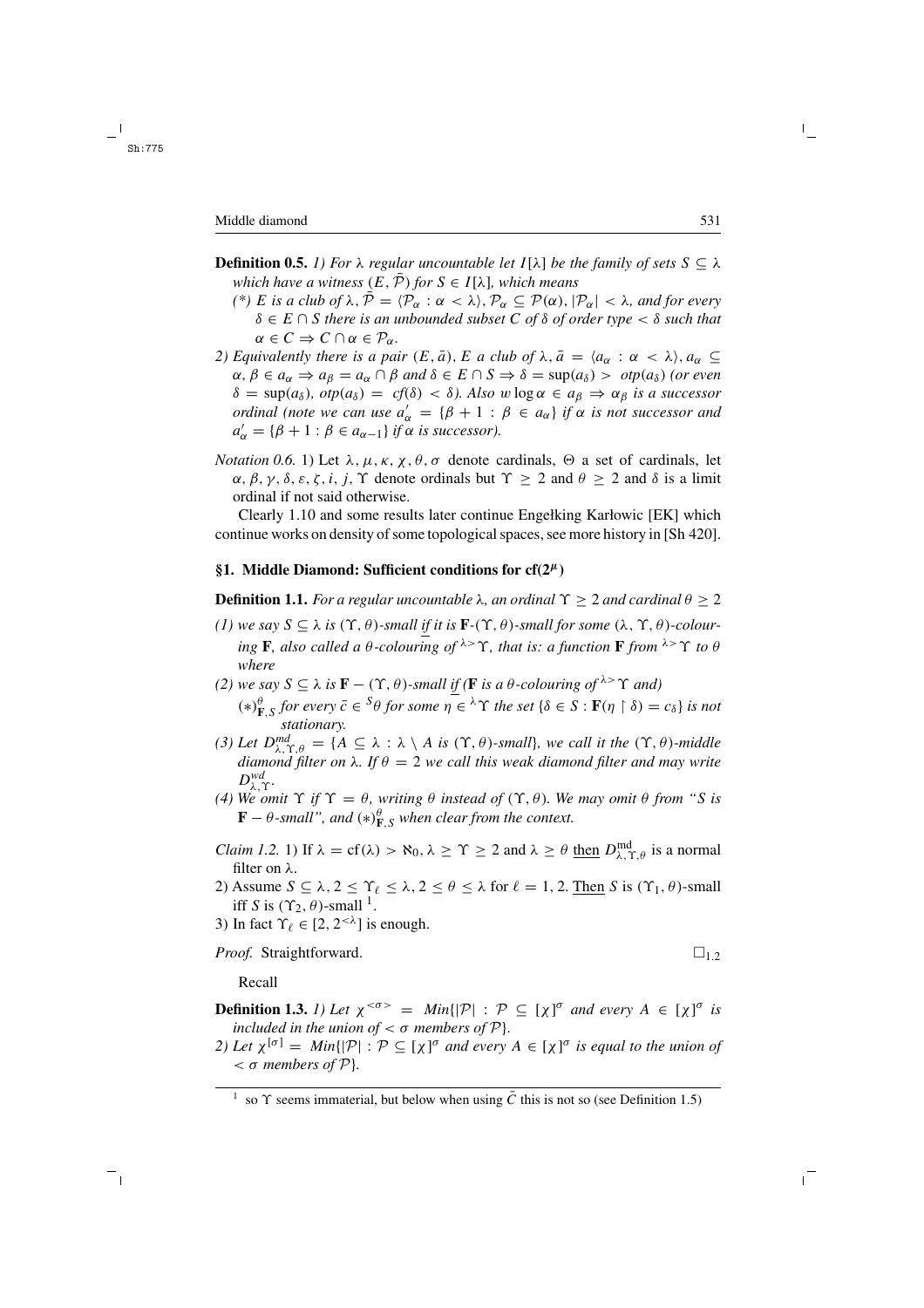**Definition 0.5.** *1) For $\lambda$ regular uncountable let $I[\lambda]$ be the family of sets $S \subseteq \lambda$ which have a witness $(E, \bar{\mathcal{P}})$ for $S \in I[\lambda]$, which means*

*(\*) $E$ is a club of $\lambda$, $\bar{\mathcal{P}} = \langle \mathcal{P}_\alpha : \alpha < \lambda \rangle$, $\mathcal{P}_\alpha \subseteq \mathcal{P}(\alpha)$, $|\mathcal{P}_\alpha| < \lambda$, and for every $\delta \in E \cap S$ there is an unbounded subset $C$ of $\delta$ of order type $< \delta$ such that $\alpha \in C \Rightarrow C \cap \alpha \in \mathcal{P}_\alpha$.*

*2) Equivalently there is a pair $(E, \bar{a})$, $E$ a club of $\lambda$, $\bar{a} = \langle a_\alpha : \alpha < \lambda \rangle$, $a_\alpha \subseteq \alpha$, $\beta \in a_\alpha \Rightarrow a_\beta = a_\alpha \cap \beta$ and $\delta \in E \cap S \Rightarrow \delta = \sup(a_\delta) > otp(a_\delta)$ (or even $\delta = \sup(a_\delta)$, $otp(a_\delta) = cf(\delta) < \delta$). Also $w \log \alpha \in a_\beta \Rightarrow \alpha_\beta$ is a successor ordinal (note we can use $a'_\alpha = \{\beta + 1 : \beta \in a_\alpha\}$ if $\alpha$ is not successor and $a'_\alpha = \{\beta + 1 : \beta \in a_{\alpha - 1}\}$ if $\alpha$ is successor).*

*Notation 0.6.* 1) Let $\lambda, \mu, \kappa, \chi, \theta, \sigma$ denote cardinals, $\Theta$ a set of cardinals, let $\alpha, \beta, \gamma, \delta, \varepsilon, \zeta, i, j, \Upsilon$ denote ordinals but $\Upsilon \geq 2$ and $\theta \geq 2$ and $\delta$ is a limit ordinal if not said otherwise.

Clearly 1.10 and some results later continue Engełking Karłowic [EK] which continue works on density of some topological spaces, see more history in [Sh 420].

## §1. Middle Diamond: Sufficient conditions for $\mathrm{cf}(2^\mu)$

**Definition 1.1.** *For a regular uncountable $\lambda$, an ordinal $\Upsilon \geq 2$ and cardinal $\theta \geq 2$*

*(1) we say $S \subseteq \lambda$ is $(\Upsilon, \theta)$-small <u>if</u> it is $\mathbf{F}$-$(\Upsilon, \theta)$-small for some $(\lambda, \Upsilon, \theta)$-colouring $\mathbf{F}$, also called a $\theta$-colouring of ${}^{\lambda >}\Upsilon$, that is: a function $\mathbf{F}$ from ${}^{\lambda >}\Upsilon$ to $\theta$ where*

*(2) we say $S \subseteq \lambda$ is $\mathbf{F} - (\Upsilon, \theta)$-small <u>if</u> ($\mathbf{F}$ is a $\theta$-colouring of ${}^{\lambda >}\Upsilon$ and)*

*$(*)^\theta_{\mathbf{F},S}$ for every $\bar{c} \in {}^S\theta$ for some $\eta \in {}^\lambda\Upsilon$ the set $\{\delta \in S : \mathbf{F}(\eta \restriction \delta) = c_\delta\}$ is not stationary.*

*(3) Let $D^{md}_{\lambda,\Upsilon,\theta} = \{A \subseteq \lambda : \lambda \setminus A$ is $(\Upsilon, \theta)$-small$\}$, we call it the $(\Upsilon, \theta)$-middle diamond filter on $\lambda$. If $\theta = 2$ we call this weak diamond filter and may write $D^{wd}_{\lambda,\Upsilon}$.*

*(4) We omit $\Upsilon$ if $\Upsilon = \theta$, writing $\theta$ instead of $(\Upsilon, \theta)$. We may omit $\theta$ from "$S$ is $\mathbf{F} - \theta$-small", and $(*)^\theta_{\mathbf{F},S}$ when clear from the context.*

*Claim 1.2.* 1) If $\lambda = \mathrm{cf}(\lambda) > \aleph_0$, $\lambda \geq \Upsilon \geq 2$ and $\lambda \geq \theta$ <u>then</u> $D^{\mathrm{md}}_{\lambda,\Upsilon,\theta}$ is a normal filter on $\lambda$.

2) Assume $S \subseteq \lambda$, $2 \leq \Upsilon_\ell \leq \lambda$, $2 \leq \theta \leq \lambda$ for $\ell = 1, 2$. <u>Then</u> $S$ is $(\Upsilon_1, \theta)$-small iff $S$ is $(\Upsilon_2, \theta)$-small [1].

3) In fact $\Upsilon_\ell \in [2, 2^{<\lambda}]$ is enough.

*Proof.* Straightforward. $\square_{1.2}$

Recall

**Definition 1.3.** *1) Let $\chi^{<\sigma>} = Min\{|\mathcal{P}| : \mathcal{P} \subseteq [\chi]^\sigma$ and every $A \in [\chi]^\sigma$ is included in the union of $< \sigma$ members of $\mathcal{P}\}$.*

*2) Let $\chi^{[\sigma]} = Min\{|\mathcal{P}| : \mathcal{P} \subseteq [\chi]^\sigma$ and every $A \in [\chi]^\sigma$ is equal to the union of $< \sigma$ members of $\mathcal{P}\}$.*

---

[1] so $\Upsilon$ seems immaterial, but below when using $\bar{C}$ this is not so (see Definition 1.5)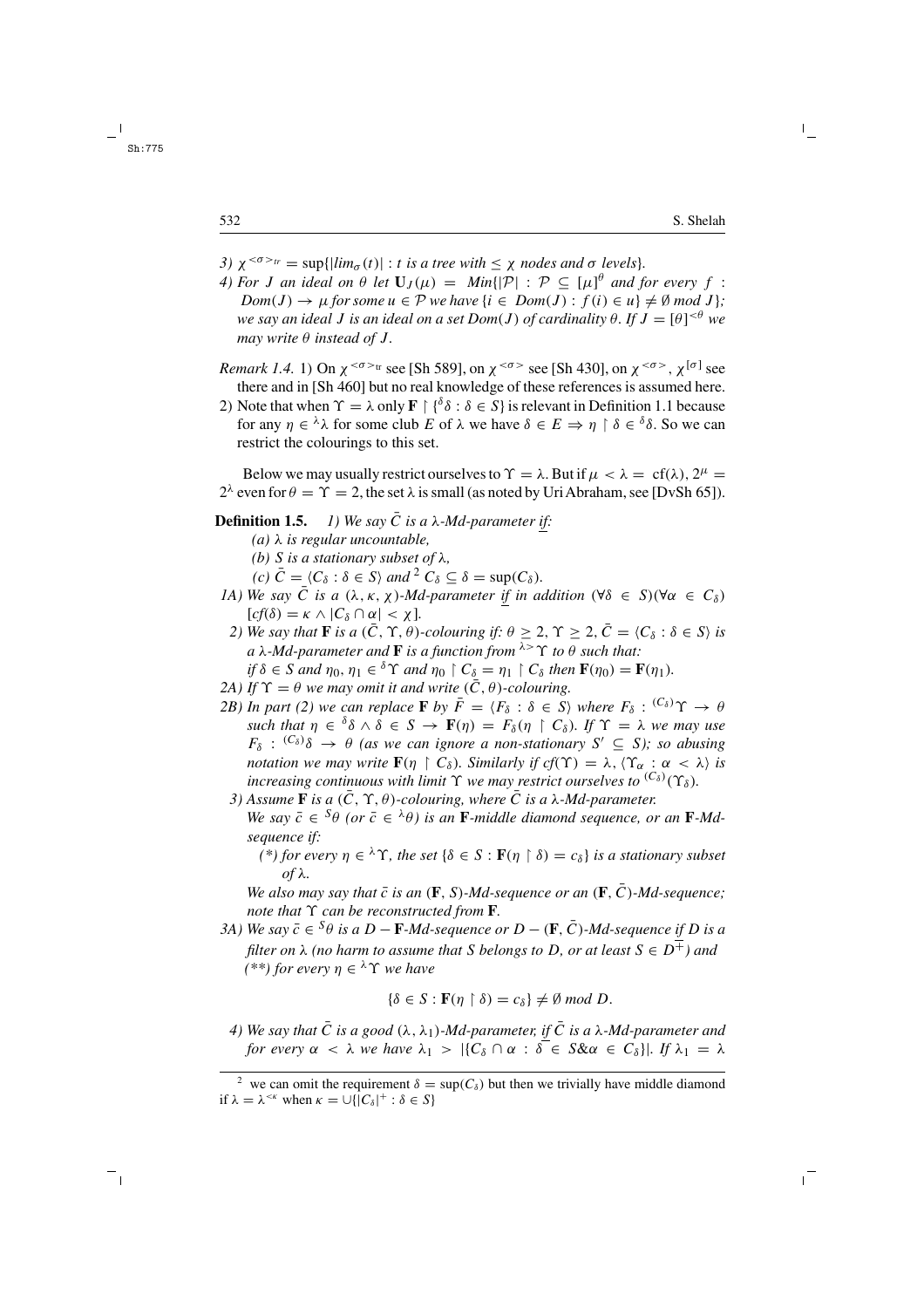3) $\chi^{<\sigma>_{tr}} = \sup\{|lim_\sigma(t)| : t$ *is a tree with* $\leq \chi$ *nodes and* $\sigma$ *levels*$\}$.

4) *For* $J$ *an ideal on* $\theta$ *let* $\mathbf{U}_J(\mu) = Min\{|\mathcal{P}| : \mathcal{P} \subseteq [\mu]^\theta$ *and for every* $f : Dom(J) \to \mu$ *for some* $u \in \mathcal{P}$ *we have* $\{i \in Dom(J) : f(i) \in u\} \neq \emptyset \bmod J\}$*; we say an ideal* $J$ *is an ideal on a set* $Dom(J)$ *of cardinality* $\theta$. *If* $J = [\theta]^{<\theta}$ *we may write* $\theta$ *instead of* $J$.

*Remark 1.4.* 1) On $\chi^{<\sigma>_{tr}}$ see [Sh 589], on $\chi^{<\sigma>}$ see [Sh 430], on $\chi^{<\sigma>}$, $\chi^{[\sigma]}$ see there and in [Sh 460] but no real knowledge of these references is assumed here.

2) Note that when $\Upsilon = \lambda$ only $\mathbf{F} \restriction \{^\delta\delta : \delta \in S\}$ is relevant in Definition 1.1 because for any $\eta \in {}^\lambda\lambda$ for some club $E$ of $\lambda$ we have $\delta \in E \Rightarrow \eta \restriction \delta \in {}^\delta\delta$. So we can restrict the colourings to this set.

Below we may usually restrict ourselves to $\Upsilon = \lambda$. But if $\mu < \lambda = \text{cf}(\lambda)$, $2^\mu = 2^\lambda$ even for $\theta = \Upsilon = 2$, the set $\lambda$ is small (as noted by Uri Abraham, see [DvSh 65]).

**Definition 1.5.** *1) We say* $\bar{C}$ *is a* $\lambda$*-Md-parameter* *if:*

*(a)* $\lambda$ *is regular uncountable,*

*(b)* $S$ *is a stationary subset of* $\lambda$,

*(c)* $\bar{C} = \langle C_\delta : \delta \in S\rangle$ *and*[2] $C_\delta \subseteq \delta = \sup(C_\delta)$.

*1A) We say* $\bar{C}$ *is a* $(\lambda, \kappa, \chi)$*-Md-parameter* *if in addition* $(\forall\delta \in S)(\forall\alpha \in C_\delta)$ $[cf(\delta) = \kappa \wedge |C_\delta \cap \alpha| < \chi]$.

*2) We say that* $\mathbf{F}$ *is a* $(\bar{C}, \Upsilon, \theta)$*-colouring if:* $\theta \geq 2$, $\Upsilon \geq 2$, $\bar{C} = \langle C_\delta : \delta \in S\rangle$ *is a* $\lambda$*-Md-parameter and* $\mathbf{F}$ *is a function from* ${}^{\lambda>}\Upsilon$ *to* $\theta$ *such that:*
*if* $\delta \in S$ *and* $\eta_0, \eta_1 \in {}^\delta\Upsilon$ *and* $\eta_0 \restriction C_\delta = \eta_1 \restriction C_\delta$ *then* $\mathbf{F}(\eta_0) = \mathbf{F}(\eta_1)$.

*2A) If* $\Upsilon = \theta$ *we may omit it and write* $(\bar{C}, \theta)$*-colouring.*

*2B) In part (2) we can replace* $\mathbf{F}$ *by* $\bar{F} = \langle F_\delta : \delta \in S\rangle$ *where* $F_\delta : {}^{(C_\delta)}\Upsilon \to \theta$ *such that* $\eta \in {}^\delta\delta \wedge \delta \in S \to \mathbf{F}(\eta) = F_\delta(\eta \restriction C_\delta)$. *If* $\Upsilon = \lambda$ *we may use* $F_\delta : {}^{(C_\delta)}\delta \to \theta$ *(as we can ignore a non-stationary* $S' \subseteq S$*); so abusing notation we may write* $\mathbf{F}(\eta \restriction C_\delta)$. *Similarly if* $cf(\Upsilon) = \lambda$, $\langle \Upsilon_\alpha : \alpha < \lambda\rangle$ *is increasing continuous with limit* $\Upsilon$ *we may restrict ourselves to* ${}^{(C_\delta)}(\Upsilon_\delta)$.

*3) Assume* $\mathbf{F}$ *is a* $(\bar{C}, \Upsilon, \theta)$*-colouring, where* $\bar{C}$ *is a* $\lambda$*-Md-parameter.*
*We say* $\bar{c} \in {}^S\theta$ *(or* $\bar{c} \in {}^\lambda\theta$*) is an* $\mathbf{F}$*-middle diamond sequence, or an* $\mathbf{F}$*-Md-sequence if:*

*(\*) for every* $\eta \in {}^\lambda\Upsilon$, *the set* $\{\delta \in S : \mathbf{F}(\eta \restriction \delta) = c_\delta\}$ *is a stationary subset of* $\lambda$.

*We also may say that* $\bar{c}$ *is an* $(\mathbf{F}, S)$*-Md-sequence or an* $(\mathbf{F}, \bar{C})$*-Md-sequence; note that* $\Upsilon$ *can be reconstructed from* $\mathbf{F}$.

*3A) We say* $\bar{c} \in {}^S\theta$ *is a* $D - \mathbf{F}$*-Md-sequence or* $D - (\mathbf{F}, \bar{C})$*-Md-sequence* *if* $D$ *is a filter on* $\lambda$ *(no harm to assume that* $S$ *belongs to* $D$*, or at least* $S \in D^+$*) and*
*(\*\*) for every* $\eta \in {}^\lambda\Upsilon$ *we have*

$$\{\delta \in S : \mathbf{F}(\eta \restriction \delta) = c_\delta\} \neq \emptyset \bmod D.$$

*4) We say that* $\bar{C}$ *is a good* $(\lambda, \lambda_1)$*-Md-parameter,* *if* $\bar{C}$ *is a* $\lambda$*-Md-parameter and for every* $\alpha < \lambda$ *we have* $\lambda_1 > |\{C_\delta \cap \alpha : \delta \in S \& \alpha \in C_\delta\}|$. *If* $\lambda_1 = \lambda$

---

[2] we can omit the requirement $\delta = \sup(C_\delta)$ but then we trivially have middle diamond if $\lambda = \lambda^{<\kappa}$ when $\kappa = \cup\{|C_\delta|^+ : \delta \in S\}$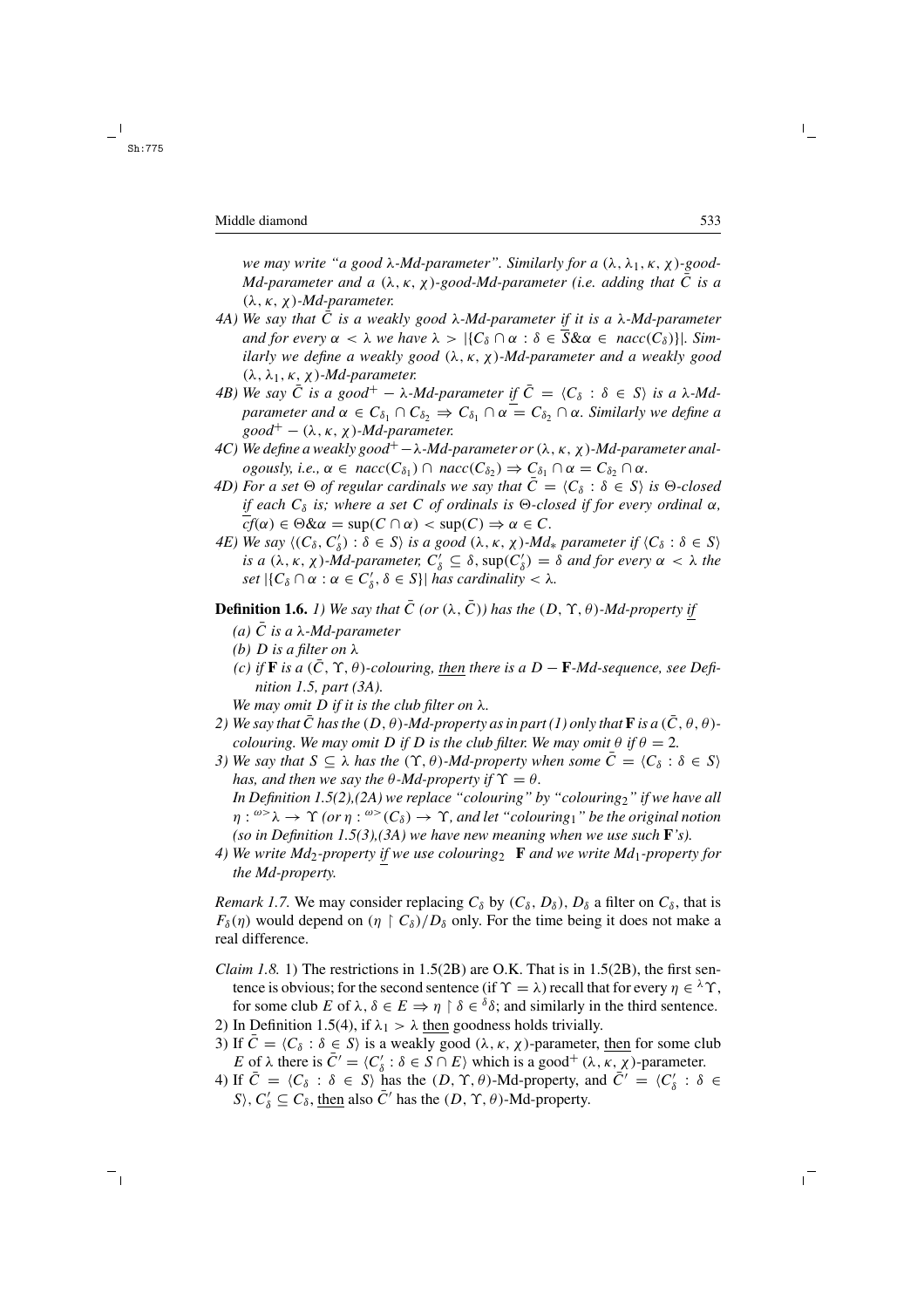*we may write "a good $\lambda$-Md-parameter". Similarly for a $(\lambda, \lambda_1, \kappa, \chi)$-good-Md-parameter and a $(\lambda, \kappa, \chi)$-good-Md-parameter (i.e. adding that $\bar{C}$ is a $(\lambda, \kappa, \chi)$-Md-parameter.*

4A) *We say that $\bar{C}$ is a weakly good $\lambda$-Md-parameter if it is a $\lambda$-Md-parameter and for every $\alpha < \lambda$ we have $\lambda > |\{C_\delta \cap \alpha : \delta \in \overline{S} \& \alpha \in nacc(C_\delta)\}|$. Similarly we define a weakly good $(\lambda, \kappa, \chi)$-Md-parameter and a weakly good $(\lambda, \lambda_1, \kappa, \chi)$-Md-parameter.*

4B) *We say $\bar{C}$ is a good$^+ - \lambda$-Md-parameter if $\bar{C} = \langle C_\delta : \delta \in S \rangle$ is a $\lambda$-Md-parameter and $\alpha \in C_{\delta_1} \cap C_{\delta_2} \Rightarrow C_{\delta_1} \cap \alpha = C_{\delta_2} \cap \alpha$. Similarly we define a good$^+ - (\lambda, \kappa, \chi)$-Md-parameter.*

4C) *We define a weakly good$^+ - \lambda$-Md-parameter or $(\lambda, \kappa, \chi)$-Md-parameter analogously, i.e., $\alpha \in nacc(C_{\delta_1}) \cap nacc(C_{\delta_2}) \Rightarrow C_{\delta_1} \cap \alpha = C_{\delta_2} \cap \alpha$.*

4D) *For a set $\Theta$ of regular cardinals we say that $\bar{C} = \langle C_\delta : \delta \in S \rangle$ is $\Theta$-closed if each $C_\delta$ is; where a set $C$ of ordinals is $\Theta$-closed if for every ordinal $\alpha$, $\overline{cf}(\alpha) \in \Theta \& \alpha = \sup(C \cap \alpha) < \sup(C) \Rightarrow \alpha \in C$.*

4E) *We say $\langle (C_\delta, C'_\delta) : \delta \in S \rangle$ is a good $(\lambda, \kappa, \chi)$-$Md_*$ parameter if $\langle C_\delta : \delta \in S \rangle$ is a $(\lambda, \kappa, \chi)$-Md-parameter, $C'_\delta \subseteq \delta$, $\sup(C'_\delta) = \delta$ and for every $\alpha < \lambda$ the set $|\{C_\delta \cap \alpha : \alpha \in C'_\delta, \delta \in S\}|$ has cardinality $< \lambda$.*

**Definition 1.6.** *1) We say that $\bar{C}$ (or $(\lambda, \bar{C})$) has the $(D, \Upsilon, \theta)$-Md-property if*

*(a) $\bar{C}$ is a $\lambda$-Md-parameter*

*(b) $D$ is a filter on $\lambda$*

*(c) if $\mathbf{F}$ is a $(\bar{C}, \Upsilon, \theta)$-colouring, then there is a $D - \mathbf{F}$-Md-sequence, see Definition 1.5, part (3A).*

*We may omit $D$ if it is the club filter on $\lambda$.*

*2) We say that $\bar{C}$ has the $(D, \theta)$-Md-property as in part (1) only that $\mathbf{F}$ is a $(\bar{C}, \theta, \theta)$-colouring. We may omit $D$ if $D$ is the club filter. We may omit $\theta$ if $\theta = 2$.*

*3) We say that $S \subseteq \lambda$ has the $(\Upsilon, \theta)$-Md-property when some $\bar{C} = \langle C_\delta : \delta \in S \rangle$ has, and then we say the $\theta$-Md-property if $\Upsilon = \theta$.*

*In Definition 1.5(2),(2A) we replace "colouring" by "colouring$_2$" if we have all $\eta : {}^{\omega>}\lambda \to \Upsilon$ (or $\eta : {}^{\omega>}(C_\delta) \to \Upsilon$, and let "colouring$_1$" be the original notion (so in Definition 1.5(3),(3A) we have new meaning when we use such $\mathbf{F}$'s).*

*4) We write $Md_2$-property if we use colouring$_2$ $\mathbf{F}$ and we write $Md_1$-property for the Md-property.*

*Remark 1.7.* We may consider replacing $C_\delta$ by $(C_\delta, D_\delta)$, $D_\delta$ a filter on $C_\delta$, that is $F_\delta(\eta)$ would depend on $(\eta \restriction C_\delta)/D_\delta$ only. For the time being it does not make a real difference.

*Claim 1.8.* 1) The restrictions in 1.5(2B) are O.K. That is in 1.5(2B), the first sentence is obvious; for the second sentence (if $\Upsilon = \lambda$) recall that for every $\eta \in {}^\lambda\Upsilon$, for some club $E$ of $\lambda$, $\delta \in E \Rightarrow \eta \restriction \delta \in {}^\delta\delta$; and similarly in the third sentence.

2) In Definition 1.5(4), if $\lambda_1 > \lambda$ then goodness holds trivially.

3) If $\bar{C} = \langle C_\delta : \delta \in S \rangle$ is a weakly good $(\lambda, \kappa, \chi)$-parameter, then for some club $E$ of $\lambda$ there is $\bar{C}' = \langle C'_\delta : \delta \in S \cap E \rangle$ which is a good$^+$ $(\lambda, \kappa, \chi)$-parameter.

4) If $\bar{C} = \langle C_\delta : \delta \in S \rangle$ has the $(D, \Upsilon, \theta)$-Md-property, and $\bar{C}' = \langle C'_\delta : \delta \in S \rangle$, $C'_\delta \subseteq C_\delta$, then also $\bar{C}'$ has the $(D, \Upsilon, \theta)$-Md-property.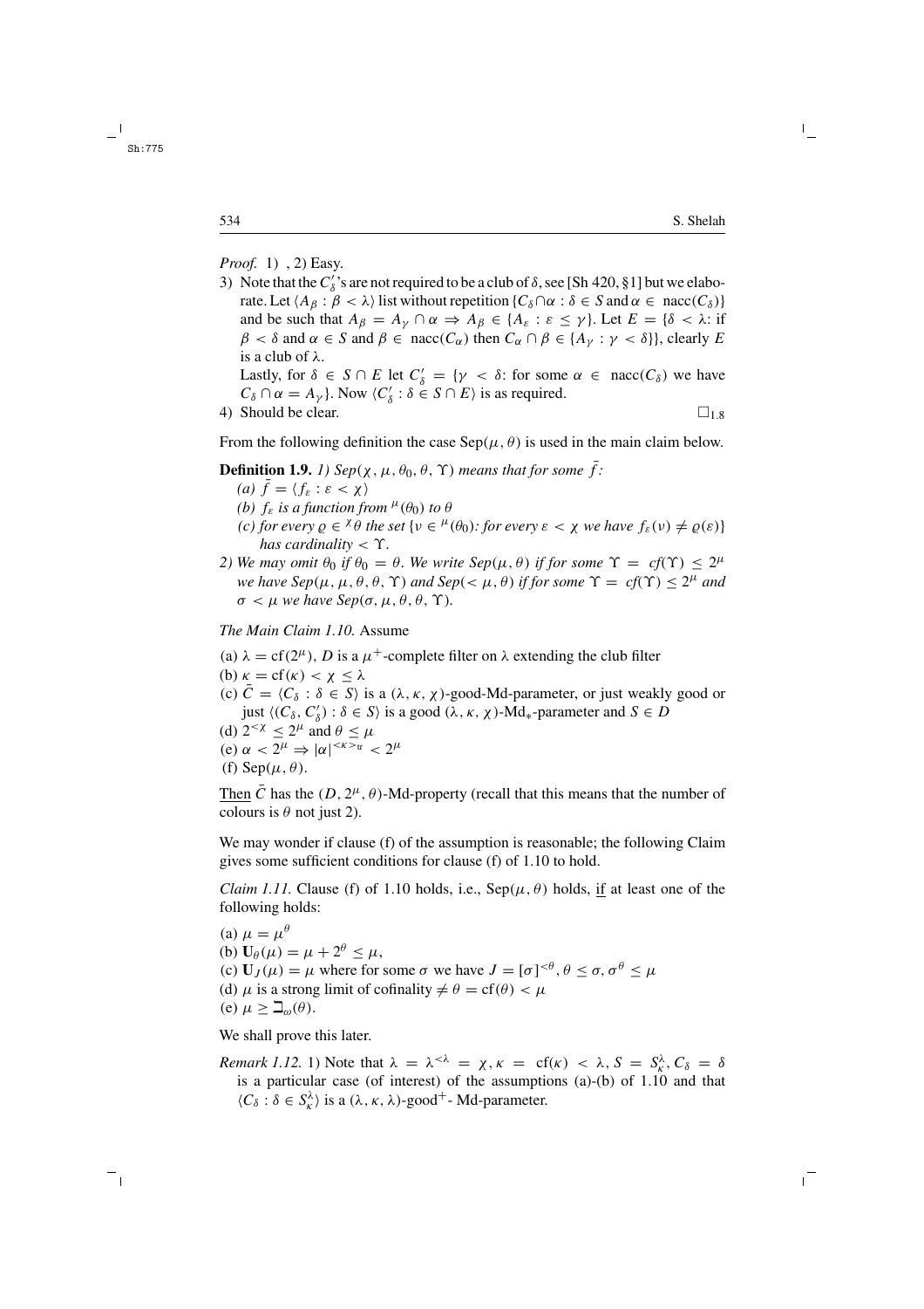*Proof.* 1) , 2) Easy.

3) Note that the $C'_\delta$'s are not required to be a club of $\delta$, see [Sh 420, §1] but we elaborate. Let $\langle A_\beta : \beta < \lambda \rangle$ list without repetition $\{C_\delta \cap \alpha : \delta \in S \text{ and } \alpha \in \text{nacc}(C_\delta)\}$ and be such that $A_\beta = A_\gamma \cap \alpha \Rightarrow A_\beta \in \{A_\varepsilon : \varepsilon \leq \gamma\}$. Let $E = \{\delta < \lambda$: if $\beta < \delta$ and $\alpha \in S$ and $\beta \in \text{nacc}(C_\alpha)$ then $C_\alpha \cap \beta \in \{A_\gamma : \gamma < \delta\}\}$, clearly $E$ is a club of $\lambda$.

Lastly, for $\delta \in S \cap E$ let $C'_\delta = \{\gamma < \delta$: for some $\alpha \in \text{nacc}(C_\delta)$ we have $C_\delta \cap \alpha = A_\gamma\}$. Now $\langle C'_\delta : \delta \in S \cap E \rangle$ is as required.

4) Should be clear. $\square_{1.8}$

From the following definition the case $\text{Sep}(\mu, \theta)$ is used in the main claim below.

**Definition 1.9.** *1) $Sep(\chi, \mu, \theta_0, \theta, \Upsilon)$ means that for some $\bar{f}$:*

*(a) $\bar{f} = \langle f_\varepsilon : \varepsilon < \chi \rangle$*

*(b) $f_\varepsilon$ is a function from ${}^\mu(\theta_0)$ to $\theta$*

*(c) for every $\varrho \in {}^\chi\theta$ the set $\{\nu \in {}^\mu(\theta_0)$: for every $\varepsilon < \chi$ we have $f_\varepsilon(\nu) \neq \varrho(\varepsilon)\}$ has cardinality $< \Upsilon$.*

*2) We may omit $\theta_0$ if $\theta_0 = \theta$. We write $Sep(\mu, \theta)$ if for some $\Upsilon = cf(\Upsilon) \leq 2^\mu$ we have $Sep(\mu, \mu, \theta, \theta, \Upsilon)$ and $Sep(< \mu, \theta)$ if for some $\Upsilon = cf(\Upsilon) \leq 2^\mu$ and $\sigma < \mu$ we have $Sep(\sigma, \mu, \theta, \theta, \Upsilon)$.*

*The Main Claim 1.10.* Assume

(a) $\lambda = \text{cf}(2^\mu)$, $D$ is a $\mu^+$-complete filter on $\lambda$ extending the club filter

(b) $\kappa = \text{cf}(\kappa) < \chi \leq \lambda$

(c) $\bar{C} = \langle C_\delta : \delta \in S \rangle$ is a $(\lambda, \kappa, \chi)$-good-Md-parameter, or just weakly good or just $\langle (C_\delta, C'_\delta) : \delta \in S \rangle$ is a good $(\lambda, \kappa, \chi)$-$\text{Md}_*$-parameter and $S \in D$

(d) $2^{<\chi} \leq 2^\mu$ and $\theta \leq \mu$

(e) $\alpha < 2^\mu \Rightarrow |\alpha|^{<\kappa>_{\text{tr}}} < 2^\mu$

(f) $\text{Sep}(\mu, \theta)$.

Then $\bar{C}$ has the $(D, 2^\mu, \theta)$-Md-property (recall that this means that the number of colours is $\theta$ not just 2).

We may wonder if clause (f) of the assumption is reasonable; the following Claim gives some sufficient conditions for clause (f) of 1.10 to hold.

*Claim 1.11.* Clause (f) of 1.10 holds, i.e., $\text{Sep}(\mu, \theta)$ holds, if at least one of the following holds:

(a) $\mu = \mu^\theta$

(b) $\mathbf{U}_\theta(\mu) = \mu + 2^\theta \leq \mu$,

(c) $\mathbf{U}_J(\mu) = \mu$ where for some $\sigma$ we have $J = [\sigma]^{<\theta}, \theta \leq \sigma, \sigma^\theta \leq \mu$

(d) $\mu$ is a strong limit of cofinality $\neq \theta = \text{cf}(\theta) < \mu$

(e) $\mu \geq \beth_\omega(\theta)$.

We shall prove this later.

*Remark 1.12.* 1) Note that $\lambda = \lambda^{<\lambda} = \chi, \kappa = \text{cf}(\kappa) < \lambda, S = S^\lambda_\kappa, C_\delta = \delta$ is a particular case (of interest) of the assumptions (a)-(b) of 1.10 and that $\langle C_\delta : \delta \in S^\lambda_\kappa \rangle$ is a $(\lambda, \kappa, \lambda)$-good$^+$- Md-parameter.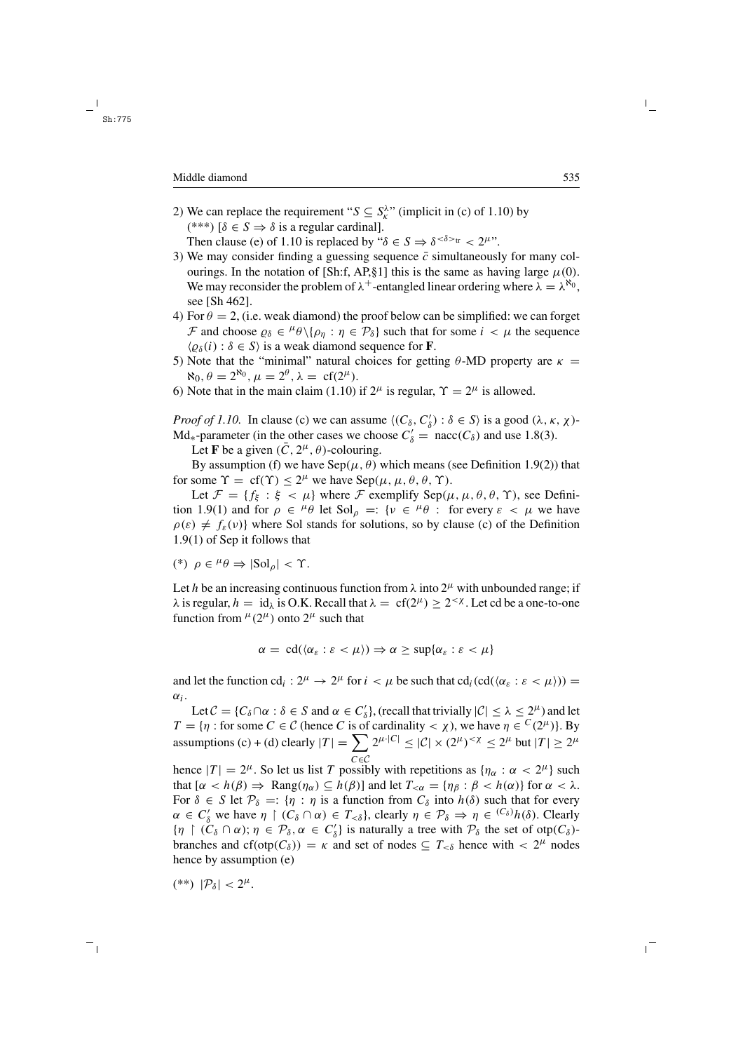2) We can replace the requirement "$S \subseteq S^\lambda_\kappa$" (implicit in (c) of 1.10) by
(***) $[\delta \in S \Rightarrow \delta$ is a regular cardinal].
Then clause (e) of 1.10 is replaced by "$\delta \in S \Rightarrow \delta^{<\delta>_{\rm tr}} < 2^\mu$".

3) We may consider finding a guessing sequence $\bar c$ simultaneously for many colourings. In the notation of [Sh:f, AP,§1] this is the same as having large $\mu(0)$. We may reconsider the problem of $\lambda^+$-entangled linear ordering where $\lambda = \lambda^{\aleph_0}$, see [Sh 462].

4) For $\theta = 2$, (i.e. weak diamond) the proof below can be simplified: we can forget $\mathcal{F}$ and choose $\varrho_\delta \in {}^\mu\theta \setminus \{\rho_\eta : \eta \in \mathcal{P}_\delta\}$ such that for some $i < \mu$ the sequence $\langle \varrho_\delta(i) : \delta \in S\rangle$ is a weak diamond sequence for $\mathbf{F}$.

5) Note that the "minimal" natural choices for getting $\theta$-MD property are $\kappa = \aleph_0, \theta = 2^{\aleph_0}, \mu = 2^\theta, \lambda = \operatorname{cf}(2^\mu)$.

6) Note that in the main claim (1.10) if $2^\mu$ is regular, $\Upsilon = 2^\mu$ is allowed.

*Proof of 1.10.* In clause (c) we can assume $\langle (C_\delta, C'_\delta) : \delta \in S\rangle$ is a good $(\lambda, \kappa, \chi)$-$\mathrm{Md}_*$-parameter (in the other cases we choose $C'_\delta = \operatorname{nacc}(C_\delta)$ and use 1.8(3).

Let $\mathbf{F}$ be a given $(\bar C, 2^\mu, \theta)$-colouring.

By assumption (f) we have $\operatorname{Sep}(\mu, \theta)$ which means (see Definition 1.9(2)) that for some $\Upsilon = \operatorname{cf}(\Upsilon) \leq 2^\mu$ we have $\operatorname{Sep}(\mu, \mu, \theta, \theta, \Upsilon)$.

Let $\mathcal{F} = \{f_\xi : \xi < \mu\}$ where $\mathcal{F}$ exemplify $\operatorname{Sep}(\mu, \mu, \theta, \theta, \Upsilon)$, see Definition 1.9(1) and for $\rho \in {}^\mu\theta$ let $\operatorname{Sol}_\rho =: \{\nu \in {}^\mu\theta :$ for every $\varepsilon < \mu$ we have $\rho(\varepsilon) \neq f_\varepsilon(\nu)\}$ where Sol stands for solutions, so by clause (c) of the Definition 1.9(1) of Sep it follows that

(*) $\rho \in {}^\mu\theta \Rightarrow |\operatorname{Sol}_\rho| < \Upsilon$.

Let $h$ be an increasing continuous function from $\lambda$ into $2^\mu$ with unbounded range; if $\lambda$ is regular, $h = \mathrm{id}_\lambda$ is O.K. Recall that $\lambda = \operatorname{cf}(2^\mu) \geq 2^{<\chi}$. Let cd be a one-to-one function from ${}^\mu(2^\mu)$ onto $2^\mu$ such that

$$\alpha = \operatorname{cd}(\langle \alpha_\varepsilon : \varepsilon < \mu\rangle) \Rightarrow \alpha \geq \sup\{\alpha_\varepsilon : \varepsilon < \mu\}$$

and let the function $\operatorname{cd}_i : 2^\mu \to 2^\mu$ for $i < \mu$ be such that $\operatorname{cd}_i(\operatorname{cd}(\langle \alpha_\varepsilon : \varepsilon < \mu\rangle)) = \alpha_i$.

Let $\mathcal{C} = \{C_\delta \cap \alpha : \delta \in S$ and $\alpha \in C'_\delta\}$, (recall that trivially $|\mathcal{C}| \leq \lambda \leq 2^\mu$) and let $T = \{\eta :$ for some $C \in \mathcal{C}$ (hence $C$ is of cardinality $< \chi$), we have $\eta \in {}^C(2^\mu)\}$. By assumptions (c) + (d) clearly $|T| = \sum_{C \in \mathcal{C}} 2^{\mu \cdot |C|} \leq |\mathcal{C}| \times (2^\mu)^{<\chi} \leq 2^\mu$ but $|T| \geq 2^\mu$ hence $|T| = 2^\mu$. So let us list $T$ possibly with repetitions as $\{\eta_\alpha : \alpha < 2^\mu\}$ such that $[\alpha < h(\beta) \Rightarrow \operatorname{Rang}(\eta_\alpha) \subseteq h(\beta)]$ and let $T_{<\alpha} = \{\eta_\beta : \beta < h(\alpha)\}$ for $\alpha < \lambda$. For $\delta \in S$ let $\mathcal{P}_\delta =: \{\eta : \eta$ is a function from $C_\delta$ into $h(\delta)$ such that for every $\alpha \in C'_\delta$ we have $\eta \restriction (C_\delta \cap \alpha) \in T_{<\delta}\}$, clearly $\eta \in \mathcal{P}_\delta \Rightarrow \eta \in {}^{(C_\delta)}h(\delta)$. Clearly $\{\eta \restriction (C_\delta \cap \alpha); \eta \in \mathcal{P}_\delta, \alpha \in C'_\delta\}$ is naturally a tree with $\mathcal{P}_\delta$ the set of $\operatorname{otp}(C_\delta)$-branches and $\operatorname{cf}(\operatorname{otp}(C_\delta)) = \kappa$ and set of nodes $\subseteq T_{<\delta}$ hence with $< 2^\mu$ nodes hence by assumption (e)

(**) $|\mathcal{P}_\delta| < 2^\mu$.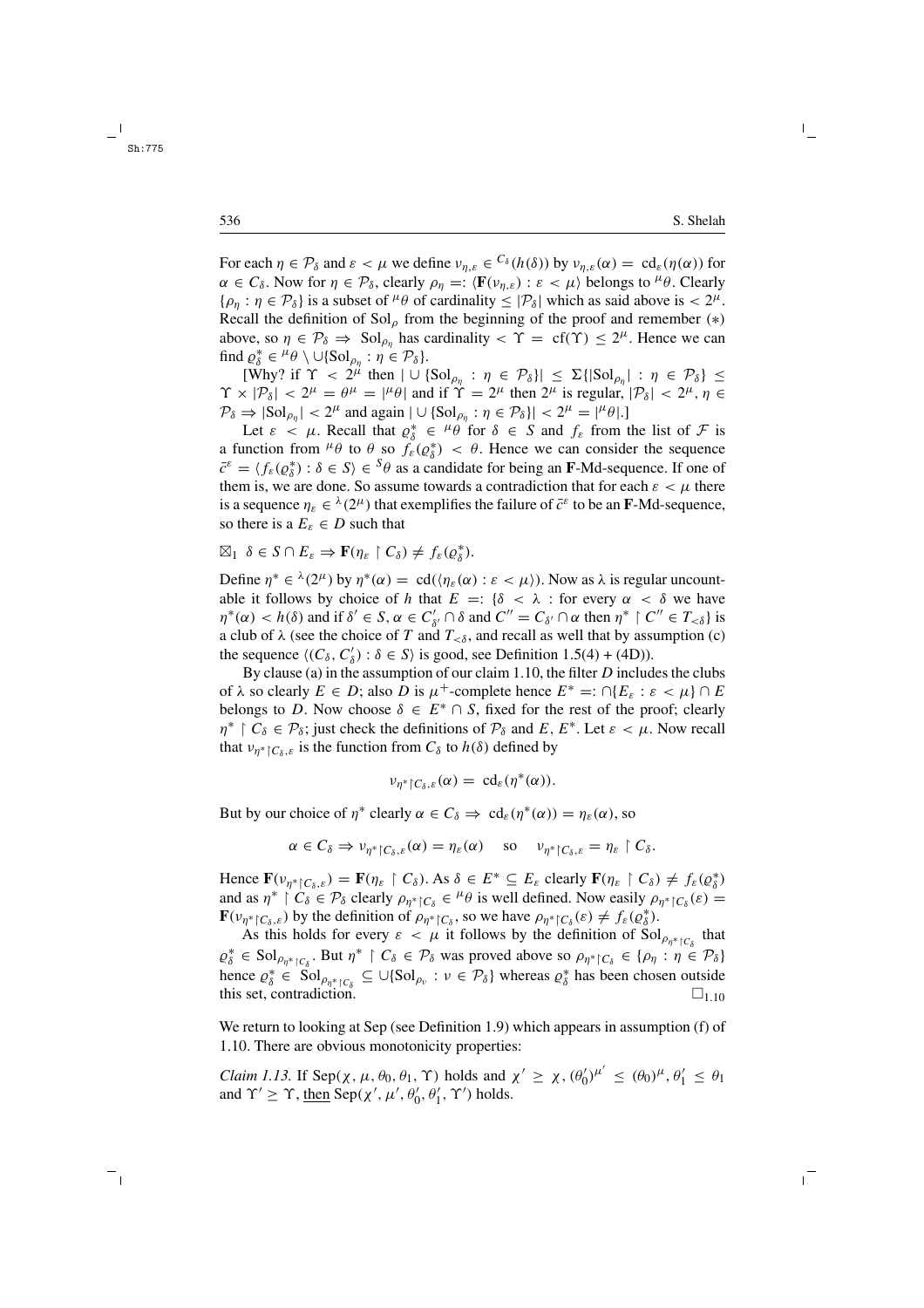For each $\eta \in \mathcal{P}_\delta$ and $\varepsilon < \mu$ we define $\nu_{\eta,\varepsilon} \in {}^{C_\delta}(h(\delta))$ by $\nu_{\eta,\varepsilon}(\alpha) = \mathrm{cd}_\varepsilon(\eta(\alpha))$ for $\alpha \in C_\delta$. Now for $\eta \in \mathcal{P}_\delta$, clearly $\rho_\eta =: \langle \mathbf{F}(\nu_{\eta,\varepsilon}) : \varepsilon < \mu \rangle$ belongs to ${}^\mu\theta$. Clearly $\{\rho_\eta : \eta \in \mathcal{P}_\delta\}$ is a subset of ${}^\mu\theta$ of cardinality $\le |\mathcal{P}_\delta|$ which as said above is $< 2^\mu$. Recall the definition of $\mathrm{Sol}_\rho$ from the beginning of the proof and remember $(*)$ above, so $\eta \in \mathcal{P}_\delta \Rightarrow \mathrm{Sol}_{\rho_\eta}$ has cardinality $< \Upsilon = \mathrm{cf}(\Upsilon) \le 2^\mu$. Hence we can find $\varrho^*_\delta \in {}^\mu\theta \setminus \cup\{\mathrm{Sol}_{\rho_\eta} : \eta \in \mathcal{P}_\delta\}$.

[Why? if $\Upsilon < 2^\mu$ then $|\cup\{\mathrm{Sol}_{\rho_\eta} : \eta \in \mathcal{P}_\delta\}| \le \Sigma\{|\mathrm{Sol}_{\rho_\eta}| : \eta \in \mathcal{P}_\delta\} \le \Upsilon \times |\mathcal{P}_\delta| < 2^\mu = \theta^\mu = |{}^\mu\theta|$ and if $\Upsilon = 2^\mu$ then $2^\mu$ is regular, $|\mathcal{P}_\delta| < 2^\mu$, $\eta \in \mathcal{P}_\delta \Rightarrow |\mathrm{Sol}_{\rho_\eta}| < 2^\mu$ and again $|\cup\{\mathrm{Sol}_{\rho_\eta} : \eta \in \mathcal{P}_\delta\}| < 2^\mu = |{}^\mu\theta|$.]

Let $\varepsilon < \mu$. Recall that $\varrho^*_\delta \in {}^\mu\theta$ for $\delta \in S$ and $f_\varepsilon$ from the list of $\mathcal{F}$ is a function from ${}^\mu\theta$ to $\theta$ so $f_\varepsilon(\varrho^*_\delta) < \theta$. Hence we can consider the sequence $\bar{c}^\varepsilon = \langle f_\varepsilon(\varrho^*_\delta) : \delta \in S\rangle \in {}^S\theta$ as a candidate for being an $\mathbf{F}$-Md-sequence. If one of them is, we are done. So assume towards a contradiction that for each $\varepsilon < \mu$ there is a sequence $\eta_\varepsilon \in {}^\lambda(2^\mu)$ that exemplifies the failure of $\bar{c}^\varepsilon$ to be an $\mathbf{F}$-Md-sequence, so there is a $E_\varepsilon \in D$ such that

$\boxtimes_1$ $\delta \in S \cap E_\varepsilon \Rightarrow \mathbf{F}(\eta_\varepsilon \restriction C_\delta) \neq f_\varepsilon(\varrho^*_\delta)$.

Define $\eta^* \in {}^\lambda(2^\mu)$ by $\eta^*(\alpha) = \mathrm{cd}(\langle \eta_\varepsilon(\alpha) : \varepsilon < \mu\rangle)$. Now as $\lambda$ is regular uncountable it follows by choice of $h$ that $E =: \{\delta < \lambda :$ for every $\alpha < \delta$ we have $\eta^*(\alpha) < h(\delta)$ and if $\delta' \in S, \alpha \in C'_{\delta'} \cap \delta$ and $C'' = C_{\delta'} \cap \alpha$ then $\eta^* \restriction C'' \in T_{<\delta}\}$ is a club of $\lambda$ (see the choice of $T$ and $T_{<\delta}$, and recall as well that by assumption (c) the sequence $\langle (C_\delta, C'_\delta) : \delta \in S\rangle$ is good, see Definition 1.5(4) + (4D)).

By clause (a) in the assumption of our claim 1.10, the filter $D$ includes the clubs of $\lambda$ so clearly $E \in D$; also $D$ is $\mu^+$-complete hence $E^* =: \cap\{E_\varepsilon : \varepsilon < \mu\} \cap E$ belongs to $D$. Now choose $\delta \in E^* \cap S$, fixed for the rest of the proof; clearly $\eta^* \restriction C_\delta \in \mathcal{P}_\delta$; just check the definitions of $\mathcal{P}_\delta$ and $E$, $E^*$. Let $\varepsilon < \mu$. Now recall that $\nu_{\eta^*\restriction C_\delta,\varepsilon}$ is the function from $C_\delta$ to $h(\delta)$ defined by

$$\nu_{\eta^*\restriction C_\delta,\varepsilon}(\alpha) = \mathrm{cd}_\varepsilon(\eta^*(\alpha)).$$

But by our choice of $\eta^*$ clearly $\alpha \in C_\delta \Rightarrow \mathrm{cd}_\varepsilon(\eta^*(\alpha)) = \eta_\varepsilon(\alpha)$, so

$$\alpha \in C_\delta \Rightarrow \nu_{\eta^*\restriction C_\delta,\varepsilon}(\alpha) = \eta_\varepsilon(\alpha) \quad \text{so} \quad \nu_{\eta^*\restriction C_\delta,\varepsilon} = \eta_\varepsilon \restriction C_\delta.$$

Hence $\mathbf{F}(\nu_{\eta^*\restriction C_\delta,\varepsilon}) = \mathbf{F}(\eta_\varepsilon \restriction C_\delta)$. As $\delta \in E^* \subseteq E_\varepsilon$ clearly $\mathbf{F}(\eta_\varepsilon \restriction C_\delta) \neq f_\varepsilon(\varrho^*_\delta)$ and as $\eta^* \restriction C_\delta \in \mathcal{P}_\delta$ clearly $\rho_{\eta^*\restriction C_\delta} \in {}^\mu\theta$ is well defined. Now easily $\rho_{\eta^*\restriction C_\delta}(\varepsilon) = \mathbf{F}(\nu_{\eta^*\restriction C_\delta,\varepsilon})$ by the definition of $\rho_{\eta^*\restriction C_\delta}$, so we have $\rho_{\eta^*\restriction C_\delta}(\varepsilon) \neq f_\varepsilon(\varrho^*_\delta)$.

As this holds for every $\varepsilon < \mu$ it follows by the definition of $\mathrm{Sol}_{\rho_{\eta^*\restriction C_\delta}}$ that $\varrho^*_\delta \in \mathrm{Sol}_{\rho_{\eta^*\restriction C_\delta}}$. But $\eta^* \restriction C_\delta \in \mathcal{P}_\delta$ was proved above so $\rho_{\eta^*\restriction C_\delta} \in \{\rho_\eta : \eta \in \mathcal{P}_\delta\}$ hence $\varrho^*_\delta \in \mathrm{Sol}_{\rho_{\eta^*\restriction C_\delta}} \subseteq \cup\{\mathrm{Sol}_{\rho_\nu} : \nu \in \mathcal{P}_\delta\}$ whereas $\varrho^*_\delta$ has been chosen outside this set, contradiction. $\square_{1.10}$

We return to looking at Sep (see Definition 1.9) which appears in assumption (f) of 1.10. There are obvious monotonicity properties:

*Claim 1.13.* If $\mathrm{Sep}(\chi, \mu, \theta_0, \theta_1, \Upsilon)$ holds and $\chi' \ge \chi$, $(\theta'_0)^{\mu'} \le (\theta_0)^\mu$, $\theta'_1 \le \theta_1$ and $\Upsilon' \ge \Upsilon$, then $\mathrm{Sep}(\chi', \mu', \theta'_0, \theta'_1, \Upsilon')$ holds.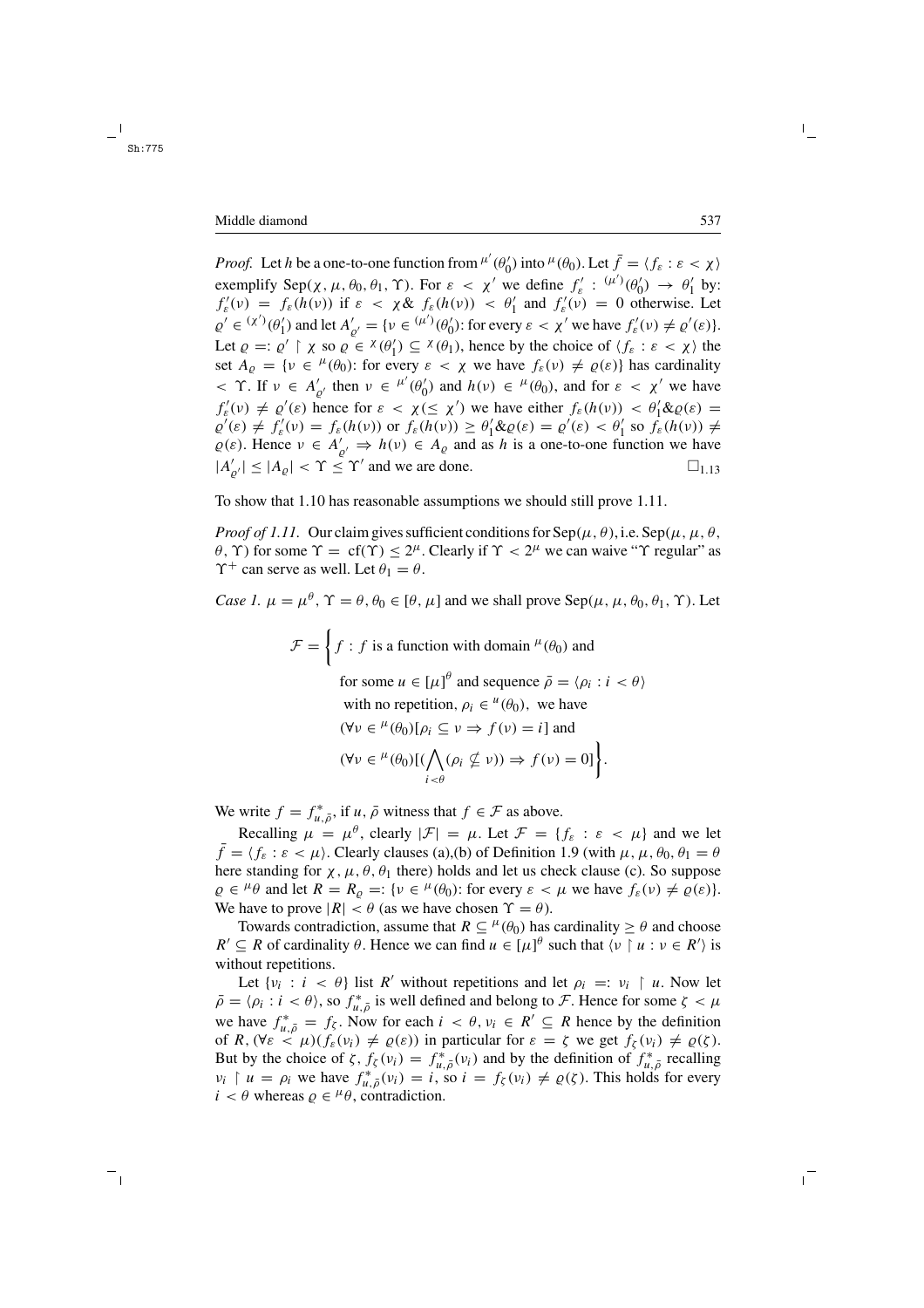*Proof.* Let $h$ be a one-to-one function from ${}^{\mu'}(\theta'_0)$ into ${}^{\mu}(\theta_0)$. Let $\bar{f} = \langle f_\varepsilon : \varepsilon < \chi \rangle$ exemplify $\mathrm{Sep}(\chi, \mu, \theta_0, \theta_1, \Upsilon)$. For $\varepsilon < \chi'$ we define $f'_\varepsilon : {}^{(\mu')}(\theta'_0) \to \theta'_1$ by: $f'_\varepsilon(\nu) = f_\varepsilon(h(\nu))$ if $\varepsilon < \chi \,\&\, f_\varepsilon(h(\nu)) < \theta'_1$ and $f'_\varepsilon(\nu) = 0$ otherwise. Let $\varrho' \in {}^{(\chi')}(\theta'_1)$ and let $A'_{\varrho'} = \{\nu \in {}^{(\mu')}(\theta'_0)$: for every $\varepsilon < \chi'$ we have $f'_\varepsilon(\nu) \neq \varrho'(\varepsilon)\}$. Let $\varrho =: \varrho' \restriction \chi$ so $\varrho \in {}^{\chi}(\theta'_1) \subseteq {}^{\chi}(\theta_1)$, hence by the choice of $\langle f_\varepsilon : \varepsilon < \chi \rangle$ the set $A_\varrho = \{\nu \in {}^{\mu}(\theta_0)$: for every $\varepsilon < \chi$ we have $f_\varepsilon(\nu) \neq \varrho(\varepsilon)\}$ has cardinality $< \Upsilon$. If $\nu \in A'_{\varrho'}$ then $\nu \in {}^{\mu'}(\theta'_0)$ and $h(\nu) \in {}^{\mu}(\theta_0)$, and for $\varepsilon < \chi'$ we have $f'_\varepsilon(\nu) \neq \varrho'(\varepsilon)$ hence for $\varepsilon < \chi (\leq \chi')$ we have either $f_\varepsilon(h(\nu)) < \theta'_1 \& \varrho(\varepsilon) = \varrho'(\varepsilon) \neq f'_\varepsilon(\nu) = f_\varepsilon(h(\nu))$ or $f_\varepsilon(h(\nu)) \geq \theta'_1 \& \varrho(\varepsilon) = \varrho'(\varepsilon) < \theta'_1$ so $f_\varepsilon(h(\nu)) \neq \varrho(\varepsilon)$. Hence $\nu \in A'_{\varrho'} \Rightarrow h(\nu) \in A_\varrho$ and as $h$ is a one-to-one function we have $|A'_{\varrho'}| \leq |A_\varrho| < \Upsilon \leq \Upsilon'$ and we are done. $\square_{1.13}$

To show that 1.10 has reasonable assumptions we should still prove 1.11.

*Proof of 1.11.* Our claim gives sufficient conditions for $\mathrm{Sep}(\mu, \theta)$, i.e. $\mathrm{Sep}(\mu, \mu, \theta, \theta, \Upsilon)$ for some $\Upsilon = \mathrm{cf}(\Upsilon) \leq 2^\mu$. Clearly if $\Upsilon < 2^\mu$ we can waive "$\Upsilon$ regular" as $\Upsilon^+$ can serve as well. Let $\theta_1 = \theta$.

*Case 1.* $\mu = \mu^\theta$, $\Upsilon = \theta$, $\theta_0 \in [\theta, \mu]$ and we shall prove $\mathrm{Sep}(\mu, \mu, \theta_0, \theta_1, \Upsilon)$. Let

$$
\mathcal{F} = \Big\{ f : f \text{ is a function with domain } {}^{\mu}(\theta_0) \text{ and for some } u \in [\mu]^\theta \text{ and sequence } \bar{\rho} = \langle \rho_i : i < \theta \rangle \text{ with no repetition, } \rho_i \in {}^{u}(\theta_0), \text{ we have } (\forall \nu \in {}^{\mu}(\theta_0)[\rho_i \subseteq \nu \Rightarrow f(\nu) = i] \text{ and } (\forall \nu \in {}^{\mu}(\theta_0)[(\bigwedge_{i<\theta} (\rho_i \not\subseteq \nu)) \Rightarrow f(\nu) = 0] \Big\}.
$$

We write $f = f^*_{u,\bar{\rho}}$, if $u, \bar{\rho}$ witness that $f \in \mathcal{F}$ as above.

Recalling $\mu = \mu^\theta$, clearly $|\mathcal{F}| = \mu$. Let $\mathcal{F} = \{f_\varepsilon : \varepsilon < \mu\}$ and we let $\bar{f} = \langle f_\varepsilon : \varepsilon < \mu \rangle$. Clearly clauses (a),(b) of Definition 1.9 (with $\mu, \mu, \theta_0, \theta_1 = \theta$ here standing for $\chi, \mu, \theta, \theta_1$ there) holds and let us check clause (c). So suppose $\varrho \in {}^{\mu}\theta$ and let $R = R_\varrho =: \{\nu \in {}^{\mu}(\theta_0)$: for every $\varepsilon < \mu$ we have $f_\varepsilon(\nu) \neq \varrho(\varepsilon)\}$. We have to prove $|R| < \theta$ (as we have chosen $\Upsilon = \theta$).

Towards contradiction, assume that $R \subseteq {}^{\mu}(\theta_0)$ has cardinality $\geq \theta$ and choose $R' \subseteq R$ of cardinality $\theta$. Hence we can find $u \in [\mu]^\theta$ such that $\langle \nu \restriction u : \nu \in R' \rangle$ is without repetitions.

Let $\{\nu_i : i < \theta\}$ list $R'$ without repetitions and let $\rho_i =: \nu_i \restriction u$. Now let $\bar{\rho} = \langle \rho_i : i < \theta \rangle$, so $f^*_{u,\bar{\rho}}$ is well defined and belong to $\mathcal{F}$. Hence for some $\zeta < \mu$ we have $f^*_{u,\bar{\rho}} = f_\zeta$. Now for each $i < \theta$, $\nu_i \in R' \subseteq R$ hence by the definition of $R$, $(\forall \varepsilon < \mu)(f_\varepsilon(\nu_i) \neq \varrho(\varepsilon))$ in particular for $\varepsilon = \zeta$ we get $f_\zeta(\nu_i) \neq \varrho(\zeta)$. But by the choice of $\zeta$, $f_\zeta(\nu_i) = f^*_{u,\bar{\rho}}(\nu_i)$ and by the definition of $f^*_{u,\bar{\rho}}$ recalling $\nu_i \restriction u = \rho_i$ we have $f^*_{u,\bar{\rho}}(\nu_i) = i$, so $i = f_\zeta(\nu_i) \neq \varrho(\zeta)$. This holds for every $i < \theta$ whereas $\varrho \in {}^{\mu}\theta$, contradiction.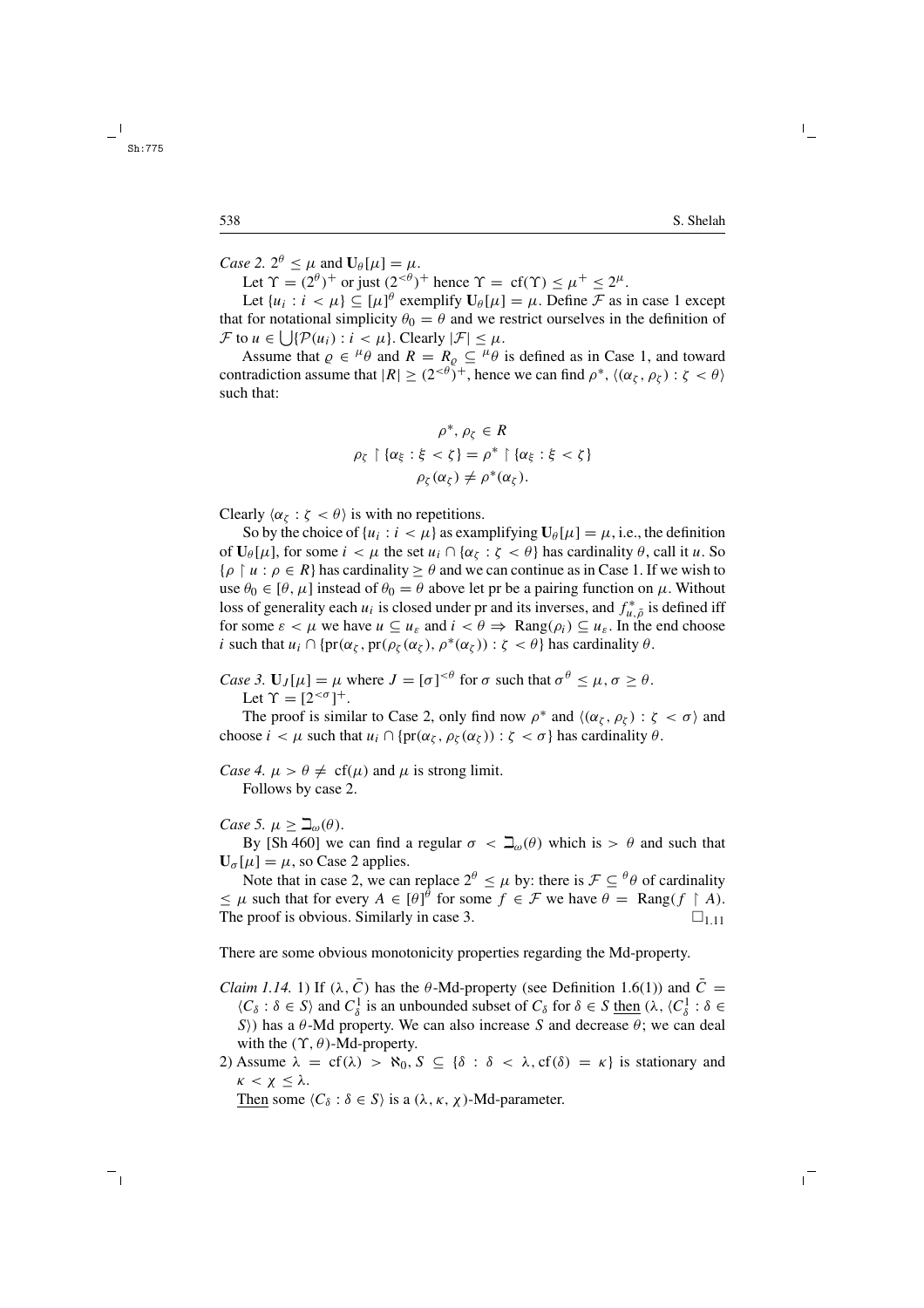*Case 2.* $2^\theta \le \mu$ and $\mathbf{U}_\theta[\mu] = \mu$.

Let $\Upsilon = (2^\theta)^+$ or just $(2^{<\theta})^+$ hence $\Upsilon = \operatorname{cf}(\Upsilon) \le \mu^+ \le 2^\mu$.

Let $\{u_i : i < \mu\} \subseteq [\mu]^\theta$ exemplify $\mathbf{U}_\theta[\mu] = \mu$. Define $\mathcal{F}$ as in case 1 except that for notational simplicity $\theta_0 = \theta$ and we restrict ourselves in the definition of $\mathcal{F}$ to $u \in \bigcup\{\mathcal{P}(u_i) : i < \mu\}$. Clearly $|\mathcal{F}| \le \mu$.

Assume that $\varrho \in {}^\mu\theta$ and $R = R_\varrho \subseteq {}^\mu\theta$ is defined as in Case 1, and toward contradiction assume that $|R| \ge (2^{<\theta})^+$, hence we can find $\rho^*$, $\langle(\alpha_\zeta, \rho_\zeta) : \zeta < \theta\rangle$ such that:

$$\rho^*, \rho_\zeta \in R$$
$$\rho_\zeta \restriction \{\alpha_\xi : \xi < \zeta\} = \rho^* \restriction \{\alpha_\xi : \xi < \zeta\}$$
$$\rho_\zeta(\alpha_\zeta) \ne \rho^*(\alpha_\zeta).$$

Clearly $\langle \alpha_\zeta : \zeta < \theta\rangle$ is with no repetitions.

So by the choice of $\{u_i : i < \mu\}$ as examplifying $\mathbf{U}_\theta[\mu] = \mu$, i.e., the definition of $\mathbf{U}_\theta[\mu]$, for some $i < \mu$ the set $u_i \cap \{\alpha_\zeta : \zeta < \theta\}$ has cardinality $\theta$, call it $u$. So $\{\rho \restriction u : \rho \in R\}$ has cardinality $\ge \theta$ and we can continue as in Case 1. If we wish to use $\theta_0 \in [\theta, \mu]$ instead of $\theta_0 = \theta$ above let pr be a pairing function on $\mu$. Without loss of generality each $u_i$ is closed under pr and its inverses, and $f^*_{u,\bar{\rho}}$ is defined iff for some $\varepsilon < \mu$ we have $u \subseteq u_\varepsilon$ and $i < \theta \Rightarrow \operatorname{Rang}(\rho_i) \subseteq u_\varepsilon$. In the end choose $i$ such that $u_i \cap \{\operatorname{pr}(\alpha_\zeta, \operatorname{pr}(\rho_\zeta(\alpha_\zeta), \rho^*(\alpha_\zeta)) : \zeta < \theta\}$ has cardinality $\theta$.

*Case 3.* $\mathbf{U}_J[\mu] = \mu$ where $J = [\sigma]^{<\theta}$ for $\sigma$ such that $\sigma^\theta \le \mu$, $\sigma \ge \theta$.

Let $\Upsilon = [2^{<\sigma}]^+$.

The proof is similar to Case 2, only find now $\rho^*$ and $\langle(\alpha_\zeta, \rho_\zeta) : \zeta < \sigma\rangle$ and choose $i < \mu$ such that $u_i \cap \{\operatorname{pr}(\alpha_\zeta, \rho_\zeta(\alpha_\zeta)) : \zeta < \sigma\}$ has cardinality $\theta$.

*Case 4.* $\mu > \theta \ne \operatorname{cf}(\mu)$ and $\mu$ is strong limit.

Follows by case 2.

*Case 5.* $\mu \ge \beth_\omega(\theta)$.

By [Sh 460] we can find a regular $\sigma < \beth_\omega(\theta)$ which is $> \theta$ and such that $\mathbf{U}_\sigma[\mu] = \mu$, so Case 2 applies.

Note that in case 2, we can replace $2^\theta \le \mu$ by: there is $\mathcal{F} \subseteq {}^\theta\theta$ of cardinality $\le \mu$ such that for every $A \in [\theta]^\theta$ for some $f \in \mathcal{F}$ we have $\theta = \operatorname{Rang}(f \restriction A)$. The proof is obvious. Similarly in case 3. $\square_{1.11}$

There are some obvious monotonicity properties regarding the Md-property.

*Claim 1.14.* 1) If $(\lambda, \bar{C})$ has the $\theta$-Md-property (see Definition 1.6(1)) and $\bar{C} = \langle C_\delta : \delta \in S\rangle$ and $C^1_\delta$ is an unbounded subset of $C_\delta$ for $\delta \in S$ then $(\lambda, \langle C^1_\delta : \delta \in S\rangle)$ has a $\theta$-Md property. We can also increase $S$ and decrease $\theta$; we can deal with the $(\Upsilon, \theta)$-Md-property.

2) Assume $\lambda = \operatorname{cf}(\lambda) > \aleph_0$, $S \subseteq \{\delta : \delta < \lambda, \operatorname{cf}(\delta) = \kappa\}$ is stationary and $\kappa < \chi \le \lambda$.

Then some $\langle C_\delta : \delta \in S\rangle$ is a $(\lambda, \kappa, \chi)$-Md-parameter.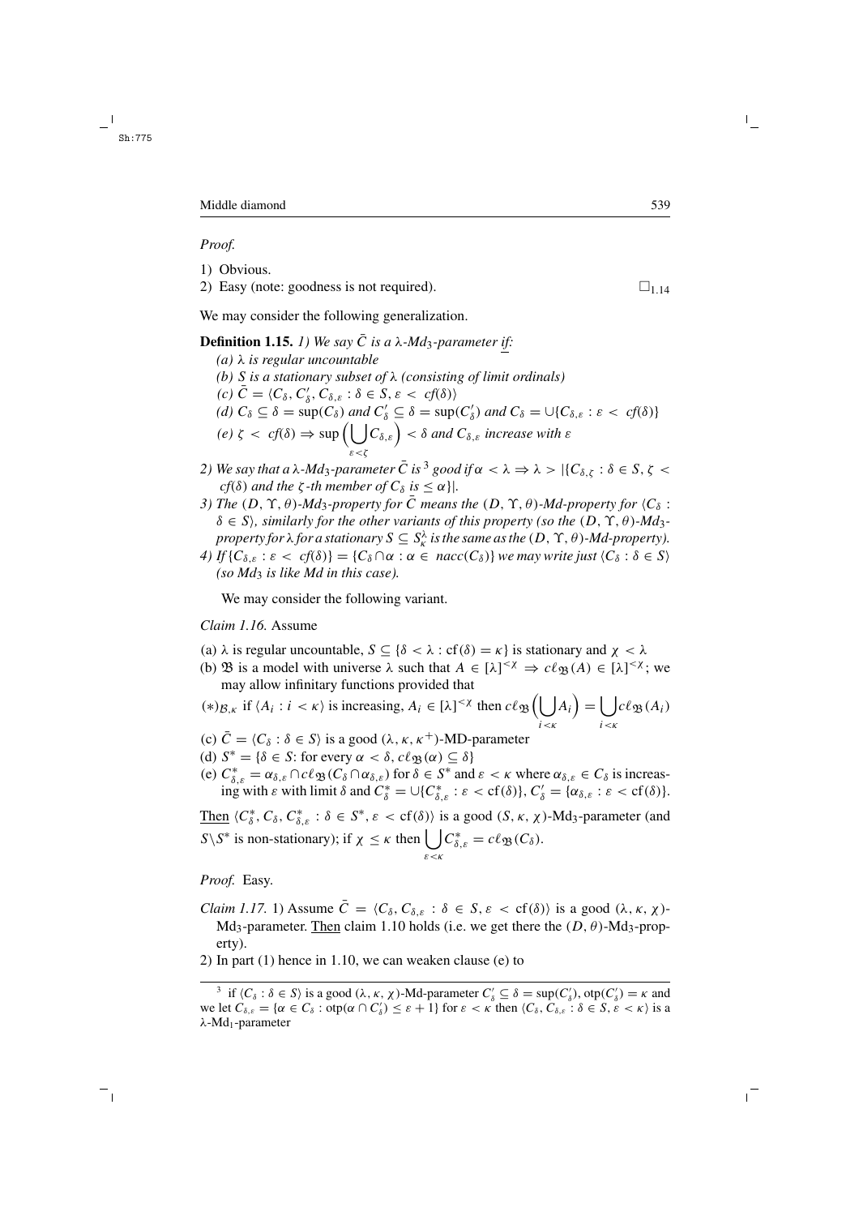*Proof.*

1) Obvious.
2) Easy (note: goodness is not required). $\square_{1.14}$

We may consider the following generalization.

**Definition 1.15.** *1) We say $\bar{C}$ is a $\lambda$-$Md_3$-parameter if:*

*(a) $\lambda$ is regular uncountable*

*(b) $S$ is a stationary subset of $\lambda$ (consisting of limit ordinals)*

*(c) $\bar{C} = \langle C_\delta, C'_\delta, C_{\delta,\varepsilon} : \delta \in S, \varepsilon < cf(\delta)\rangle$*

*(d) $C_\delta \subseteq \delta = \sup(C_\delta)$ and $C'_\delta \subseteq \delta = \sup(C'_\delta)$ and $C_\delta = \cup\{C_{\delta,\varepsilon} : \varepsilon < cf(\delta)\}$*

*(e) $\zeta < cf(\delta) \Rightarrow \sup\left(\bigcup_{\varepsilon<\zeta} C_{\delta,\varepsilon}\right) < \delta$ and $C_{\delta,\varepsilon}$ increase with $\varepsilon$*

*2) We say that a $\lambda$-$Md_3$-parameter $\bar{C}$ is[3] good if $\alpha < \lambda \Rightarrow \lambda > |\{C_{\delta,\zeta} : \delta \in S, \zeta < cf(\delta)$ and the $\zeta$-th member of $C_\delta$ is $\leq \alpha\}|$.*

*3) The $(D, \Upsilon, \theta)$-$Md_3$-property for $\bar{C}$ means the $(D, \Upsilon, \theta)$-$Md$-property for $\langle C_\delta : \delta \in S\rangle$, similarly for the other variants of this property (so the $(D, \Upsilon, \theta)$-$Md_3$-property for $\lambda$ for a stationary $S \subseteq S^\lambda_\kappa$ is the same as the $(D, \Upsilon, \theta)$-$Md$-property).*

*4) If $\{C_{\delta,\varepsilon} : \varepsilon < cf(\delta)\} = \{C_\delta \cap \alpha : \alpha \in nacc(C_\delta)\}$ we may write just $\langle C_\delta : \delta \in S\rangle$ (so $Md_3$ is like $Md$ in this case).*

We may consider the following variant.

*Claim 1.16.* Assume

(a) $\lambda$ is regular uncountable, $S \subseteq \{\delta < \lambda : \mathrm{cf}(\delta) = \kappa\}$ is stationary and $\chi < \lambda$

(b) $\mathfrak{B}$ is a model with universe $\lambda$ such that $A \in [\lambda]^{<\chi} \Rightarrow c\ell_{\mathfrak{B}}(A) \in [\lambda]^{<\chi}$; we may allow infinitary functions provided that

$(*)_{\mathcal{B},\kappa}$ if $\langle A_i : i < \kappa\rangle$ is increasing, $A_i \in [\lambda]^{<\chi}$ then $c\ell_{\mathfrak{B}}\left(\bigcup_{i<\kappa} A_i\right) = \bigcup_{i<\kappa} c\ell_{\mathfrak{B}}(A_i)$

(c) $\bar{C} = \langle C_\delta : \delta \in S\rangle$ is a good $(\lambda, \kappa, \kappa^+)$-MD-parameter

(d) $S^* = \{\delta \in S$: for every $\alpha < \delta$, $c\ell_{\mathfrak{B}}(\alpha) \subseteq \delta\}$

(e) $C^*_{\delta,\varepsilon} = \alpha_{\delta,\varepsilon} \cap c\ell_{\mathfrak{B}}(C_\delta \cap \alpha_{\delta,\varepsilon})$ for $\delta \in S^*$ and $\varepsilon < \kappa$ where $\alpha_{\delta,\varepsilon} \in C_\delta$ is increasing with $\varepsilon$ with limit $\delta$ and $C^*_\delta = \cup\{C^*_{\delta,\varepsilon} : \varepsilon < \mathrm{cf}(\delta)\}$, $C'_\delta = \{\alpha_{\delta,\varepsilon} : \varepsilon < \mathrm{cf}(\delta)\}$.

Then $\langle C^*_\delta, C_\delta, C^*_{\delta,\varepsilon} : \delta \in S^*, \varepsilon < \mathrm{cf}(\delta)\rangle$ is a good $(S, \kappa, \chi)$-$\mathrm{Md}_3$-parameter (and $S \backslash S^*$ is non-stationary); if $\chi \leq \kappa$ then $\bigcup_{\varepsilon<\kappa} C^*_{\delta,\varepsilon} = c\ell_{\mathfrak{B}}(C_\delta)$.

*Proof.* Easy.

*Claim 1.17.* 1) Assume $\bar{C} = \langle C_\delta, C_{\delta,\varepsilon} : \delta \in S, \varepsilon < \mathrm{cf}(\delta)\rangle$ is a good $(\lambda, \kappa, \chi)$-$\mathrm{Md}_3$-parameter. Then claim 1.10 holds (i.e. we get there the $(D, \theta)$-$\mathrm{Md}_3$-property).

2) In part (1) hence in 1.10, we can weaken clause (e) to

---

[3] if $\langle C_\delta : \delta \in S\rangle$ is a good $(\lambda, \kappa, \chi)$-Md-parameter $C'_\delta \subseteq \delta = \sup(C'_\delta)$, $\mathrm{otp}(C'_\delta) = \kappa$ and we let $C_{\delta,\varepsilon} = \{\alpha \in C_\delta : \mathrm{otp}(\alpha \cap C'_\delta) \leq \varepsilon + 1\}$ for $\varepsilon < \kappa$ then $\langle C_\delta, C_{\delta,\varepsilon} : \delta \in S, \varepsilon < \kappa\rangle$ is a $\lambda$-$\mathrm{Md}_1$-parameter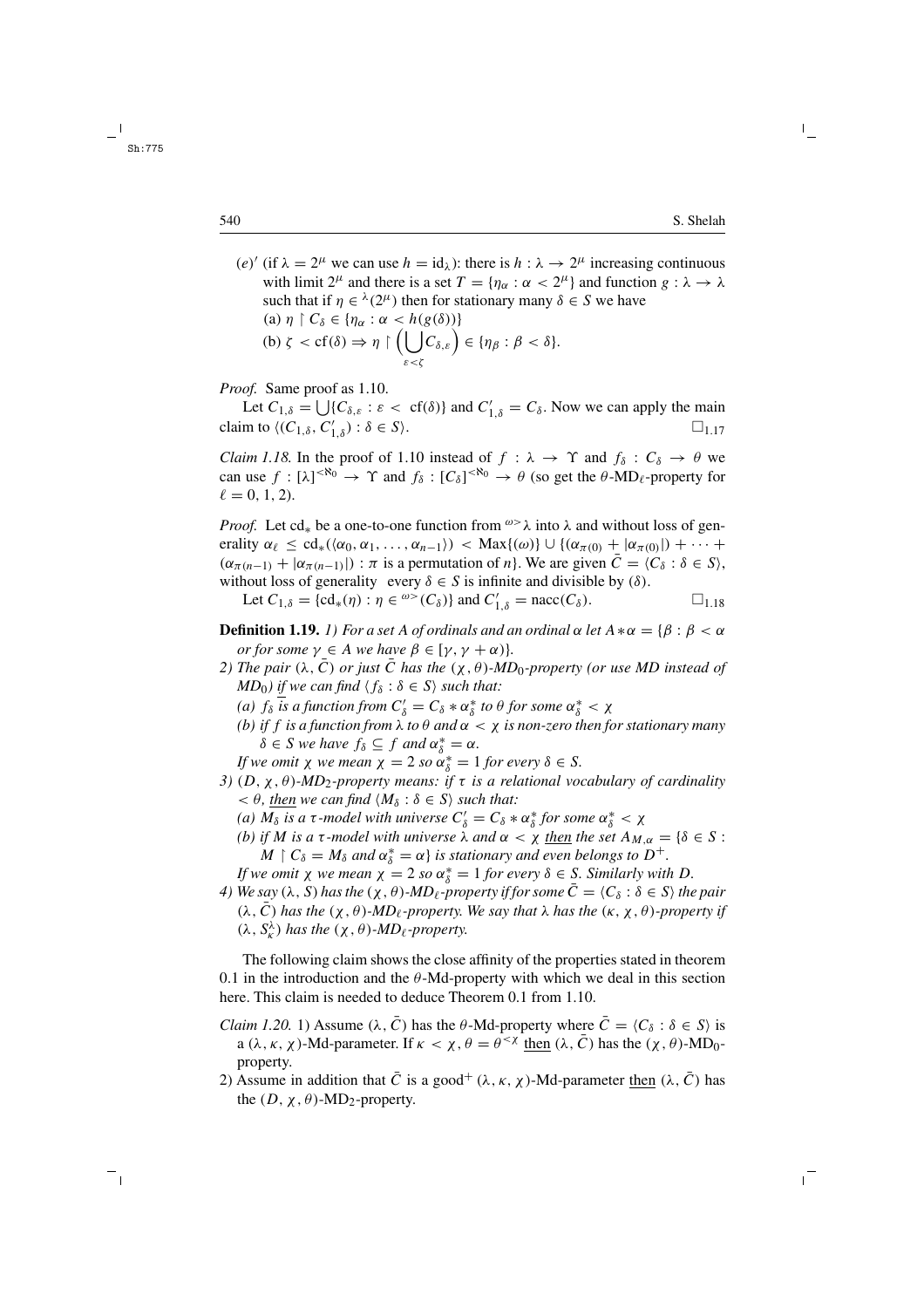(e)′ (if $\lambda = 2^\mu$ we can use $h = \mathrm{id}_\lambda$): there is $h : \lambda \to 2^\mu$ increasing continuous with limit $2^\mu$ and there is a set $T = \{\eta_\alpha : \alpha < 2^\mu\}$ and function $g : \lambda \to \lambda$ such that if $\eta \in {}^\lambda(2^\mu)$ then for stationary many $\delta \in S$ we have

(a) $\eta \restriction C_\delta \in \{\eta_\alpha : \alpha < h(g(\delta))\}$

(b) $\zeta < \mathrm{cf}(\delta) \Rightarrow \eta \restriction \Big(\bigcup_{\varepsilon<\zeta} C_{\delta,\varepsilon}\Big) \in \{\eta_\beta : \beta < \delta\}$.

*Proof.* Same proof as 1.10.

Let $C_{1,\delta} = \bigcup\{C_{\delta,\varepsilon} : \varepsilon < \mathrm{cf}(\delta)\}$ and $C'_{1,\delta} = C_\delta$. Now we can apply the main claim to $\langle (C_{1,\delta}, C'_{1,\delta}) : \delta \in S\rangle$. $\square_{1.17}$

*Claim 1.18.* In the proof of 1.10 instead of $f : \lambda \to \Upsilon$ and $f_\delta : C_\delta \to \theta$ we can use $f : [\lambda]^{<\aleph_0} \to \Upsilon$ and $f_\delta : [C_\delta]^{<\aleph_0} \to \theta$ (so get the $\theta$-MD$_\ell$-property for $\ell = 0, 1, 2$).

*Proof.* Let $\mathrm{cd}_*$ be a one-to-one function from ${}^{\omega>}\lambda$ into $\lambda$ and without loss of generality $\alpha_\ell \le \mathrm{cd}_*(\langle \alpha_0, \alpha_1, \ldots, \alpha_{n-1}\rangle) < \mathrm{Max}\{(\omega)\} \cup \{(\alpha_{\pi(0)} + |\alpha_{\pi(0)}|) + \cdots + (\alpha_{\pi(n-1)} + |\alpha_{\pi(n-1)}|) : \pi$ is a permutation of $n\}$. We are given $\bar{C} = \langle C_\delta : \delta \in S\rangle$, without loss of generality every $\delta \in S$ is infinite and divisible by $(\delta)$.

Let $C_{1,\delta} = \{\mathrm{cd}_*(\eta) : \eta \in {}^{\omega>}(C_\delta)\}$ and $C'_{1,\delta} = \mathrm{nacc}(C_\delta)$. $\square_{1.18}$

**Definition 1.19.** *1) For a set $A$ of ordinals and an ordinal $\alpha$ let $A * \alpha = \{\beta : \beta < \alpha$ or for some $\gamma \in A$ we have $\beta \in [\gamma, \gamma + \alpha)\}$.*

*2) The pair $(\lambda, \bar{C})$ or just $\bar{C}$ has the $(\chi, \theta)$-MD$_0$-property (or use MD instead of MD$_0$) if we can find $\langle f_\delta : \delta \in S\rangle$ such that:*

*(a) $f_\delta$ is a function from $C'_\delta = C_\delta * \alpha^*_\delta$ to $\theta$ for some $\alpha^*_\delta < \chi$*

*(b) if $f$ is a function from $\lambda$ to $\theta$ and $\alpha < \chi$ is non-zero then for stationary many $\delta \in S$ we have $f_\delta \subseteq f$ and $\alpha^*_\delta = \alpha$.*

*If we omit $\chi$ we mean $\chi = 2$ so $\alpha^*_\delta = 1$ for every $\delta \in S$.*

*3) $(D, \chi, \theta)$-MD$_2$-property means: if $\tau$ is a relational vocabulary of cardinality $< \theta$, then we can find $\langle M_\delta : \delta \in S\rangle$ such that:*

*(a) $M_\delta$ is a $\tau$-model with universe $C'_\delta = C_\delta * \alpha^*_\delta$ for some $\alpha^*_\delta < \chi$*

*(b) if $M$ is a $\tau$-model with universe $\lambda$ and $\alpha < \chi$ then the set $A_{M,\alpha} = \{\delta \in S : M \restriction C_\delta = M_\delta$ and $\alpha^*_\delta = \alpha\}$ is stationary and even belongs to $D^+$.*

*If we omit $\chi$ we mean $\chi = 2$ so $\alpha^*_\delta = 1$ for every $\delta \in S$. Similarly with $D$.*

*4) We say $(\lambda, S)$ has the $(\chi, \theta)$-MD$_\ell$-property if for some $\bar{C} = \langle C_\delta : \delta \in S\rangle$ the pair $(\lambda, \bar{C})$ has the $(\chi, \theta)$-MD$_\ell$-property. We say that $\lambda$ has the $(\kappa, \chi, \theta)$-property if $(\lambda, S^\lambda_\kappa)$ has the $(\chi, \theta)$-MD$_\ell$-property.*

The following claim shows the close affinity of the properties stated in theorem 0.1 in the introduction and the $\theta$-Md-property with which we deal in this section here. This claim is needed to deduce Theorem 0.1 from 1.10.

*Claim 1.20.* 1) Assume $(\lambda, \bar{C})$ has the $\theta$-Md-property where $\bar{C} = \langle C_\delta : \delta \in S\rangle$ is a $(\lambda, \kappa, \chi)$-Md-parameter. If $\kappa < \chi, \theta = \theta^{<\chi}$ then $(\lambda, \bar{C})$ has the $(\chi, \theta)$-MD$_0$-property.

2) Assume in addition that $\bar{C}$ is a good$^+$ $(\lambda, \kappa, \chi)$-Md-parameter then $(\lambda, \bar{C})$ has the $(D, \chi, \theta)$-MD$_2$-property.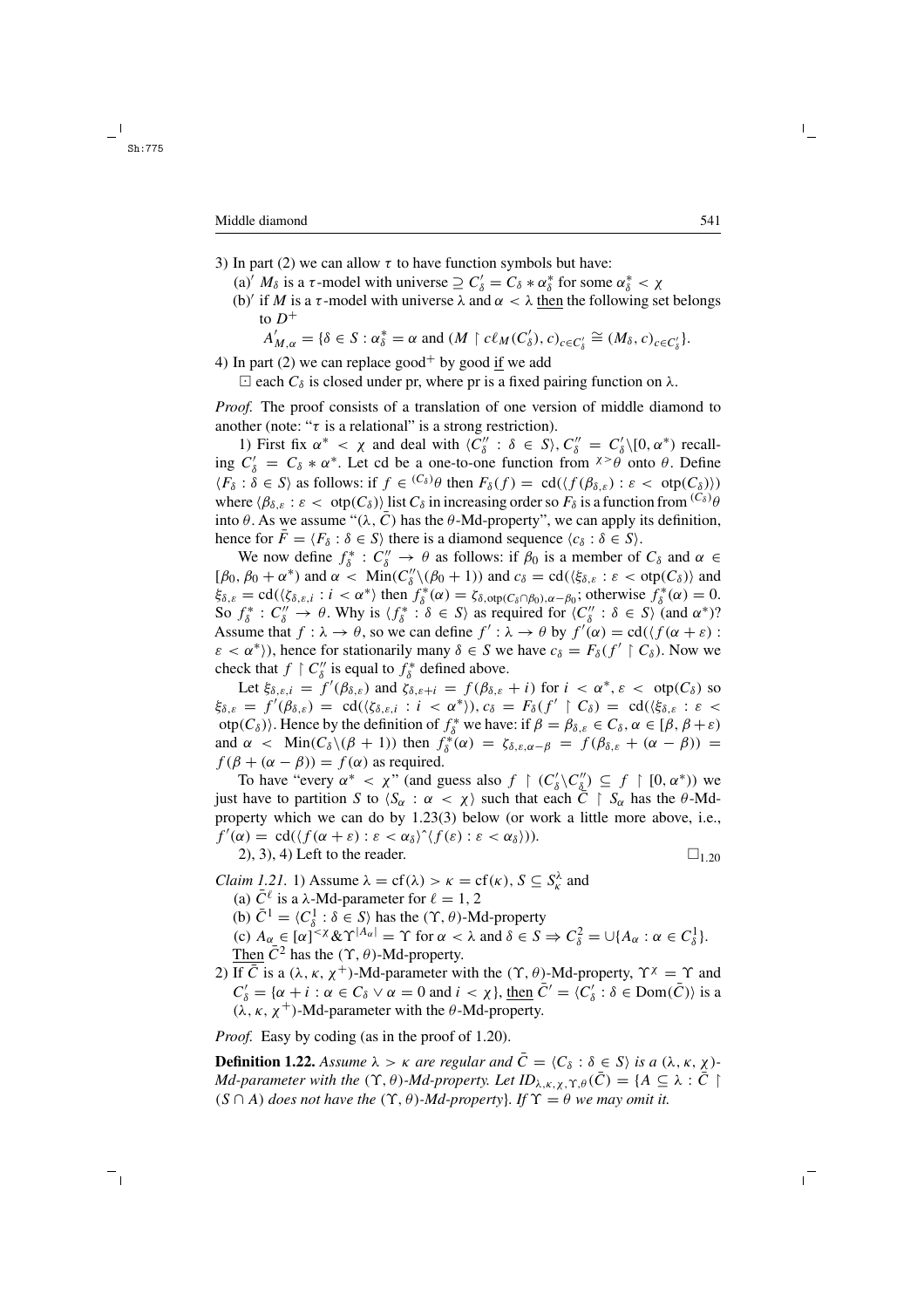3) In part (2) we can allow $\tau$ to have function symbols but have:

(a)′ $M_\delta$ is a $\tau$-model with universe $\supseteq C'_\delta = C_\delta * \alpha^*_\delta$ for some $\alpha^*_\delta < \chi$

(b)′ if $M$ is a $\tau$-model with universe $\lambda$ and $\alpha < \lambda$ then the following set belongs to $D^+$

$$A'_{M,\alpha} = \{\delta \in S : \alpha^*_\delta = \alpha \text{ and } (M \restriction c\ell_M(C'_\delta), c)_{c \in C'_\delta} \cong (M_\delta, c)_{c \in C'_\delta}\}.$$

4) In part (2) we can replace good$^+$ by good if we add

$\boxdot$ each $C_\delta$ is closed under pr, where pr is a fixed pairing function on $\lambda$.

*Proof.* The proof consists of a translation of one version of middle diamond to another (note: "$\tau$ is a relational" is a strong restriction).

1) First fix $\alpha^* < \chi$ and deal with $\langle C''_\delta : \delta \in S\rangle$, $C''_\delta = C'_\delta \backslash [0, \alpha^*)$ recalling $C'_\delta = C_\delta * \alpha^*$. Let cd be a one-to-one function from ${}^{\chi >}\theta$ onto $\theta$. Define $\langle F_\delta : \delta \in S\rangle$ as follows: if $f \in {}^{(C_\delta)}\theta$ then $F_\delta(f) = \text{cd}(\langle f(\beta_{\delta,\varepsilon}) : \varepsilon < \text{otp}(C_\delta)\rangle)$ where $\langle \beta_{\delta,\varepsilon} : \varepsilon < \text{otp}(C_\delta)\rangle$ list $C_\delta$ in increasing order so $F_\delta$ is a function from ${}^{(C_\delta)}\theta$ into $\theta$. As we assume "$(\lambda, \bar{C})$ has the $\theta$-Md-property", we can apply its definition, hence for $\bar{F} = \langle F_\delta : \delta \in S\rangle$ there is a diamond sequence $\langle c_\delta : \delta \in S\rangle$.

We now define $f^*_\delta : C''_\delta \to \theta$ as follows: if $\beta_0$ is a member of $C_\delta$ and $\alpha \in [\beta_0, \beta_0 + \alpha^*)$ and $\alpha < \text{Min}(C''_\delta \backslash (\beta_0 + 1))$ and $c_\delta = \text{cd}(\langle \xi_{\delta,\varepsilon} : \varepsilon < \text{otp}(C_\delta)\rangle$ and $\xi_{\delta,\varepsilon} = \text{cd}(\langle \zeta_{\delta,\varepsilon,i} : i < \alpha^*\rangle$ then $f^*_\delta(\alpha) = \zeta_{\delta,\text{otp}(C_\delta \cap \beta_0),\alpha-\beta_0}$; otherwise $f^*_\delta(\alpha) = 0$. So $f^*_\delta : C''_\delta \to \theta$. Why is $\langle f^*_\delta : \delta \in S\rangle$ as required for $\langle C''_\delta : \delta \in S\rangle$ (and $\alpha^*$)? Assume that $f : \lambda \to \theta$, so we can define $f' : \lambda \to \theta$ by $f'(\alpha) = \text{cd}(\langle f(\alpha + \varepsilon) : \varepsilon < \alpha^*\rangle)$, hence for stationarily many $\delta \in S$ we have $c_\delta = F_\delta(f' \restriction C_\delta)$. Now we check that $f \restriction C''_\delta$ is equal to $f^*_\delta$ defined above.

Let $\xi_{\delta,\varepsilon,i} = f'(\beta_{\delta,\varepsilon})$ and $\zeta_{\delta,\varepsilon+i} = f(\beta_{\delta,\varepsilon} + i)$ for $i < \alpha^*, \varepsilon < \text{otp}(C_\delta)$ so $\xi_{\delta,\varepsilon} = f'(\beta_{\delta,\varepsilon}) = \text{cd}(\langle \zeta_{\delta,\varepsilon,i} : i < \alpha^*\rangle), c_\delta = F_\delta(f' \restriction C_\delta) = \text{cd}(\langle \xi_{\delta,\varepsilon} : \varepsilon < \text{otp}(C_\delta)\rangle$. Hence by the definition of $f^*_\delta$ we have: if $\beta = \beta_{\delta,\varepsilon} \in C_\delta, \alpha \in [\beta, \beta + \varepsilon)$ and $\alpha < \text{Min}(C_\delta \backslash (\beta + 1))$ then $f^*_\delta(\alpha) = \zeta_{\delta,\varepsilon,\alpha-\beta} = f(\beta_{\delta,\varepsilon} + (\alpha - \beta)) = f(\beta + (\alpha - \beta)) = f(\alpha)$ as required.

To have "every $\alpha^* < \chi$" (and guess also $f \restriction (C'_\delta \backslash C''_\delta) \subseteq f \restriction [0, \alpha^*)$) we just have to partition $S$ to $\langle S_\alpha : \alpha < \chi\rangle$ such that each $\bar{C} \restriction S_\alpha$ has the $\theta$-Md-property which we can do by 1.23(3) below (or work a little more above, i.e., $f'(\alpha) = \text{cd}(\langle f(\alpha + \varepsilon) : \varepsilon < \alpha_\delta\rangle \hat{}\langle f(\varepsilon) : \varepsilon < \alpha_\delta\rangle)$).

2), 3), 4) Left to the reader. $\square_{1.20}$

*Claim 1.21.* 1) Assume $\lambda = \text{cf}(\lambda) > \kappa = \text{cf}(\kappa)$, $S \subseteq S^\lambda_\kappa$ and

(a) $\bar{C}^\ell$ is a $\lambda$-Md-parameter for $\ell = 1, 2$

(b) $\bar{C}^1 = \langle C^1_\delta : \delta \in S\rangle$ has the $(\Upsilon, \theta)$-Md-property

(c) $A_\alpha \in [\alpha]^{<\chi} \& \Upsilon^{|A_\alpha|} = \Upsilon$ for $\alpha < \lambda$ and $\delta \in S \Rightarrow C^2_\delta = \cup\{A_\alpha : \alpha \in C^1_\delta\}$.

Then $\bar{C}^2$ has the $(\Upsilon, \theta)$-Md-property.

2) If $\bar{C}$ is a $(\lambda, \kappa, \chi^+)$-Md-parameter with the $(\Upsilon, \theta)$-Md-property, $\Upsilon^\chi = \Upsilon$ and $C'_\delta = \{\alpha + i : \alpha \in C_\delta \vee \alpha = 0 \text{ and } i < \chi\}$, then $\bar{C}' = \langle C'_\delta : \delta \in \text{Dom}(\bar{C})\rangle$ is a $(\lambda, \kappa, \chi^+)$-Md-parameter with the $\theta$-Md-property.

*Proof.* Easy by coding (as in the proof of 1.20).

**Definition 1.22.** *Assume $\lambda > \kappa$ are regular and $\bar{C} = \langle C_\delta : \delta \in S\rangle$ is a $(\lambda, \kappa, \chi)$-Md-parameter with the $(\Upsilon, \theta)$-Md-property. Let $ID_{\lambda,\kappa,\chi,\Upsilon,\theta}(\bar{C}) = \{A \subseteq \lambda : \bar{C} \restriction (S \cap A)$ does not have the $(\Upsilon, \theta)$-Md-property$\}$. If $\Upsilon = \theta$ we may omit it.*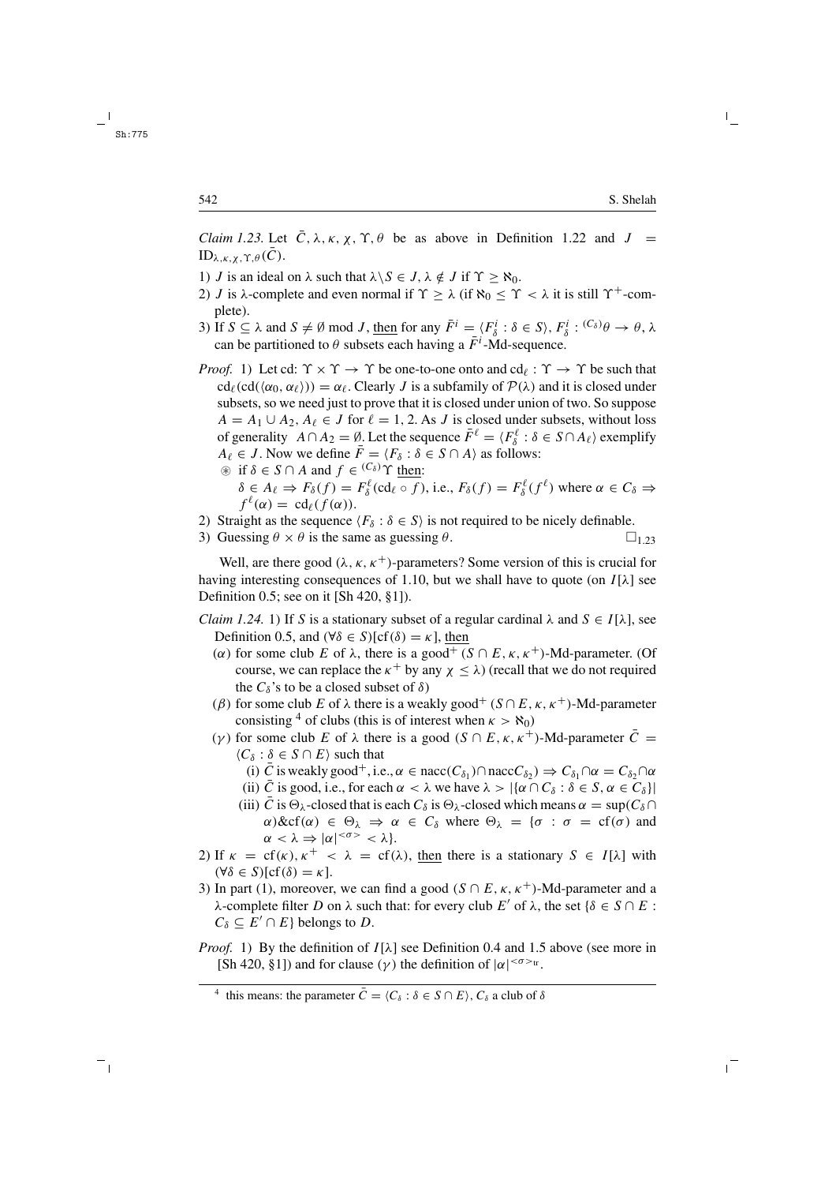*Claim 1.23.* Let $\bar{C}, \lambda, \kappa, \chi, \Upsilon, \theta$ be as above in Definition 1.22 and $J = \mathrm{ID}_{\lambda,\kappa,\chi,\Upsilon,\theta}(\bar{C})$.

1) $J$ is an ideal on $\lambda$ such that $\lambda \backslash S \in J$, $\lambda \notin J$ if $\Upsilon \geq \aleph_0$.
2) $J$ is $\lambda$-complete and even normal if $\Upsilon \geq \lambda$ (if $\aleph_0 \leq \Upsilon < \lambda$ it is still $\Upsilon^+$-complete).
3) If $S \subseteq \lambda$ and $S \neq \emptyset \bmod J$, then for any $\bar{F}^i = \langle F^i_\delta : \delta \in S\rangle$, $F^i_\delta : {}^{(C_\delta)}\theta \to \theta$, $\lambda$ can be partitioned to $\theta$ subsets each having a $\bar{F}^i$-Md-sequence.

*Proof.* 1) Let cd: $\Upsilon \times \Upsilon \to \Upsilon$ be one-to-one onto and $\mathrm{cd}_\ell : \Upsilon \to \Upsilon$ be such that $\mathrm{cd}_\ell(\mathrm{cd}(\langle \alpha_0, \alpha_\ell\rangle)) = \alpha_\ell$. Clearly $J$ is a subfamily of $\mathcal{P}(\lambda)$ and it is closed under subsets, so we need just to prove that it is closed under union of two. So suppose $A = A_1 \cup A_2$, $A_\ell \in J$ for $\ell = 1, 2$. As $J$ is closed under subsets, without loss of generality $A \cap A_2 = \emptyset$. Let the sequence $\bar{F}^\ell = \langle F^\ell_\delta : \delta \in S \cap A_\ell\rangle$ exemplify $A_\ell \in J$. Now we define $\bar{F} = \langle F_\delta : \delta \in S \cap A\rangle$ as follows:

⊛ if $\delta \in S \cap A$ and $f \in {}^{(C_\delta)}\Upsilon$ then:
$\delta \in A_\ell \Rightarrow F_\delta(f) = F^\ell_\delta(\mathrm{cd}_\ell \circ f)$, i.e., $F_\delta(f) = F^\ell_\delta(f^\ell)$ where $\alpha \in C_\delta \Rightarrow f^\ell(\alpha) = \mathrm{cd}_\ell(f(\alpha))$.

2) Straight as the sequence $\langle F_\delta : \delta \in S\rangle$ is not required to be nicely definable.
3) Guessing $\theta \times \theta$ is the same as guessing $\theta$. $\square_{1.23}$

Well, are there good $(\lambda, \kappa, \kappa^+)$-parameters? Some version of this is crucial for having interesting consequences of 1.10, but we shall have to quote (on $I[\lambda]$ see Definition 0.5; see on it [Sh 420, §1]).

*Claim 1.24.* 1) If $S$ is a stationary subset of a regular cardinal $\lambda$ and $S \in I[\lambda]$, see Definition 0.5, and $(\forall \delta \in S)[\mathrm{cf}(\delta) = \kappa]$, then

($\alpha$) for some club $E$ of $\lambda$, there is a good$^+$ $(S \cap E, \kappa, \kappa^+)$-Md-parameter. (Of course, we can replace the $\kappa^+$ by any $\chi \leq \lambda$) (recall that we do not required the $C_\delta$'s to be a closed subset of $\delta$)

($\beta$) for some club $E$ of $\lambda$ there is a weakly good$^+$ $(S \cap E, \kappa, \kappa^+)$-Md-parameter consisting [4] of clubs (this is of interest when $\kappa > \aleph_0$)

($\gamma$) for some club $E$ of $\lambda$ there is a good $(S \cap E, \kappa, \kappa^+)$-Md-parameter $\bar{C} = \langle C_\delta : \delta \in S \cap E\rangle$ such that

(i) $\bar{C}$ is weakly good$^+$, i.e., $\alpha \in \mathrm{nacc}(C_{\delta_1}) \cap \mathrm{nacc}C_{\delta_2}) \Rightarrow C_{\delta_1} \cap \alpha = C_{\delta_2} \cap \alpha$

(ii) $\bar{C}$ is good, i.e., for each $\alpha < \lambda$ we have $\lambda > |\{\alpha \cap C_\delta : \delta \in S, \alpha \in C_\delta\}|$

(iii) $\bar{C}$ is $\Theta_\lambda$-closed that is each $C_\delta$ is $\Theta_\lambda$-closed which means $\alpha = \sup(C_\delta \cap \alpha) \& \mathrm{cf}(\alpha) \in \Theta_\lambda \Rightarrow \alpha \in C_\delta$ where $\Theta_\lambda = \{\sigma : \sigma = \mathrm{cf}(\sigma)$ and $\alpha < \lambda \Rightarrow |\alpha|^{<\sigma>} < \lambda\}$.

2) If $\kappa = \mathrm{cf}(\kappa), \kappa^+ < \lambda = \mathrm{cf}(\lambda)$, then there is a stationary $S \in I[\lambda]$ with $(\forall \delta \in S)[\mathrm{cf}(\delta) = \kappa]$.

3) In part (1), moreover, we can find a good $(S \cap E, \kappa, \kappa^+)$-Md-parameter and a $\lambda$-complete filter $D$ on $\lambda$ such that: for every club $E'$ of $\lambda$, the set $\{\delta \in S \cap E : C_\delta \subseteq E' \cap E\}$ belongs to $D$.

*Proof.* 1) By the definition of $I[\lambda]$ see Definition 0.4 and 1.5 above (see more in [Sh 420, §1]) and for clause ($\gamma$) the definition of $|\alpha|^{<\sigma>_{\mathrm{tr}}}$.

[4] this means: the parameter $\bar{C} = \langle C_\delta : \delta \in S \cap E\rangle$, $C_\delta$ a club of $\delta$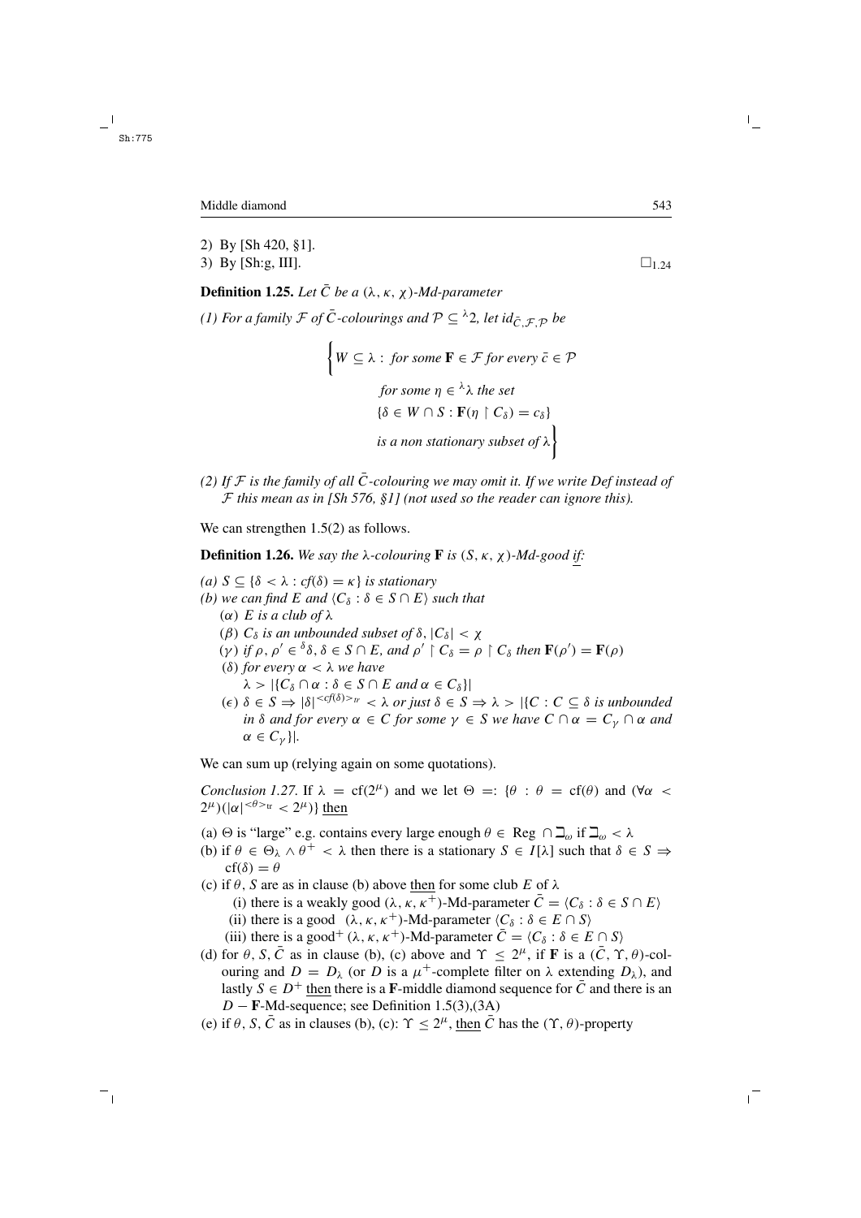2) By [Sh 420, §1].

3) By [Sh:g, III]. $\square_{1.24}$

**Definition 1.25.** *Let $\bar{C}$ be a $(\lambda, \kappa, \chi)$-Md-parameter*

*(1) For a family $\mathcal{F}$ of $\bar{C}$-colourings and $\mathcal{P} \subseteq {}^{\lambda}2$, let $id_{\bar{C}, \mathcal{F}, \mathcal{P}}$ be*

$$\Big\{ W \subseteq \lambda : \text{ for some } \mathbf{F} \in \mathcal{F} \text{ for every } \bar{c} \in \mathcal{P} \text{ for some } \eta \in {}^{\lambda}\lambda \text{ the set } \{\delta \in W \cap S : \mathbf{F}(\eta \restriction C_\delta) = c_\delta\} \text{ is a non stationary subset of } \lambda \Big\}$$

*(2) If $\mathcal{F}$ is the family of all $\bar{C}$-colouring we may omit it. If we write Def instead of $\mathcal{F}$ this mean as in [Sh 576, §1] (not used so the reader can ignore this).*

We can strengthen 1.5(2) as follows.

**Definition 1.26.** *We say the $\lambda$-colouring $\mathbf{F}$ is $(S, \kappa, \chi)$-Md-good <u>if</u>:*

*(a) $S \subseteq \{\delta < \lambda : cf(\delta) = \kappa\}$ is stationary*

*(b) we can find $E$ and $\langle C_\delta : \delta \in S \cap E \rangle$ such that*

- *($\alpha$) $E$ is a club of $\lambda$*
- *($\beta$) $C_\delta$ is an unbounded subset of $\delta$, $|C_\delta| < \chi$*
- *($\gamma$) if $\rho, \rho' \in {}^{\delta}\delta$, $\delta \in S \cap E$, and $\rho' \restriction C_\delta = \rho \restriction C_\delta$ then $\mathbf{F}(\rho') = \mathbf{F}(\rho)$*
- *($\delta$) for every $\alpha < \lambda$ we have $\lambda > |\{C_\delta \cap \alpha : \delta \in S \cap E \text{ and } \alpha \in C_\delta\}|$*
- *($\epsilon$) $\delta \in S \Rightarrow |\delta|^{<cf(\delta)>_{tr}} < \lambda$ or just $\delta \in S \Rightarrow \lambda > |\{C : C \subseteq \delta$ is unbounded in $\delta$ and for every $\alpha \in C$ for some $\gamma \in S$ we have $C \cap \alpha = C_\gamma \cap \alpha$ and $\alpha \in C_\gamma\}|$.*

We can sum up (relying again on some quotations).

*Conclusion 1.27.* If $\lambda = \text{cf}(2^\mu)$ and we let $\Theta =: \{\theta : \theta = \text{cf}(\theta)$ and $(\forall \alpha < 2^\mu)(|\alpha|^{<\theta>_{tr}} < 2^\mu)\}$ <u>then</u>

(a) $\Theta$ is "large" e.g. contains every large enough $\theta \in$ Reg $\cap \beth_\omega$ if $\beth_\omega < \lambda$

(b) if $\theta \in \Theta_\lambda \wedge \theta^+ < \lambda$ then there is a stationary $S \in I[\lambda]$ such that $\delta \in S \Rightarrow \text{cf}(\delta) = \theta$

(c) if $\theta$, $S$ are as in clause (b) above <u>then</u> for some club $E$ of $\lambda$
 (i) there is a weakly good $(\lambda, \kappa, \kappa^+)$-Md-parameter $\bar{C} = \langle C_\delta : \delta \in S \cap E \rangle$
 (ii) there is a good $(\lambda, \kappa, \kappa^+)$-Md-parameter $\langle C_\delta : \delta \in E \cap S \rangle$
 (iii) there is a good$^+$ $(\lambda, \kappa, \kappa^+)$-Md-parameter $\bar{C} = \langle C_\delta : \delta \in E \cap S \rangle$

(d) for $\theta$, $S$, $\bar{C}$ as in clause (b), (c) above and $\Upsilon \leq 2^\mu$, if $\mathbf{F}$ is a $(\bar{C}, \Upsilon, \theta)$-colouring and $D = D_\lambda$ (or $D$ is a $\mu^+$-complete filter on $\lambda$ extending $D_\lambda$), and lastly $S \in D^+$ <u>then</u> there is a $\mathbf{F}$-middle diamond sequence for $\bar{C}$ and there is an $D - \mathbf{F}$-Md-sequence; see Definition 1.5(3),(3A)

(e) if $\theta$, $S$, $\bar{C}$ as in clauses (b), (c): $\Upsilon \leq 2^\mu$, <u>then</u> $\bar{C}$ has the $(\Upsilon, \theta)$-property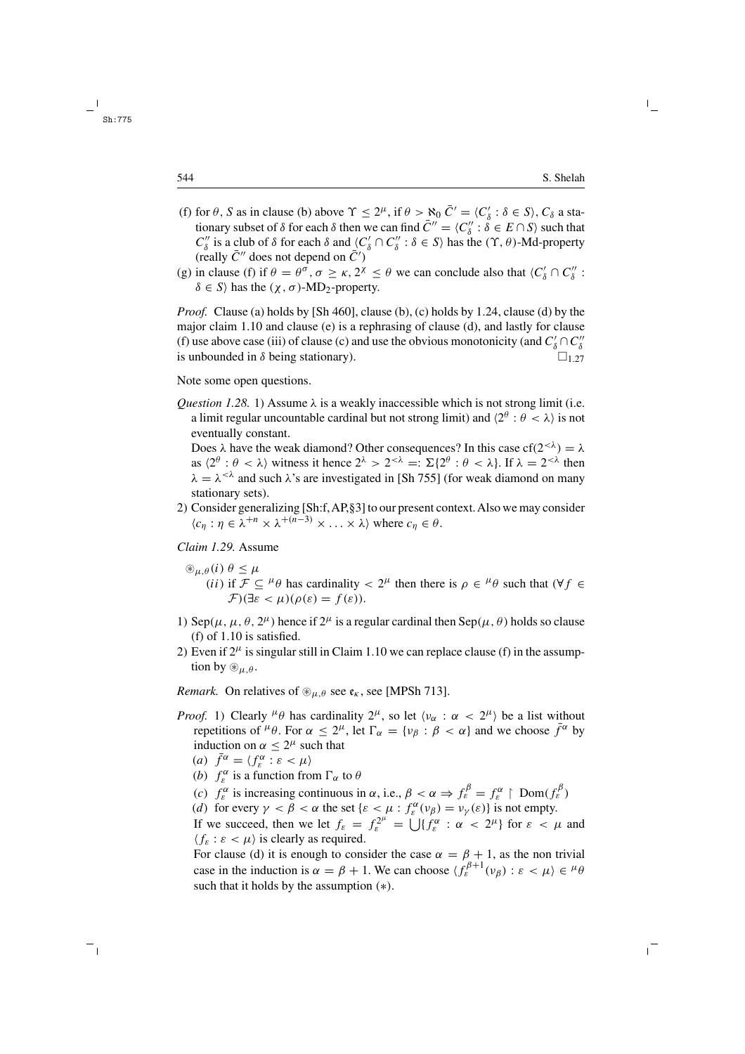(f) for $\theta$, $S$ as in clause (b) above $\Upsilon \leq 2^\mu$, if $\theta > \aleph_0$ $\bar{C}' = \langle C'_\delta : \delta \in S \rangle$, $C_\delta$ a stationary subset of $\delta$ for each $\delta$ then we can find $\bar{C}'' = \langle C''_\delta : \delta \in E \cap S \rangle$ such that $C''_\delta$ is a club of $\delta$ for each $\delta$ and $\langle C'_\delta \cap C''_\delta : \delta \in S \rangle$ has the $(\Upsilon, \theta)$-Md-property (really $\bar{C}''$ does not depend on $\bar{C}'$)

(g) in clause (f) if $\theta = \theta^\sigma$, $\sigma \geq \kappa$, $2^\chi \leq \theta$ we can conclude also that $\langle C'_\delta \cap C''_\delta : \delta \in S \rangle$ has the $(\chi, \sigma)$-$\mathrm{MD}_2$-property.

*Proof.* Clause (a) holds by [Sh 460], clause (b), (c) holds by 1.24, clause (d) by the major claim 1.10 and clause (e) is a rephrasing of clause (d), and lastly for clause (f) use above case (iii) of clause (c) and use the obvious monotonicity (and $C'_\delta \cap C''_\delta$ is unbounded in $\delta$ being stationary). $\square_{1.27}$

Note some open questions.

*Question 1.28.* 1) Assume $\lambda$ is a weakly inaccessible which is not strong limit (i.e. a limit regular uncountable cardinal but not strong limit) and $\langle 2^\theta : \theta < \lambda \rangle$ is not eventually constant.

Does $\lambda$ have the weak diamond? Other consequences? In this case $\mathrm{cf}(2^{<\lambda}) = \lambda$ as $\langle 2^\theta : \theta < \lambda \rangle$ witness it hence $2^\lambda > 2^{<\lambda} =: \Sigma\{2^\theta : \theta < \lambda\}$. If $\lambda = 2^{<\lambda}$ then $\lambda = \lambda^{<\lambda}$ and such $\lambda$'s are investigated in [Sh 755] (for weak diamond on many stationary sets).

2) Consider generalizing [Sh:f, AP, §3] to our present context. Also we may consider $\langle c_\eta : \eta \in \lambda^{+n} \times \lambda^{+(n-3)} \times \ldots \times \lambda \rangle$ where $c_\eta \in \theta$.

*Claim 1.29.* Assume

$\circledast_{\mu,\theta}(i)$ $\theta \leq \mu$

$(ii)$ if $\mathcal{F} \subseteq {}^\mu\theta$ has cardinality $< 2^\mu$ then there is $\rho \in {}^\mu\theta$ such that $(\forall f \in \mathcal{F})(\exists \varepsilon < \mu)(\rho(\varepsilon) = f(\varepsilon))$.

1) $\mathrm{Sep}(\mu, \mu, \theta, 2^\mu)$ hence if $2^\mu$ is a regular cardinal then $\mathrm{Sep}(\mu, \theta)$ holds so clause (f) of 1.10 is satisfied.

2) Even if $2^\mu$ is singular still in Claim 1.10 we can replace clause (f) in the assumption by $\circledast_{\mu,\theta}$.

*Remark.* On relatives of $\circledast_{\mu,\theta}$ see $\mathfrak{e}_\kappa$, see [MPSh 713].

*Proof.* 1) Clearly ${}^\mu\theta$ has cardinality $2^\mu$, so let $\langle \nu_\alpha : \alpha < 2^\mu \rangle$ be a list without repetitions of ${}^\mu\theta$. For $\alpha \leq 2^\mu$, let $\Gamma_\alpha = \{\nu_\beta : \beta < \alpha\}$ and we choose $\bar{f}^\alpha$ by induction on $\alpha \leq 2^\mu$ such that

$(a)$ $\bar{f}^\alpha = \langle f^\alpha_\varepsilon : \varepsilon < \mu \rangle$

$(b)$ $f^\alpha_\varepsilon$ is a function from $\Gamma_\alpha$ to $\theta$

$(c)$ $f^\alpha_\varepsilon$ is increasing continuous in $\alpha$, i.e., $\beta < \alpha \Rightarrow f^\beta_\varepsilon = f^\alpha_\varepsilon \restriction \mathrm{Dom}(f^\beta_\varepsilon)$

$(d)$ for every $\gamma < \beta < \alpha$ the set $\{\varepsilon < \mu : f^\alpha_\varepsilon(\nu_\beta) = \nu_\gamma(\varepsilon)\}$ is not empty.

If we succeed, then we let $f_\varepsilon = f^{2^\mu}_\varepsilon = \bigcup\{f^\alpha_\varepsilon : \alpha < 2^\mu\}$ for $\varepsilon < \mu$ and $\langle f_\varepsilon : \varepsilon < \mu \rangle$ is clearly as required.

For clause (d) it is enough to consider the case $\alpha = \beta + 1$, as the non trivial case in the induction is $\alpha = \beta + 1$. We can choose $\langle f^{\beta+1}_\varepsilon(\nu_\beta) : \varepsilon < \mu \rangle \in {}^\mu\theta$ such that it holds by the assumption $(*)$.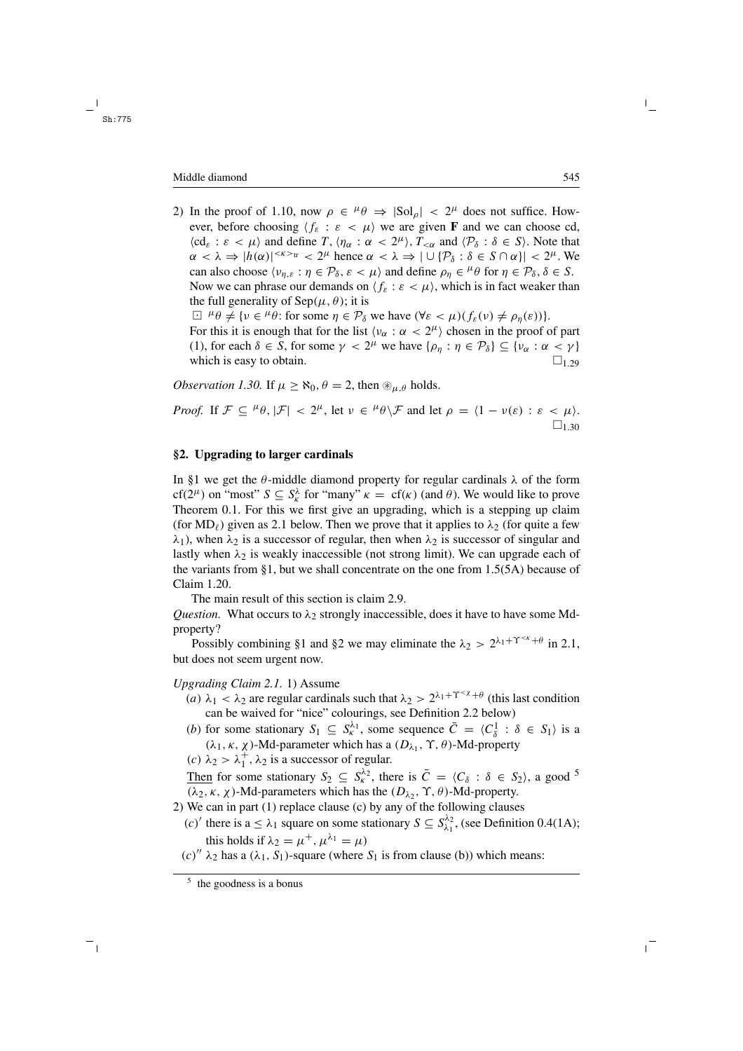2) In the proof of 1.10, now $\rho \in {}^{\mu}\theta \Rightarrow |\mathrm{Sol}_{\rho}| < 2^{\mu}$ does not suffice. However, before choosing $\langle f_{\varepsilon} : \varepsilon < \mu\rangle$ we are given $\mathbf{F}$ and we can choose cd, $\langle \mathrm{cd}_{\varepsilon} : \varepsilon < \mu\rangle$ and define $T$, $\langle \eta_{\alpha} : \alpha < 2^{\mu}\rangle$, $T_{<\alpha}$ and $\langle \mathcal{P}_{\delta} : \delta \in S\rangle$. Note that $\alpha < \lambda \Rightarrow |h(\alpha)|^{<\kappa>_{\mathrm{tr}}} < 2^{\mu}$ hence $\alpha < \lambda \Rightarrow |\cup\{\mathcal{P}_{\delta} : \delta \in S \cap \alpha\}| < 2^{\mu}$. We can also choose $\langle \nu_{\eta,\varepsilon} : \eta \in \mathcal{P}_{\delta}, \varepsilon < \mu\rangle$ and define $\rho_{\eta} \in {}^{\mu}\theta$ for $\eta \in \mathcal{P}_{\delta}, \delta \in S$.
Now we can phrase our demands on $\langle f_{\varepsilon} : \varepsilon < \mu\rangle$, which is in fact weaker than the full generality of $\mathrm{Sep}(\mu, \theta)$; it is

$\boxdot$ ${}^{\mu}\theta \neq \{\nu \in {}^{\mu}\theta$: for some $\eta \in \mathcal{P}_{\delta}$ we have $(\forall \varepsilon < \mu)(f_{\varepsilon}(\nu) \neq \rho_{\eta}(\varepsilon))\}$.

For this it is enough that for the list $\langle \nu_{\alpha} : \alpha < 2^{\mu}\rangle$ chosen in the proof of part (1), for each $\delta \in S$, for some $\gamma < 2^{\mu}$ we have $\{\rho_{\eta} : \eta \in \mathcal{P}_{\delta}\} \subseteq \{\nu_{\alpha} : \alpha < \gamma\}$ which is easy to obtain. $\square_{1.29}$

*Observation 1.30.* If $\mu \geq \aleph_0, \theta = 2$, then $\circledast_{\mu,\theta}$ holds.

*Proof.* If $\mathcal{F} \subseteq {}^{\mu}\theta, |\mathcal{F}| < 2^{\mu}$, let $\nu \in {}^{\mu}\theta \backslash \mathcal{F}$ and let $\rho = \langle 1 - \nu(\varepsilon) : \varepsilon < \mu\rangle$. $\square_{1.30}$

## §2. Upgrading to larger cardinals

In §1 we get the $\theta$-middle diamond property for regular cardinals $\lambda$ of the form $\mathrm{cf}(2^{\mu})$ on "most" $S \subseteq S^{\lambda}_{\kappa}$ for "many" $\kappa = \mathrm{cf}(\kappa)$ (and $\theta$). We would like to prove Theorem 0.1. For this we first give an upgrading, which is a stepping up claim (for $\mathrm{MD}_{\ell}$) given as 2.1 below. Then we prove that it applies to $\lambda_2$ (for quite a few $\lambda_1$), when $\lambda_2$ is a successor of regular, then when $\lambda_2$ is successor of singular and lastly when $\lambda_2$ is weakly inaccessible (not strong limit). We can upgrade each of the variants from §1, but we shall concentrate on the one from 1.5(5A) because of Claim 1.20.

The main result of this section is claim 2.9.

*Question.* What occurs to $\lambda_2$ strongly inaccessible, does it have to have some Md-property?

Possibly combining §1 and §2 we may eliminate the $\lambda_2 > 2^{\lambda_1 + \Upsilon^{<\kappa} + \theta}$ in 2.1, but does not seem urgent now.

*Upgrading Claim 2.1.* 1) Assume

- (*a*) $\lambda_1 < \lambda_2$ are regular cardinals such that $\lambda_2 > 2^{\lambda_1 + \Upsilon^{<\chi} + \theta}$ (this last condition can be waived for "nice" colourings, see Definition 2.2 below)
- (*b*) for some stationary $S_1 \subseteq S^{\lambda_1}_{\kappa}$, some sequence $\bar{C} = \langle C^1_{\delta} : \delta \in S_1\rangle$ is a $(\lambda_1, \kappa, \chi)$-Md-parameter which has a $(D_{\lambda_1}, \Upsilon, \theta)$-Md-property
- (*c*) $\lambda_2 > \lambda_1^+$, $\lambda_2$ is a successor of regular.

Then for some stationary $S_2 \subseteq S^{\lambda_2}_{\kappa}$, there is $\bar{C} = \langle C_{\delta} : \delta \in S_2\rangle$, a good [5] $(\lambda_2, \kappa, \chi)$-Md-parameters which has the $(D_{\lambda_2}, \Upsilon, \theta)$-Md-property.

2) We can in part (1) replace clause (c) by any of the following clauses

- $(c)'$ there is a $\leq \lambda_1$ square on some stationary $S \subseteq S^{\lambda_2}_{\lambda_1}$, (see Definition 0.4(1A); this holds if $\lambda_2 = \mu^+, \mu^{\lambda_1} = \mu$)
- $(c)''$ $\lambda_2$ has a $(\lambda_1, S_1)$-square (where $S_1$ is from clause (b)) which means:

[5] the goodness is a bonus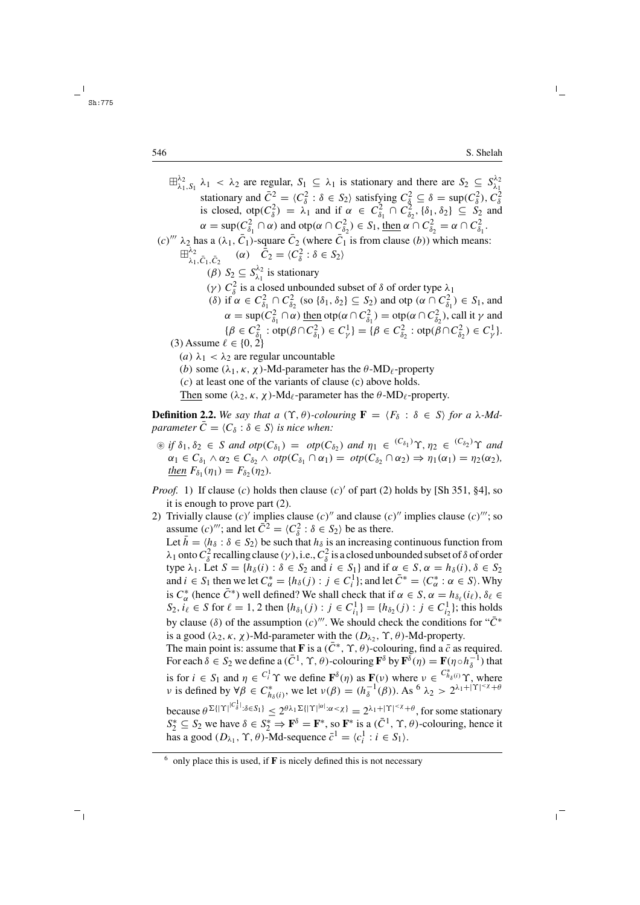$\boxplus^{\lambda_2}_{\lambda_1, S_1}$ $\lambda_1 < \lambda_2$ are regular, $S_1 \subseteq \lambda_1$ is stationary and there are $S_2 \subseteq S^{\lambda_2}_{\lambda_1}$ stationary and $\bar{C}^2 = \langle C^2_\delta : \delta \in S_2 \rangle$ satisfying $C^2_\delta \subseteq \delta = \sup(C^2_\delta)$, $C^2_\delta$ is closed, $\text{otp}(C^2_\delta) = \lambda_1$ and if $\alpha \in C^2_{\delta_1} \cap C^2_{\delta_2}$, $\{\delta_1, \delta_2\} \subseteq S_2$ and $\alpha = \sup(C^2_{\delta_1} \cap \alpha)$ and $\text{otp}(\alpha \cap C^2_{\delta_2}) \in S_1$, then $\alpha \cap C^2_{\delta_2} = \alpha \cap C^2_{\delta_1}$.

$(c)'''$ $\lambda_2$ has a $(\lambda_1, \bar{C}_1)$-square $\bar{C}_2$ (where $\bar{C}_1$ is from clause $(b)$) which means:

$\boxplus^{\lambda_2}_{\lambda_1, \bar{C}_1, \bar{C}_2}$ $(\alpha)$ $\bar{C}_2 = \langle C^2_\delta : \delta \in S_2 \rangle$

$(\beta)$ $S_2 \subseteq S^{\lambda_2}_{\lambda_1}$ is stationary

$(\gamma)$ $C^2_\delta$ is a closed unbounded subset of $\delta$ of order type $\lambda_1$

$(\delta)$ if $\alpha \in C^2_{\delta_1} \cap C^2_{\delta_2}$ (so $\{\delta_1, \delta_2\} \subseteq S_2$) and otp $(\alpha \cap C^2_{\delta_1}) \in S_1$, and $\alpha = \sup(C^2_{\delta_1} \cap \alpha)$ then $\text{otp}(\alpha \cap C^2_{\delta_1}) = \text{otp}(\alpha \cap C^2_{\delta_2})$, call it $\gamma$ and $\{\beta \in C^2_{\delta_1} : \text{otp}(\beta \cap C^2_{\delta_1}) \in C^1_\gamma\} = \{\beta \in C^2_{\delta_2} : \text{otp}(\beta \cap C^2_{\delta_2}) \in C^1_\gamma\}$.

(3) Assume $\ell \in \{0, 2\}$

$(a)$ $\lambda_1 < \lambda_2$ are regular uncountable

$(b)$ some $(\lambda_1, \kappa, \chi)$-Md-parameter has the $\theta$-$\text{MD}_\ell$-property

$(c)$ at least one of the variants of clause (c) above holds.

Then some $(\lambda_2, \kappa, \chi)$-$\text{Md}_\ell$-parameter has the $\theta$-$\text{MD}_\ell$-property.

**Definition 2.2.** *We say that a $(\Upsilon, \theta)$-colouring $\mathbf{F} = \langle F_\delta : \delta \in S \rangle$ for a $\lambda$-Md-parameter $\bar{C} = \langle C_\delta : \delta \in S \rangle$ is nice when:*

$\circledast$ *if $\delta_1, \delta_2 \in S$ and $otp(C_{\delta_1}) = otp(C_{\delta_2})$ and $\eta_1 \in {}^{(C_{\delta_1})}\Upsilon$, $\eta_2 \in {}^{(C_{\delta_2})}\Upsilon$ and $\alpha_1 \in C_{\delta_1} \wedge \alpha_2 \in C_{\delta_2} \wedge otp(C_{\delta_1} \cap \alpha_1) = otp(C_{\delta_2} \cap \alpha_2) \Rightarrow \eta_1(\alpha_1) = \eta_2(\alpha_2)$, then $F_{\delta_1}(\eta_1) = F_{\delta_2}(\eta_2)$.*

*Proof.* 1) If clause $(c)$ holds then clause $(c)'$ of part (2) holds by [Sh 351, §4], so it is enough to prove part (2).

2) Trivially clause $(c)'$ implies clause $(c)''$ and clause $(c)''$ implies clause $(c)'''$; so assume $(c)'''$; and let $\bar{C}^2 = \langle C^2_\delta : \delta \in S_2 \rangle$ be as there.

Let $\bar{h} = \langle h_\delta : \delta \in S_2 \rangle$ be such that $h_\delta$ is an increasing continuous function from $\lambda_1$ onto $C^2_\delta$ recalling clause $(\gamma)$, i.e., $C^2_\delta$ is a closed unbounded subset of $\delta$ of order type $\lambda_1$. Let $S = \{h_\delta(i) : \delta \in S_2 \text{ and } i \in S_1\}$ and if $\alpha \in S, \alpha = h_\delta(i), \delta \in S_2$ and $i \in S_1$ then we let $C^*_\alpha = \{h_\delta(j) : j \in C^1_i\}$; and let $\bar{C}^* = \langle C^*_\alpha : \alpha \in S \rangle$. Why is $C^*_\alpha$ (hence $\bar{C}^*$) well defined? We shall check that if $\alpha \in S$, $\alpha = h_{\delta_\ell}(i_\ell)$, $\delta_\ell \in S_2$, $i_\ell \in S$ for $\ell = 1, 2$ then $\{h_{\delta_1}(j) : j \in C^1_{i_1}\} = \{h_{\delta_2}(j) : j \in C^1_{i_2}\}$; this holds by clause $(\delta)$ of the assumption $(c)'''$. We should check the conditions for "$\bar{C}^*$ is a good $(\lambda_2, \kappa, \chi)$-Md-parameter with the $(D_{\lambda_2}, \Upsilon, \theta)$-Md-property.

The main point is: assume that $\mathbf{F}$ is a $(\bar{C}^*, \Upsilon, \theta)$-colouring, find a $\bar{c}$ as required. For each $\delta \in S_2$ we define a $(\bar{C}^1, \Upsilon, \theta)$-colouring $\mathbf{F}^\delta$ by $\mathbf{F}^\delta(\eta) = \mathbf{F}(\eta \circ h^{-1}_\delta)$ that is for $i \in S_1$ and $\eta \in {}^{C^1_i}\Upsilon$ we define $\mathbf{F}^\delta(\eta)$ as $\mathbf{F}(\nu)$ where $\nu \in {}^{C^*_{h_\delta(i)}}\Upsilon$, where $\nu$ is defined by $\forall \beta \in C^*_{h_\delta(i)}$, we let $\nu(\beta) = (h^{-1}_\delta(\beta))$. As [6] $\lambda_2 > 2^{\lambda_1 + |\Upsilon|^{<\chi} + \theta}$ because $\theta^{\Sigma\{|\Upsilon|^{|C^1_\delta|} : \delta \in S_1\}} \le 2^{\theta\lambda_1 \Sigma\{|\Upsilon|^{|\alpha|} : \alpha < \chi\}} = 2^{\lambda_1 + |\Upsilon|^{<\chi} + \theta}$, for some stationary $S^*_2 \subseteq S_2$ we have $\delta \in S^*_2 \Rightarrow \mathbf{F}^\delta = \mathbf{F}^*$, so $\mathbf{F}^*$ is a $(\bar{C}^1, \Upsilon, \theta)$-colouring, hence it has a good $(D_{\lambda_1}, \Upsilon, \theta)$-Md-sequence $\bar{c}^1 = \langle c^1_i : i \in S_1 \rangle$.

---

[6] only place this is used, if $\mathbf{F}$ is nicely defined this is not necessary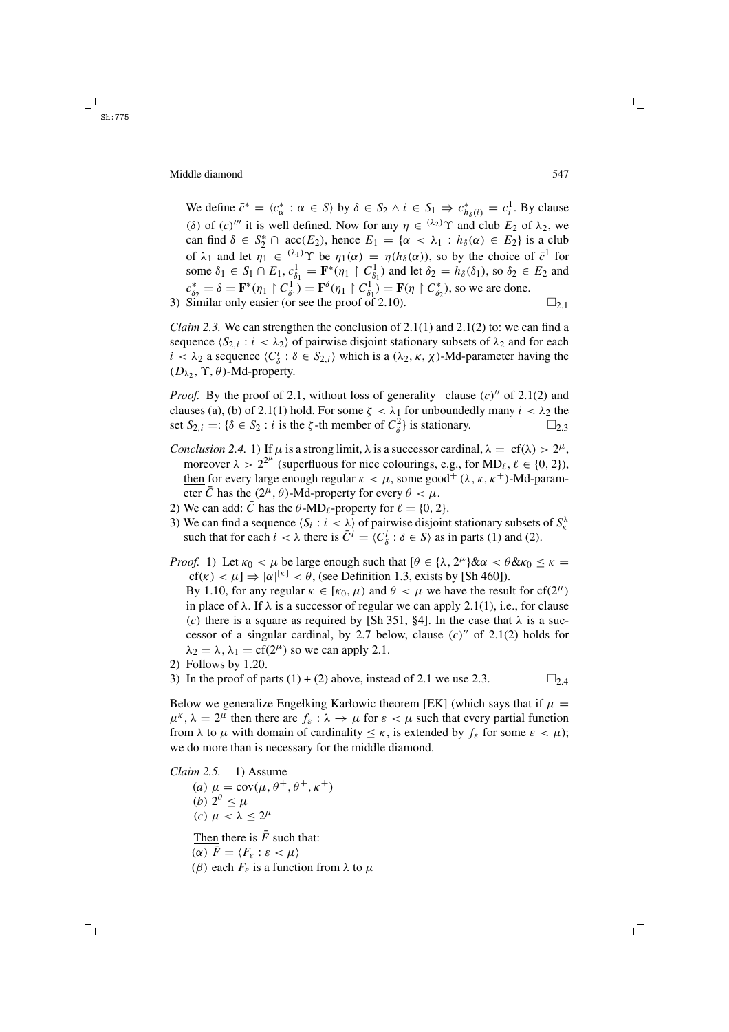We define $\bar{c}^* = \langle c^*_\alpha : \alpha \in S\rangle$ by $\delta \in S_2 \wedge i \in S_1 \Rightarrow c^*_{h_\delta(i)} = c^1_i$. By clause $(\delta)$ of $(c)'''$ it is well defined. Now for any $\eta \in {}^{(\lambda_2)}\Upsilon$ and club $E_2$ of $\lambda_2$, we can find $\delta \in S^*_2 \cap \mathrm{acc}(E_2)$, hence $E_1 = \{\alpha < \lambda_1 : h_\delta(\alpha) \in E_2\}$ is a club of $\lambda_1$ and let $\eta_1 \in {}^{(\lambda_1)}\Upsilon$ be $\eta_1(\alpha) = \eta(h_\delta(\alpha))$, so by the choice of $\bar{c}^1$ for some $\delta_1 \in S_1 \cap E_1$, $c^1_{\delta_1} = \mathbf{F}^*(\eta_1 \restriction C^1_{\delta_1})$ and let $\delta_2 = h_\delta(\delta_1)$, so $\delta_2 \in E_2$ and $c^*_{\delta_2} = \delta = \mathbf{F}^*(\eta_1 \restriction C^1_{\delta_1}) = \mathbf{F}^\delta(\eta_1 \restriction C^1_{\delta_1}) = \mathbf{F}(\eta \restriction C^*_{\delta_2})$, so we are done.

3) Similar only easier (or see the proof of 2.10). $\square_{2.1}$

*Claim 2.3.* We can strengthen the conclusion of 2.1(1) and 2.1(2) to: we can find a sequence $\langle S_{2,i} : i < \lambda_2\rangle$ of pairwise disjoint stationary subsets of $\lambda_2$ and for each $i < \lambda_2$ a sequence $\langle C^i_\delta : \delta \in S_{2,i}\rangle$ which is a $(\lambda_2, \kappa, \chi)$-Md-parameter having the $(D_{\lambda_2}, \Upsilon, \theta)$-Md-property.

*Proof.* By the proof of 2.1, without loss of generality clause $(c)''$ of 2.1(2) and clauses (a), (b) of 2.1(1) hold. For some $\zeta < \lambda_1$ for unboundedly many $i < \lambda_2$ the set $S_{2,i} =: \{\delta \in S_2 : i$ is the $\zeta$-th member of $C^2_\delta\}$ is stationary. $\square_{2.3}$

*Conclusion 2.4.* 1) If $\mu$ is a strong limit, $\lambda$ is a successor cardinal, $\lambda = \mathrm{cf}(\lambda) > 2^\mu$, moreover $\lambda > 2^{2^\mu}$ (superfluous for nice colourings, e.g., for $\mathrm{MD}_\ell$, $\ell \in \{0, 2\}$), <u>then</u> for every large enough regular $\kappa < \mu$, some good$^+$ $(\lambda, \kappa, \kappa^+)$-Md-parameter $\bar{C}$ has the $(2^\mu, \theta)$-Md-property for every $\theta < \mu$.

2) We can add: $\bar{C}$ has the $\theta$-$\mathrm{MD}_\ell$-property for $\ell = \{0, 2\}$.

3) We can find a sequence $\langle S_i : i < \lambda\rangle$ of pairwise disjoint stationary subsets of $S^\lambda_\kappa$ such that for each $i < \lambda$ there is $\bar{C}^i = \langle C^i_\delta : \delta \in S\rangle$ as in parts (1) and (2).

*Proof.* 1) Let $\kappa_0 < \mu$ be large enough such that $[\theta \in \{\lambda, 2^\mu\} \& \alpha < \theta \& \kappa_0 \le \kappa = \mathrm{cf}(\kappa) < \mu] \Rightarrow |\alpha|^{[\kappa]} < \theta$, (see Definition 1.3, exists by [Sh 460]).

By 1.10, for any regular $\kappa \in [\kappa_0, \mu)$ and $\theta < \mu$ we have the result for $\mathrm{cf}(2^\mu)$ in place of $\lambda$. If $\lambda$ is a successor of regular we can apply 2.1(1), i.e., for clause $(c)$ there is a square as required by [Sh 351, §4]. In the case that $\lambda$ is a successor of a singular cardinal, by 2.7 below, clause $(c)''$ of 2.1(2) holds for $\lambda_2 = \lambda$, $\lambda_1 = \mathrm{cf}(2^\mu)$ so we can apply 2.1.

2) Follows by 1.20.

3) In the proof of parts (1) + (2) above, instead of 2.1 we use 2.3. $\square_{2.4}$

Below we generalize Engełking Karłowic theorem [EK] (which says that if $\mu = \mu^\kappa$, $\lambda = 2^\mu$ then there are $f_\varepsilon : \lambda \to \mu$ for $\varepsilon < \mu$ such that every partial function from $\lambda$ to $\mu$ with domain of cardinality $\le \kappa$, is extended by $f_\varepsilon$ for some $\varepsilon < \mu$); we do more than is necessary for the middle diamond.

*Claim 2.5.* 1) Assume

$(a)$ $\mu = \mathrm{cov}(\mu, \theta^+, \theta^+, \kappa^+)$

$(b)$ $2^\theta \le \mu$

$(c)$ $\mu < \lambda \le 2^\mu$

<u>Then</u> there is $\bar{F}$ such that:

$(\alpha)$ $\bar{F} = \langle F_\varepsilon : \varepsilon < \mu\rangle$

$(\beta)$ each $F_\varepsilon$ is a function from $\lambda$ to $\mu$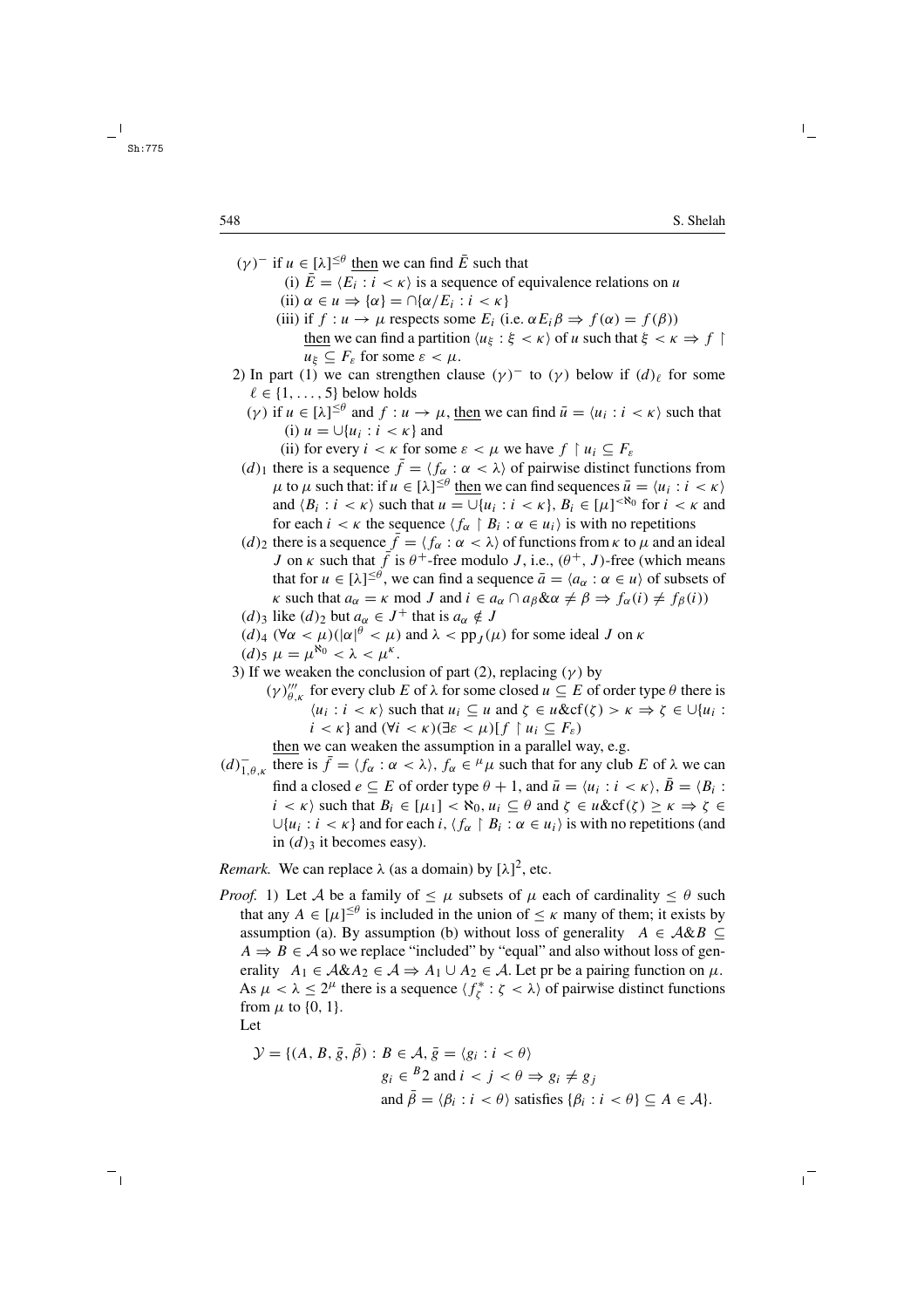$(\gamma)^-$ if $u \in [\lambda]^{\le\theta}$ then we can find $\bar{E}$ such that

  (i) $\bar{E} = \langle E_i : i < \kappa \rangle$ is a sequence of equivalence relations on $u$

  (ii) $\alpha \in u \Rightarrow \{\alpha\} = \cap\{\alpha/E_i : i < \kappa\}$

  (iii) if $f : u \to \mu$ respects some $E_i$ (i.e. $\alpha E_i \beta \Rightarrow f(\alpha) = f(\beta)$) then we can find a partition $\langle u_\xi : \xi < \kappa \rangle$ of $u$ such that $\xi < \kappa \Rightarrow f \restriction u_\xi \subseteq F_\varepsilon$ for some $\varepsilon < \mu$.

2) In part (1) we can strengthen clause $(\gamma)^-$ to $(\gamma)$ below if $(d)_\ell$ for some $\ell \in \{1, \dots, 5\}$ below holds

$(\gamma)$ if $u \in [\lambda]^{\le\theta}$ and $f : u \to \mu$, then we can find $\bar{u} = \langle u_i : i < \kappa \rangle$ such that

  (i) $u = \cup\{u_i : i < \kappa\}$ and

  (ii) for every $i < \kappa$ for some $\varepsilon < \mu$ we have $f \restriction u_i \subseteq F_\varepsilon$

$(d)_1$ there is a sequence $\bar{f} = \langle f_\alpha : \alpha < \lambda \rangle$ of pairwise distinct functions from $\mu$ to $\mu$ such that: if $u \in [\lambda]^{\le\theta}$ then we can find sequences $\bar{u} = \langle u_i : i < \kappa \rangle$ and $\langle B_i : i < \kappa \rangle$ such that $u = \cup\{u_i : i < \kappa\}$, $B_i \in [\mu]^{<\aleph_0}$ for $i < \kappa$ and for each $i < \kappa$ the sequence $\langle f_\alpha \restriction B_i : \alpha \in u_i \rangle$ is with no repetitions

$(d)_2$ there is a sequence $\bar{f} = \langle f_\alpha : \alpha < \lambda \rangle$ of functions from $\kappa$ to $\mu$ and an ideal $J$ on $\kappa$ such that $\bar{f}$ is $\theta^+$-free modulo $J$, i.e., $(\theta^+, J)$-free (which means that for $u \in [\lambda]^{\le\theta}$, we can find a sequence $\bar{a} = \langle a_\alpha : \alpha \in u \rangle$ of subsets of $\kappa$ such that $a_\alpha = \kappa \bmod J$ and $i \in a_\alpha \cap a_\beta \& \alpha \ne \beta \Rightarrow f_\alpha(i) \ne f_\beta(i)$)

$(d)_3$ like $(d)_2$ but $a_\alpha \in J^+$ that is $a_\alpha \notin J$

$(d)_4$ $(\forall \alpha < \mu)(|\alpha|^\theta < \mu)$ and $\lambda < \mathrm{pp}_J(\mu)$ for some ideal $J$ on $\kappa$

$(d)_5$ $\mu = \mu^{\aleph_0} < \lambda < \mu^\kappa$.

3) If we weaken the conclusion of part (2), replacing $(\gamma)$ by

$(\gamma)'''_{\theta,\kappa}$ for every club $E$ of $\lambda$ for some closed $u \subseteq E$ of order type $\theta$ there is $\langle u_i : i < \kappa \rangle$ such that $u_i \subseteq u$ and $\zeta \in u \& \mathrm{cf}(\zeta) > \kappa \Rightarrow \zeta \in \cup\{u_i : i < \kappa\}$ and $(\forall i < \kappa)(\exists \varepsilon < \mu)[f \restriction u_i \subseteq F_\varepsilon)$

then we can weaken the assumption in a parallel way, e.g.

$(d)^-_{1,\theta,\kappa}$ there is $\bar{f} = \langle f_\alpha : \alpha < \lambda \rangle$, $f_\alpha \in {}^\mu\mu$ such that for any club $E$ of $\lambda$ we can find a closed $e \subseteq E$ of order type $\theta + 1$, and $\bar{u} = \langle u_i : i < \kappa \rangle$, $\bar{B} = \langle B_i : i < \kappa \rangle$ such that $B_i \in [\mu_1] < \aleph_0$, $u_i \subseteq \theta$ and $\zeta \in u \& \mathrm{cf}(\zeta) \ge \kappa \Rightarrow \zeta \in \cup\{u_i : i < \kappa\}$ and for each $i$, $\langle f_\alpha \restriction B_i : \alpha \in u_i \rangle$ is with no repetitions (and in $(d)_3$ it becomes easy).

*Remark.* We can replace $\lambda$ (as a domain) by $[\lambda]^2$, etc.

*Proof.* 1) Let $\mathcal{A}$ be a family of $\le \mu$ subsets of $\mu$ each of cardinality $\le \theta$ such that any $A \in [\mu]^{\le\theta}$ is included in the union of $\le \kappa$ many of them; it exists by assumption (a). By assumption (b) without loss of generality $A \in \mathcal{A} \& B \subseteq A \Rightarrow B \in \mathcal{A}$ so we replace "included" by "equal" and also without loss of generality $A_1 \in \mathcal{A} \& A_2 \in \mathcal{A} \Rightarrow A_1 \cup A_2 \in \mathcal{A}$. Let pr be a pairing function on $\mu$. As $\mu < \lambda \le 2^\mu$ there is a sequence $\langle f^*_\zeta : \zeta < \lambda \rangle$ of pairwise distinct functions from $\mu$ to $\{0, 1\}$.

Let

$$\begin{aligned}\mathcal{Y} = \{(A, B, \bar{g}, \bar{\beta}) : {} & B \in \mathcal{A}, \bar{g} = \langle g_i : i < \theta \rangle \\ & g_i \in {}^B 2 \text{ and } i < j < \theta \Rightarrow g_i \ne g_j \\ & \text{and } \bar{\beta} = \langle \beta_i : i < \theta \rangle \text{ satisfies } \{\beta_i : i < \theta\} \subseteq A \in \mathcal{A}\}.\end{aligned}$$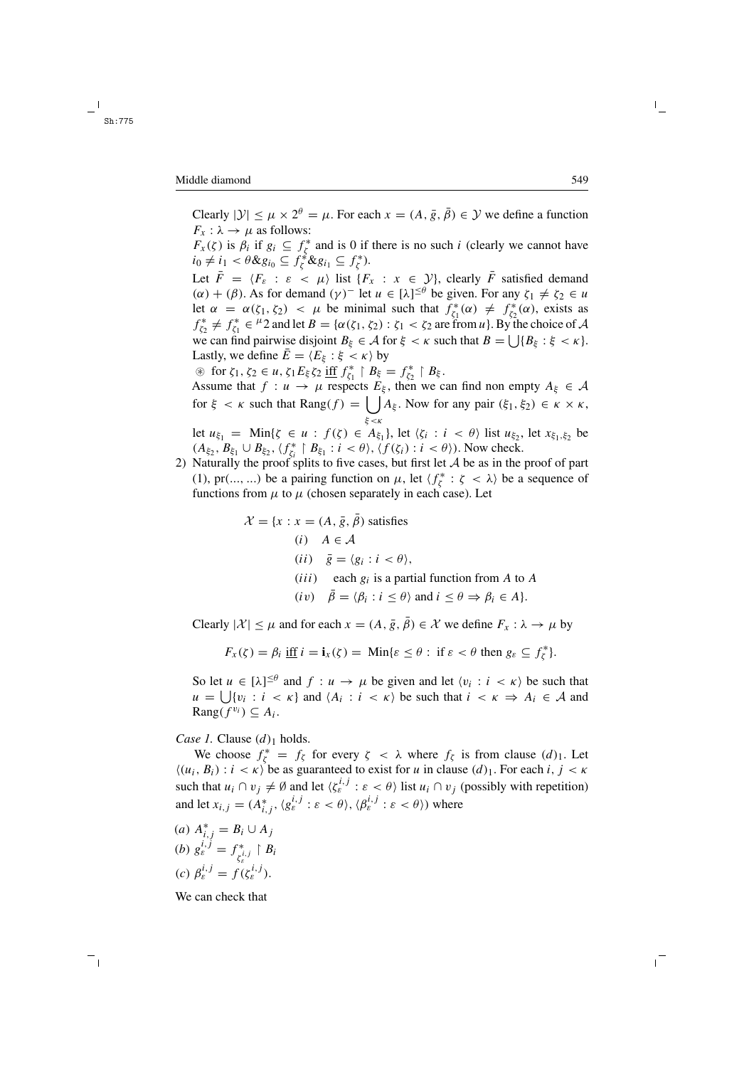Clearly $|\mathcal{Y}| \le \mu \times 2^\theta = \mu$. For each $x = (A, \bar{g}, \bar{\beta}) \in \mathcal{Y}$ we define a function $F_x : \lambda \to \mu$ as follows:

$F_x(\zeta)$ is $\beta_i$ if $g_i \subseteq f^*_\zeta$ and is 0 if there is no such $i$ (clearly we cannot have $i_0 \neq i_1 < \theta \& g_{i_0} \subseteq f^*_\zeta \& g_{i_1} \subseteq f^*_\zeta$).

Let $\bar{F} = \langle F_\varepsilon : \varepsilon < \mu \rangle$ list $\{F_x : x \in \mathcal{Y}\}$, clearly $\bar{F}$ satisfied demand $(\alpha) + (\beta)$. As for demand $(\gamma)^-$ let $u \in [\lambda]^{\le\theta}$ be given. For any $\zeta_1 \neq \zeta_2 \in u$ let $\alpha = \alpha(\zeta_1, \zeta_2) < \mu$ be minimal such that $f^*_{\zeta_1}(\alpha) \neq f^*_{\zeta_2}(\alpha)$, exists as $f^*_{\zeta_2} \neq f^*_{\zeta_1} \in {}^{\mu}2$ and let $B = \{\alpha(\zeta_1, \zeta_2) : \zeta_1 < \zeta_2 \text{ are from } u\}$. By the choice of $\mathcal{A}$ we can find pairwise disjoint $B_\xi \in \mathcal{A}$ for $\xi < \kappa$ such that $B = \bigcup\{B_\xi : \xi < \kappa\}$. Lastly, we define $\bar{E} = \langle E_\xi : \xi < \kappa \rangle$ by

$\circledast$ for $\zeta_1, \zeta_2 \in u$, $\zeta_1 E_\xi \zeta_2$ iff $f^*_{\zeta_1} \restriction B_\xi = f^*_{\zeta_2} \restriction B_\xi$.

Assume that $f : u \to \mu$ respects $E_\xi$, then we can find non empty $A_\xi \in \mathcal{A}$ for $\xi < \kappa$ such that $\mathrm{Rang}(f) = \bigcup_{\xi<\kappa} A_\xi$. Now for any pair $(\xi_1, \xi_2) \in \kappa \times \kappa$, let $u_{\xi_1} = \mathrm{Min}\{\zeta \in u : f(\zeta) \in A_{\xi_1}\}$, let $\langle \zeta_i : i < \theta \rangle$ list $u_{\xi_2}$, let $x_{\xi_1,\xi_2}$ be $(A_{\xi_2}, B_{\xi_1} \cup B_{\xi_2}, \langle f^*_{\zeta_i} \restriction B_{\xi_1} : i < \theta \rangle, \langle f(\zeta_i) : i < \theta \rangle)$. Now check.

2) Naturally the proof splits to five cases, but first let $\mathcal{A}$ be as in the proof of part (1), pr(..., ...) be a pairing function on $\mu$, let $\langle f^*_\zeta : \zeta < \lambda \rangle$ be a sequence of functions from $\mu$ to $\mu$ (chosen separately in each case). Let

$$\begin{aligned}
\mathcal{X} = \{x : x = (A, \bar{g}, \bar{\beta}) \text{ satisfies} \\
&(i) \quad A \in \mathcal{A} \\
&(ii) \quad \bar{g} = \langle g_i : i < \theta \rangle, \\
&(iii) \quad \text{each } g_i \text{ is a partial function from } A \text{ to } A \\
&(iv) \quad \bar{\beta} = \langle \beta_i : i \le \theta \rangle \text{ and } i \le \theta \Rightarrow \beta_i \in A\}.
\end{aligned}$$

Clearly $|\mathcal{X}| \le \mu$ and for each $x = (A, \bar{g}, \bar{\beta}) \in \mathcal{X}$ we define $F_x : \lambda \to \mu$ by

$$F_x(\zeta) = \beta_i \text{ iff } i = \mathbf{i}_x(\zeta) = \mathrm{Min}\{\varepsilon \le \theta : \text{ if } \varepsilon < \theta \text{ then } g_\varepsilon \subseteq f^*_\zeta\}.$$

So let $u \in [\lambda]^{\le\theta}$ and $f : u \to \mu$ be given and let $\langle v_i : i < \kappa \rangle$ be such that $u = \bigcup\{v_i : i < \kappa\}$ and $\langle A_i : i < \kappa \rangle$ be such that $i < \kappa \Rightarrow A_i \in \mathcal{A}$ and $\mathrm{Rang}(f^{v_i}) \subseteq A_i$.

*Case 1.* Clause $(d)_1$ holds.

We choose $f^*_\zeta = f_\zeta$ for every $\zeta < \lambda$ where $f_\zeta$ is from clause $(d)_1$. Let $\langle (u_i, B_i) : i < \kappa \rangle$ be as guaranteed to exist for $u$ in clause $(d)_1$. For each $i, j < \kappa$ such that $u_i \cap v_j \neq \emptyset$ and let $\langle \zeta^{i,j}_\varepsilon : \varepsilon < \theta \rangle$ list $u_i \cap v_j$ (possibly with repetition) and let $x_{i,j} = (A^*_{i,j}, \langle g^{i,j}_\varepsilon : \varepsilon < \theta \rangle, \langle \beta^{i,j}_\varepsilon : \varepsilon < \theta \rangle)$ where

(a) $A^*_{i,j} = B_i \cup A_j$

(b) $g^{i,j}_\varepsilon = f^*_{\zeta^{i,j}_\varepsilon} \restriction B_i$

(c) $\beta^{i,j}_\varepsilon = f(\zeta^{i,j}_\varepsilon)$.

We can check that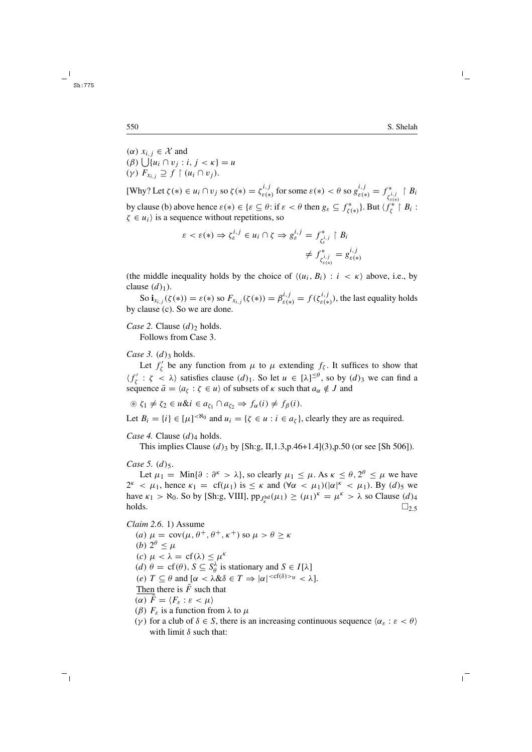($\alpha$) $x_{i,j} \in \mathcal{X}$ and
($\beta$) $\bigcup\{u_i \cap v_j : i, j < \kappa\} = u$
($\gamma$) $F_{x_{i,j}} \supseteq f \restriction (u_i \cap v_j)$.

[Why? Let $\zeta(*) \in u_i \cap v_j$ so $\zeta(*) = \zeta^{i,j}_{\varepsilon(*)}$ for some $\varepsilon(*) < \theta$ so $g^{i,j}_{\varepsilon(*)} = f^*_{\zeta^{i,j}_{\varepsilon(*)}} \restriction B_i$ by clause (b) above hence $\varepsilon(*) \in \{\varepsilon \subseteq \theta$: if $\varepsilon < \theta$ then $g_\varepsilon \subseteq f^*_{\zeta(*)}\}$. But $\langle f^*_\zeta \restriction B_i : \zeta \in u_i\rangle$ is a sequence without repetitions, so

$$\varepsilon < \varepsilon(*) \Rightarrow \zeta^{i,j}_\varepsilon \in u_i \cap \zeta \Rightarrow g^{i,j}_\varepsilon = f^*_{\zeta^{i,j}_\varepsilon} \restriction B_i$$
$$\neq f^*_{\zeta^{i,j}_{\varepsilon(*)}} = g^{i,j}_{\varepsilon(*)}$$

(the middle inequality holds by the choice of $\langle (u_i, B_i) : i < \kappa\rangle$ above, i.e., by clause $(d)_1$).

So $\mathbf{i}_{x_{i,j}}(\zeta(*)) = \varepsilon(*)$ so $F_{x_{i,j}}(\zeta(*)) = \beta^{i,j}_{\varepsilon(*)} = f(\zeta^{i,j}_{\varepsilon(*)})$, the last equality holds by clause (c). So we are done.

*Case 2.* Clause $(d)_2$ holds.
Follows from Case 3.

*Case 3.* $(d)_3$ holds.
Let $f'_\zeta$ be any function from $\mu$ to $\mu$ extending $f_\zeta$. It suffices to show that $\langle f'_\zeta : \zeta < \lambda\rangle$ satisfies clause $(d)_1$. So let $u \in [\lambda]^{\leq\theta}$, so by $(d)_3$ we can find a sequence $\bar{a} = \langle a_\zeta : \zeta \in u\rangle$ of subsets of $\kappa$ such that $a_\alpha \notin J$ and

$\circledast$ $\zeta_1 \neq \zeta_2 \in u \& i \in a_{\zeta_1} \cap a_{\zeta_2} \Rightarrow f_\alpha(i) \neq f_\beta(i)$.

Let $B_i = \{i\} \in [\mu]^{<\aleph_0}$ and $u_i = \{\zeta \in u : i \in a_\zeta\}$, clearly they are as required.

*Case 4.* Clause $(d)_4$ holds.
This implies Clause $(d)_3$ by [Sh:g, II,1.3,p.46+1.4](3),p.50 (or see [Sh 506]).

*Case 5.* $(d)_5$.
Let $\mu_1 = \text{Min}\{\partial : \partial^\kappa > \lambda\}$, so clearly $\mu_1 \leq \mu$. As $\kappa \leq \theta, 2^\theta \leq \mu$ we have $2^\kappa < \mu_1$, hence $\kappa_1 = \text{cf}(\mu_1)$ is $\leq \kappa$ and $(\forall\alpha < \mu_1)(|\alpha|^\kappa < \mu_1)$. By $(d)_5$ we have $\kappa_1 > \aleph_0$. So by [Sh:g, VIII], $\text{pp}_{J^{\text{bd}}_\kappa}(\mu_1) \geq (\mu_1)^\kappa = \mu^\kappa > \lambda$ so Clause $(d)_4$ holds. $\square_{2.5}$

*Claim 2.6.* 1) Assume
(a) $\mu = \text{cov}(\mu, \theta^+, \theta^+, \kappa^+)$ so $\mu > \theta \geq \kappa$
(b) $2^\theta \leq \mu$
(c) $\mu < \lambda = \text{cf}(\lambda) \leq \mu^\kappa$
(d) $\theta = \text{cf}(\theta)$, $S \subseteq S^\lambda_\theta$ is stationary and $S \in I[\lambda]$
(e) $T \subseteq \theta$ and $[\alpha < \lambda \& \delta \in T \Rightarrow |\alpha|^{<\text{cf}(\delta)>_{\text{tr}}} < \lambda]$.

Then there is $\bar{F}$ such that
($\alpha$) $\bar{F} = \langle F_\varepsilon : \varepsilon < \mu\rangle$
($\beta$) $F_\varepsilon$ is a function from $\lambda$ to $\mu$
($\gamma$) for a club of $\delta \in S$, there is an increasing continuous sequence $\langle \alpha_\varepsilon : \varepsilon < \theta\rangle$ with limit $\delta$ such that: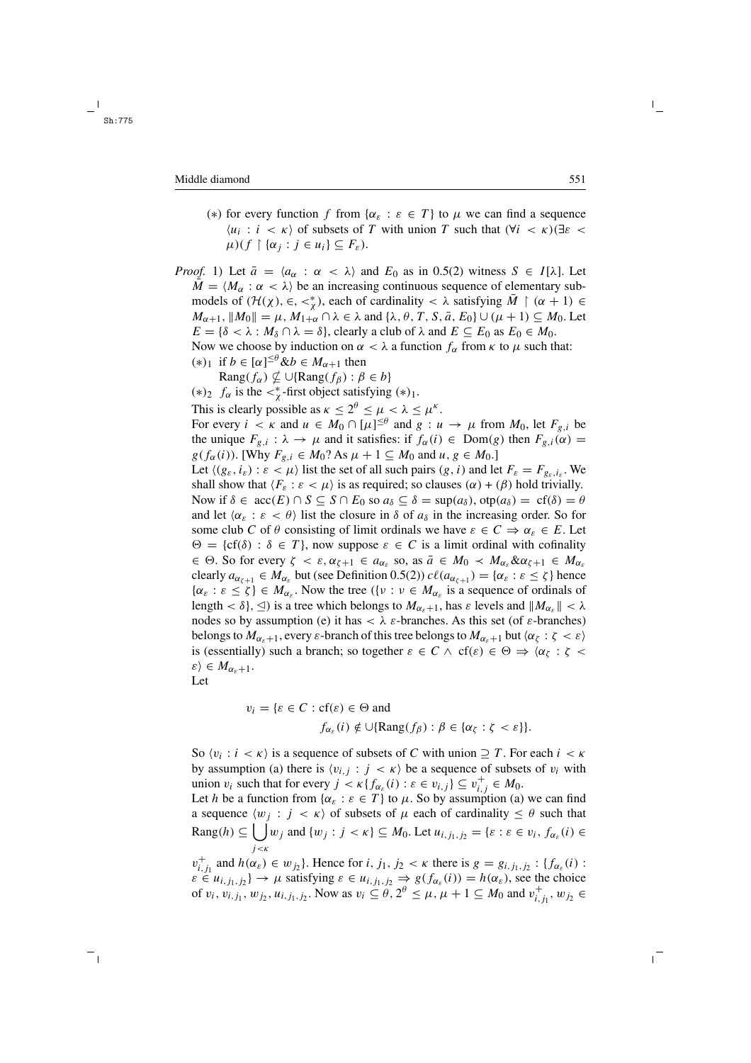(∗) for every function $f$ from $\{\alpha_\varepsilon : \varepsilon \in T\}$ to $\mu$ we can find a sequence $\langle u_i : i < \kappa\rangle$ of subsets of $T$ with union $T$ such that $(\forall i < \kappa)(\exists \varepsilon < \mu)(f \restriction \{\alpha_j : j \in u_i\} \subseteq F_\varepsilon)$.

*Proof.* 1) Let $\bar{a} = \langle a_\alpha : \alpha < \lambda\rangle$ and $E_0$ as in 0.5(2) witness $S \in I[\lambda]$. Let $\bar{M} = \langle M_\alpha : \alpha < \lambda\rangle$ be an increasing continuous sequence of elementary submodels of $(\mathcal{H}(\chi), \in, <^*_\chi)$, each of cardinality $< \lambda$ satisfying $\bar{M} \restriction (\alpha + 1) \in M_{\alpha+1}$, $\|M_0\| = \mu$, $M_{1+\alpha} \cap \lambda \in \lambda$ and $\{\lambda, \theta, T, S, \bar{a}, E_0\} \cup (\mu + 1) \subseteq M_0$. Let $E = \{\delta < \lambda : M_\delta \cap \lambda = \delta\}$, clearly a club of $\lambda$ and $E \subseteq E_0$ as $E_0 \in M_0$.

Now we choose by induction on $\alpha < \lambda$ a function $f_\alpha$ from $\kappa$ to $\mu$ such that:

$(*)_1$ if $b \in [\alpha]^{\leq\theta} \& b \in M_{\alpha+1}$ then

$\mathrm{Rang}(f_\alpha) \nsubseteq \cup\{\mathrm{Rang}(f_\beta) : \beta \in b\}$

$(*)_2$ $f_\alpha$ is the $<^*_\chi$-first object satisfying $(*)_1$.

This is clearly possible as $\kappa \leq 2^\theta \leq \mu < \lambda \leq \mu^\kappa$.

For every $i < \kappa$ and $u \in M_0 \cap [\mu]^{\leq\theta}$ and $g : u \to \mu$ from $M_0$, let $F_{g,i}$ be the unique $F_{g,i} : \lambda \to \mu$ and it satisfies: if $f_\alpha(i) \in \mathrm{Dom}(g)$ then $F_{g,i}(\alpha) = g(f_\alpha(i))$. [Why $F_{g,i} \in M_0$? As $\mu + 1 \subseteq M_0$ and $u, g \in M_0$.]

Let $\langle (g_\varepsilon, i_\varepsilon) : \varepsilon < \mu\rangle$ list the set of all such pairs $(g, i)$ and let $F_\varepsilon = F_{g_\varepsilon, i_\varepsilon}$. We shall show that $\langle F_\varepsilon : \varepsilon < \mu\rangle$ is as required; so clauses $(\alpha) + (\beta)$ hold trivially. Now if $\delta \in \mathrm{acc}(E) \cap S \subseteq S \cap E_0$ so $a_\delta \subseteq \delta = \sup(a_\delta)$, $\mathrm{otp}(a_\delta) = \mathrm{cf}(\delta) = \theta$ and let $\langle \alpha_\varepsilon : \varepsilon < \theta\rangle$ list the closure in $\delta$ of $a_\delta$ in the increasing order. So for some club $C$ of $\theta$ consisting of limit ordinals we have $\varepsilon \in C \Rightarrow \alpha_\varepsilon \in E$. Let $\Theta = \{\mathrm{cf}(\delta) : \delta \in T\}$, now suppose $\varepsilon \in C$ is a limit ordinal with cofinality $\in \Theta$. So for every $\zeta < \varepsilon, \alpha_{\zeta+1} \in a_{\alpha_\varepsilon}$ so, as $\bar{a} \in M_0 \prec M_{\alpha_\varepsilon} \& \alpha_{\zeta+1} \in M_{\alpha_\varepsilon}$ clearly $a_{\alpha_{\zeta+1}} \in M_{\alpha_\varepsilon}$ but (see Definition 0.5(2)) $c\ell(a_{\alpha_{\zeta+1}}) = \{\alpha_\varepsilon : \varepsilon \leq \zeta\}$ hence $\{\alpha_\varepsilon : \varepsilon \leq \zeta\} \in M_{\alpha_\varepsilon}$. Now the tree $(\{\nu : \nu \in M_{\alpha_\varepsilon}$ is a sequence of ordinals of length $< \delta\}, \trianglelefteq)$ is a tree which belongs to $M_{\alpha_\varepsilon+1}$, has $\varepsilon$ levels and $\|M_{\alpha_\varepsilon}\| < \lambda$ nodes so by assumption (e) it has $< \lambda$ $\varepsilon$-branches. As this set (of $\varepsilon$-branches) belongs to $M_{\alpha_\varepsilon+1}$, every $\varepsilon$-branch of this tree belongs to $M_{\alpha_\varepsilon+1}$ but $\langle \alpha_\zeta : \zeta < \varepsilon\rangle$ is (essentially) such a branch; so together $\varepsilon \in C \wedge \mathrm{cf}(\varepsilon) \in \Theta \Rightarrow \langle \alpha_\zeta : \zeta < \varepsilon\rangle \in M_{\alpha_\varepsilon+1}$.

Let

$$v_i = \{\varepsilon \in C : \mathrm{cf}(\varepsilon) \in \Theta \text{ and}$$
$$f_{\alpha_\varepsilon}(i) \notin \cup\{\mathrm{Rang}(f_\beta) : \beta \in \{\alpha_\zeta : \zeta < \varepsilon\}\}.$$

So $\langle v_i : i < \kappa\rangle$ is a sequence of subsets of $C$ with union $\supseteq T$. For each $i < \kappa$ by assumption (a) there is $\langle v_{i,j} : j < \kappa\rangle$ be a sequence of subsets of $v_i$ with union $v_i$ such that for every $j < \kappa\{f_{\alpha_\varepsilon}(i) : \varepsilon \in v_{i,j}\} \subseteq v^+_{i,j} \in M_0$.

Let $h$ be a function from $\{\alpha_\varepsilon : \varepsilon \in T\}$ to $\mu$. So by assumption (a) we can find a sequence $\langle w_j : j < \kappa\rangle$ of subsets of $\mu$ each of cardinality $\leq \theta$ such that $\mathrm{Rang}(h) \subseteq \bigcup_{j<\kappa} w_j$ and $\{w_j : j < \kappa\} \subseteq M_0$. Let $u_{i,j_1,j_2} = \{\varepsilon : \varepsilon \in v_i, f_{\alpha_\varepsilon}(i) \in v^+_{i,j_1}$ and $h(\alpha_\varepsilon) \in w_{j_2}\}$. Hence for $i, j_1, j_2 < \kappa$ there is $g = g_{i,j_1,j_2} : \{f_{\alpha_\varepsilon}(i) : \varepsilon \in u_{i,j_1,j_2}\} \to \mu$ satisfying $\varepsilon \in u_{i,j_1,j_2} \Rightarrow g(f_{\alpha_\varepsilon}(i)) = h(\alpha_\varepsilon)$, see the choice of $v_i, v_{i,j_1}, w_{j_2}, u_{i,j_1,j_2}$. Now as $v_i \subseteq \theta$, $2^\theta \leq \mu$, $\mu + 1 \subseteq M_0$ and $v^+_{i,j_1}, w_{j_2} \in$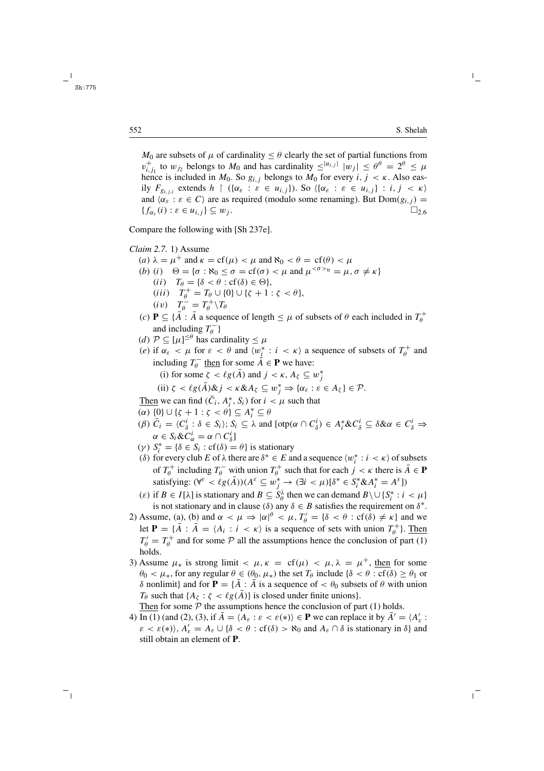$M_0$ are subsets of $\mu$ of cardinality $\leq \theta$ clearly the set of partial functions from $v^+_{i,j_1}$ to $w_{j_2}$ belongs to $M_0$ and has cardinality $\leq^{|u_{i,j}|} |w_j| \leq \theta^\theta = 2^\theta \leq \mu$ hence is included in $M_0$. So $g_{i,j}$ belongs to $M_0$ for every $i, j < \kappa$. Also easily $F_{g_{i,j,i}}$ extends $h \restriction (\{\alpha_\varepsilon : \varepsilon \in u_{i,j}\})$. So $\langle \{\alpha_\varepsilon : \varepsilon \in u_{i,j}\} : i, j < \kappa \rangle$ and $\langle \alpha_\varepsilon : \varepsilon \in C \rangle$ are as required (modulo some renaming). But $\mathrm{Dom}(g_{i,j}) = \{f_{\alpha_\varepsilon}(i) : \varepsilon \in u_{i,j}\} \subseteq w_j$. $\square_{2.6}$

Compare the following with [Sh 237e].

*Claim 2.7.* 1) Assume

(*a*) $\lambda = \mu^+$ and $\kappa = \mathrm{cf}(\mu) < \mu$ and $\aleph_0 < \theta = \mathrm{cf}(\theta) < \mu$

(*b*) (*i*) $\Theta = \{\sigma : \aleph_0 \leq \sigma = \mathrm{cf}(\sigma) < \mu$ and $\mu^{<\sigma>_{\mathrm{tr}}} = \mu, \sigma \neq \kappa\}$

(*ii*) $T_\theta = \{\delta < \theta : \mathrm{cf}(\delta) \in \Theta\}$,

(*iii*) $T^+_\theta = T_\theta \cup \{0\} \cup \{\zeta + 1 : \zeta < \theta\}$,

(*iv*) $T^-_\theta = T^+_\theta \backslash T_\theta$

(*c*) $\mathbf{P} \subseteq \{\bar{A} : \bar{A}$ a sequence of length $\leq \mu$ of subsets of $\theta$ each included in $T^+_\theta$ and including $T^-_\theta\}$

(*d*) $\mathcal{P} \subseteq [\mu]^{\leq \theta}$ has cardinality $\leq \mu$

(*e*) if $\alpha_\varepsilon < \mu$ for $\varepsilon < \theta$ and $\langle w^*_i : i < \kappa \rangle$ a sequence of subsets of $T^+_\theta$ and including $T^-_\theta$ <u>then</u> for some $\bar{A} \in \mathbf{P}$ we have:

(i) for some $\zeta < \ell g(\bar{A})$ and $j < \kappa$, $A_\zeta \subseteq w^*_j$

(ii) $\zeta < \ell g(\bar{A}) \& j < \kappa \& A_\zeta \subseteq w^*_j \Rightarrow \{\alpha_\varepsilon : \varepsilon \in A_\zeta\} \in \mathcal{P}$.

<u>Then</u> we can find $(\bar{C}_i, A^*_i, S_i)$ for $i < \mu$ such that

($\alpha$) $\{0\} \cup \{\zeta + 1 : \zeta < \theta\} \subseteq A^*_i \subseteq \theta$

($\beta$) $\bar{C}_i = \langle C^i_\delta : \delta \in S_i \rangle$; $S_i \subseteq \lambda$ and $[\mathrm{otp}(\alpha \cap C^i_\delta) \in A^*_i \& C^i_\delta \subseteq \delta \& \alpha \in C^i_\delta \Rightarrow \alpha \in S_i \& C^i_\alpha = \alpha \cap C^i_\delta]$

($\gamma$) $S^*_i = \{\delta \in S_i : \mathrm{cf}(\delta) = \theta\}$ is stationary

($\delta$) for every club $E$ of $\lambda$ there are $\delta^* \in E$ and a sequence $\langle w^*_i : i < \kappa \rangle$ of subsets of $T^+_\theta$ including $T^-_\theta$ with union $T^+_\theta$ such that for each $j < \kappa$ there is $\bar{A} \in \mathbf{P}$ satisfying: $(\forall^\varepsilon < \ell g(\bar{A}))(A^\varepsilon \subseteq w^*_j \rightarrow (\exists i < \mu)[\delta^* \in S^*_i \& A^*_i = A^\varepsilon])$

($\varepsilon$) if $B \in I[\lambda]$ is stationary and $B \subseteq S^\lambda_\theta$ then we can demand $B \backslash \cup \{S^*_i : i < \mu\}$ is not stationary and in clause ($\delta$) any $\delta \in B$ satisfies the requirement on $\delta^*$.

2) Assume, (a), (b) and $\alpha < \mu \Rightarrow |\alpha|^\theta < \mu$, $T'_\theta = \{\delta < \theta : \mathrm{cf}(\delta) \neq \kappa\}$ and we let $\mathbf{P} = \{\bar{A} : \bar{A} = \langle A_i : i < \kappa \rangle$ is a sequence of sets with union $T^+_\theta\}$. <u>Then</u> $T'_\theta = T^+_\theta$ and for some $\mathcal{P}$ all the assumptions hence the conclusion of part (1) holds.

3) Assume $\mu_*$ is strong limit $< \mu$, $\kappa = \mathrm{cf}(\mu) < \mu$, $\lambda = \mu^+$, <u>then</u> for some $\theta_0 < \mu_*$, for any regular $\theta \in (\theta_0, \mu_*)$ the set $T_\theta$ include $\{\delta < \theta : \mathrm{cf}(\delta) \geq \theta_1$ or $\delta$ nonlimit$\}$ and for $\mathbf{P} = \{\bar{A} : \bar{A}$ is a sequence of $< \theta_0$ subsets of $\theta$ with union $T_\theta$ such that $\{A_\zeta : \zeta < \ell g(\bar{A})\}$ is closed under finite unions$\}$.

<u>Then</u> for some $\mathcal{P}$ the assumptions hence the conclusion of part (1) holds.

4) In (1) (and (2), (3), if $\bar{A} = \langle A_\varepsilon : \varepsilon < \varepsilon(*) \rangle \in \mathbf{P}$ we can replace it by $\bar{A}' = \langle A'_\varepsilon : \varepsilon < \varepsilon(*) \rangle$, $A'_\varepsilon = A_\varepsilon \cup \{\delta < \theta : \mathrm{cf}(\delta) > \aleph_0$ and $A_\varepsilon \cap \delta$ is stationary in $\delta\}$ and still obtain an element of $\mathbf{P}$.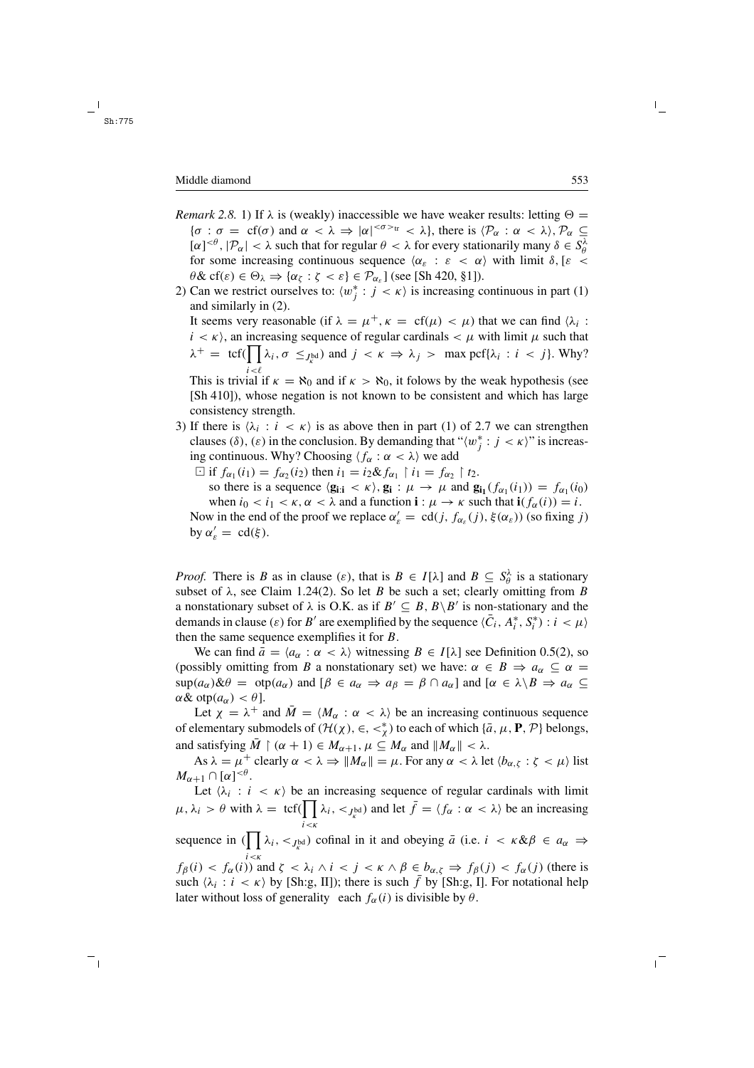*Remark 2.8.* 1) If $\lambda$ is (weakly) inaccessible we have weaker results: letting $\Theta = \{\sigma : \sigma = \mathrm{cf}(\sigma)$ and $\alpha < \lambda \Rightarrow |\alpha|^{<\sigma>_{\mathrm{tr}}} < \lambda\}$, there is $\langle \mathcal{P}_\alpha : \alpha < \lambda\rangle, \mathcal{P}_\alpha \subseteq [\alpha]^{<\theta}, |\mathcal{P}_\alpha| < \lambda$ such that for regular $\theta < \lambda$ for every stationarily many $\delta \in S^\lambda_\theta$ for some increasing continuous sequence $\langle \alpha_\varepsilon : \varepsilon < \alpha\rangle$ with limit $\delta, [\varepsilon < \theta \,\&\, \mathrm{cf}(\varepsilon) \in \Theta_\lambda \Rightarrow \{\alpha_\zeta : \zeta < \varepsilon\} \in \mathcal{P}_{\alpha_\varepsilon}]$ (see [Sh 420, §1]).

2) Can we restrict ourselves to: $\langle w^*_j : j < \kappa\rangle$ is increasing continuous in part (1) and similarly in (2).
It seems very reasonable (if $\lambda = \mu^+, \kappa = \mathrm{cf}(\mu) < \mu$) that we can find $\langle \lambda_i : i < \kappa\rangle$, an increasing sequence of regular cardinals $< \mu$ with limit $\mu$ such that $\lambda^+ = \mathrm{tcf}(\prod_{i<\ell} \lambda_i, \sigma \le_{J^{\mathrm{bd}}_\kappa})$ and $j < \kappa \Rightarrow \lambda_j > \max \mathrm{pcf}\{\lambda_i : i < j\}$. Why?
This is trivial if $\kappa = \aleph_0$ and if $\kappa > \aleph_0$, it folows by the weak hypothesis (see [Sh 410]), whose negation is not known to be consistent and which has large consistency strength.

3) If there is $\langle \lambda_i : i < \kappa\rangle$ is as above then in part (1) of 2.7 we can strengthen clauses $(\delta)$, $(\varepsilon)$ in the conclusion. By demanding that "$\langle w^*_j : j < \kappa\rangle$" is increasing continuous. Why? Choosing $\langle f_\alpha : \alpha < \lambda\rangle$ we add
$\boxdot$ if $f_{\alpha_1}(i_1) = f_{\alpha_2}(i_2)$ then $i_1 = i_2 \& f_{\alpha_1} \restriction i_1 = f_{\alpha_2} \restriction t_2$.
so there is a sequence $\langle \mathbf{g}_{\mathbf{i}:\mathbf{i}} < \kappa\rangle, \mathbf{g}_\mathbf{i} : \mu \to \mu$ and $\mathbf{g}_{\mathbf{i}_1}(f_{\alpha_1}(i_1)) = f_{\alpha_1}(i_0)$ when $i_0 < i_1 < \kappa, \alpha < \lambda$ and a function $\mathbf{i} : \mu \to \kappa$ such that $\mathbf{i}(f_\alpha(i)) = i$.
Now in the end of the proof we replace $\alpha'_\varepsilon = \mathrm{cd}(j, f_{\alpha_\varepsilon}(j), \xi(\alpha_\varepsilon))$ (so fixing $j$) by $\alpha'_\varepsilon = \mathrm{cd}(\xi)$.

*Proof.* There is $B$ as in clause $(\varepsilon)$, that is $B \in I[\lambda]$ and $B \subseteq S^\lambda_\theta$ is a stationary subset of $\lambda$, see Claim 1.24(2). So let $B$ be such a set; clearly omitting from $B$ a nonstationary subset of $\lambda$ is O.K. as if $B' \subseteq B, B\backslash B'$ is non-stationary and the demands in clause $(\varepsilon)$ for $B'$ are exemplified by the sequence $\langle \bar{C}_i, A^*_i, S^*_i) : i < \mu\rangle$ then the same sequence exemplifies it for $B$.

We can find $\bar{a} = \langle a_\alpha : \alpha < \lambda\rangle$ witnessing $B \in I[\lambda]$ see Definition 0.5(2), so (possibly omitting from $B$ a nonstationary set) we have: $\alpha \in B \Rightarrow a_\alpha \subseteq \alpha = \sup(a_\alpha) \& \theta = \mathrm{otp}(a_\alpha)$ and $[\beta \in a_\alpha \Rightarrow a_\beta = \beta \cap a_\alpha]$ and $[\alpha \in \lambda\backslash B \Rightarrow a_\alpha \subseteq \alpha \,\&\, \mathrm{otp}(a_\alpha) < \theta]$.

Let $\chi = \lambda^+$ and $\bar{M} = \langle M_\alpha : \alpha < \lambda\rangle$ be an increasing continuous sequence of elementary submodels of $(\mathcal{H}(\chi), \in, <^*_\chi)$ to each of which $\{\bar{a}, \mu, \mathbf{P}, \mathcal{P}\}$ belongs, and satisfying $\bar{M} \restriction (\alpha + 1) \in M_{\alpha+1}, \mu \subseteq M_\alpha$ and $\|M_\alpha\| < \lambda$.

As $\lambda = \mu^+$ clearly $\alpha < \lambda \Rightarrow \|M_\alpha\| = \mu$. For any $\alpha < \lambda$ let $\langle b_{\alpha,\zeta} : \zeta < \mu\rangle$ list $M_{\alpha+1} \cap [\alpha]^{<\theta}$.

Let $\langle \lambda_i : i < \kappa\rangle$ be an increasing sequence of regular cardinals with limit $\mu, \lambda_i > \theta$ with $\lambda = \mathrm{tcf}(\prod_{i<\kappa} \lambda_i, <_{J^{\mathrm{bd}}_\kappa})$ and let $\bar{f} = \langle f_\alpha : \alpha < \lambda\rangle$ be an increasing sequence in $(\prod_{i<\kappa} \lambda_i, <_{J^{\mathrm{bd}}_\kappa})$ cofinal in it and obeying $\bar{a}$ (i.e. $i < \kappa \& \beta \in a_\alpha \Rightarrow f_\beta(i) < f_\alpha(i)$) and $\zeta < \lambda_i \wedge i < j < \kappa \wedge \beta \in b_{\alpha,\zeta} \Rightarrow f_\beta(j) < f_\alpha(j)$ (there is such $\langle \lambda_i : i < \kappa\rangle$ by [Sh:g, II]); there is such $\bar{f}$ by [Sh:g, I]. For notational help later without loss of generality each $f_\alpha(i)$ is divisible by $\theta$.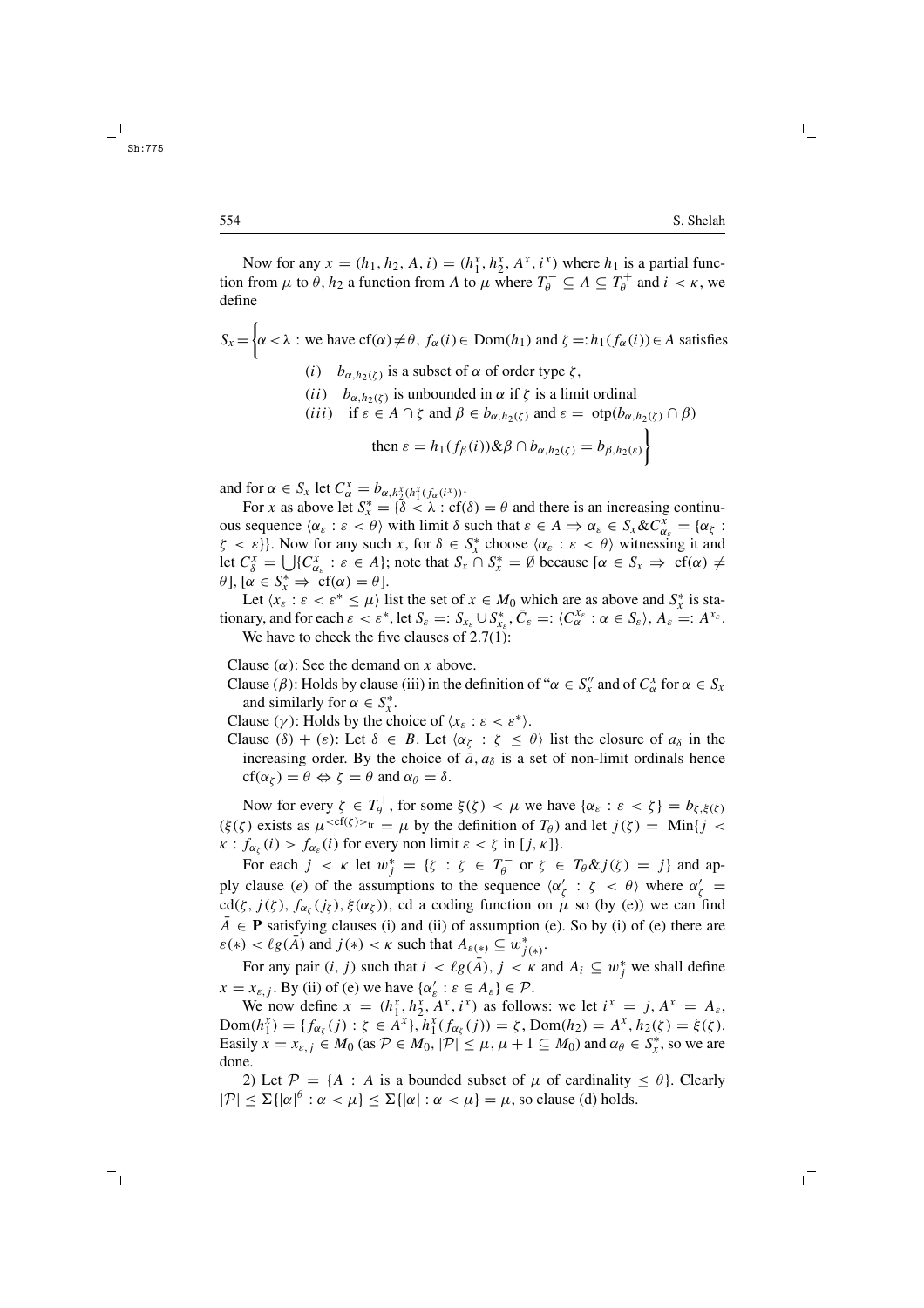Now for any $x = (h_1, h_2, A, i) = (h_1^x, h_2^x, A^x, i^x)$ where $h_1$ is a partial function from $\mu$ to $\theta$, $h_2$ a function from $A$ to $\mu$ where $T_\theta^- \subseteq A \subseteq T_\theta^+$ and $i < \kappa$, we define

$$S_x = \Bigg\{\alpha < \lambda : \text{we have } \mathrm{cf}(\alpha) \neq \theta,\ f_\alpha(i) \in \mathrm{Dom}(h_1) \text{ and } \zeta =: h_1(f_\alpha(i)) \in A \text{ satisfies}$$

$$(i)\quad b_{\alpha, h_2(\zeta)} \text{ is a subset of } \alpha \text{ of order type } \zeta,$$

$$(ii)\quad b_{\alpha, h_2(\zeta)} \text{ is unbounded in } \alpha \text{ if } \zeta \text{ is a limit ordinal}$$

$$(iii)\quad \text{if } \varepsilon \in A \cap \zeta \text{ and } \beta \in b_{\alpha, h_2(\zeta)} \text{ and } \varepsilon = \mathrm{otp}(b_{\alpha, h_2(\zeta)} \cap \beta)$$

$$\text{then } \varepsilon = h_1(f_\beta(i)) \,\&\, \beta \cap b_{\alpha, h_2(\zeta)} = b_{\beta, h_2(\varepsilon)}\Bigg\}$$

and for $\alpha \in S_x$ let $C_\alpha^x = b_{\alpha, h_2^x(h_1^x(f_\alpha(i^x)))}$.

For $x$ as above let $S_x^* = \{\delta < \lambda : \mathrm{cf}(\delta) = \theta$ and there is an increasing continuous sequence $\langle \alpha_\varepsilon : \varepsilon < \theta\rangle$ with limit $\delta$ such that $\varepsilon \in A \Rightarrow \alpha_\varepsilon \in S_x \,\&\, C_{\alpha_\varepsilon}^x = \{\alpha_\zeta : \zeta < \varepsilon\}\}$. Now for any such $x$, for $\delta \in S_x^*$ choose $\langle \alpha_\varepsilon : \varepsilon < \theta\rangle$ witnessing it and let $C_\delta^x = \bigcup\{C_{\alpha_\varepsilon}^x : \varepsilon \in A\}$; note that $S_x \cap S_x^* = \emptyset$ because $[\alpha \in S_x \Rightarrow \mathrm{cf}(\alpha) \neq \theta]$, $[\alpha \in S_x^* \Rightarrow \mathrm{cf}(\alpha) = \theta]$.

Let $\langle x_\varepsilon : \varepsilon < \varepsilon^* \leq \mu\rangle$ list the set of $x \in M_0$ which are as above and $S_x^*$ is stationary, and for each $\varepsilon < \varepsilon^*$, let $S_\varepsilon =: S_{x_\varepsilon} \cup S_{x_\varepsilon}^*$, $\bar{C}_\varepsilon =: \langle C_\alpha^{x_\varepsilon} : \alpha \in S_\varepsilon\rangle$, $A_\varepsilon =: A^{x_\varepsilon}$.

We have to check the five clauses of 2.7(1):

Clause $(\alpha)$: See the demand on $x$ above.

Clause $(\beta)$: Holds by clause (iii) in the definition of "$\alpha \in S_x''$ and of $C_\alpha^x$ for $\alpha \in S_x$ and similarly for $\alpha \in S_x^*$.

Clause $(\gamma)$: Holds by the choice of $\langle x_\varepsilon : \varepsilon < \varepsilon^*\rangle$.

Clause $(\delta) + (\varepsilon)$: Let $\delta \in B$. Let $\langle \alpha_\zeta : \zeta \leq \theta\rangle$ list the closure of $a_\delta$ in the increasing order. By the choice of $\bar{a}$, $a_\delta$ is a set of non-limit ordinals hence $\mathrm{cf}(\alpha_\zeta) = \theta \Leftrightarrow \zeta = \theta$ and $\alpha_\theta = \delta$.

Now for every $\zeta \in T_\theta^+$, for some $\xi(\zeta) < \mu$ we have $\{\alpha_\varepsilon : \varepsilon < \zeta\} = b_{\zeta, \xi(\zeta)}$ ($\xi(\zeta)$ exists as $\mu^{<\mathrm{cf}(\zeta)>_{\mathrm{tr}}} = \mu$ by the definition of $T_\theta$) and let $j(\zeta) = \mathrm{Min}\{j < \kappa : f_{\alpha_\zeta}(i) > f_{\alpha_\varepsilon}(i)$ for every non limit $\varepsilon < \zeta$ in $[j, \kappa]\}$.

For each $j < \kappa$ let $w_j^* = \{\zeta : \zeta \in T_\theta^-$ or $\zeta \in T_\theta \,\&\, j(\zeta) = j\}$ and apply clause $(e)$ of the assumptions to the sequence $\langle \alpha'_\zeta : \zeta < \theta\rangle$ where $\alpha'_\zeta = \mathrm{cd}(\zeta, j(\zeta), f_{\alpha_\zeta}(j_\zeta), \xi(\alpha_\zeta))$, cd a coding function on $\mu$ so (by (e)) we can find $\bar{A} \in \mathbf{P}$ satisfying clauses (i) and (ii) of assumption (e). So by (i) of (e) there are $\varepsilon(*) < \ell g(\bar{A})$ and $j(*) < \kappa$ such that $A_{\varepsilon(*)} \subseteq w_{j(*)}^*$.

For any pair $(i, j)$ such that $i < \ell g(\bar{A})$, $j < \kappa$ and $A_i \subseteq w_j^*$ we shall define $x = x_{\varepsilon, j}$. By (ii) of (e) we have $\{\alpha'_\varepsilon : \varepsilon \in A_\varepsilon\} \in \mathcal{P}$.

We now define $x = (h_1^x, h_2^x, A^x, i^x)$ as follows: we let $i^x = j$, $A^x = A_\varepsilon$, $\mathrm{Dom}(h_1^x) = \{f_{\alpha_\zeta}(j) : \zeta \in A^x\}$, $h_1^x(f_{\alpha_\zeta}(j)) = \zeta$, $\mathrm{Dom}(h_2) = A^x$, $h_2(\zeta) = \xi(\zeta)$. Easily $x = x_{\varepsilon, j} \in M_0$ (as $\mathcal{P} \in M_0$, $|\mathcal{P}| \leq \mu$, $\mu + 1 \subseteq M_0$) and $\alpha_\theta \in S_x^*$, so we are done.

2) Let $\mathcal{P} = \{A : A$ is a bounded subset of $\mu$ of cardinality $\leq \theta\}$. Clearly $|\mathcal{P}| \leq \Sigma\{|\alpha|^\theta : \alpha < \mu\} \leq \Sigma\{|\alpha| : \alpha < \mu\} = \mu$, so clause (d) holds.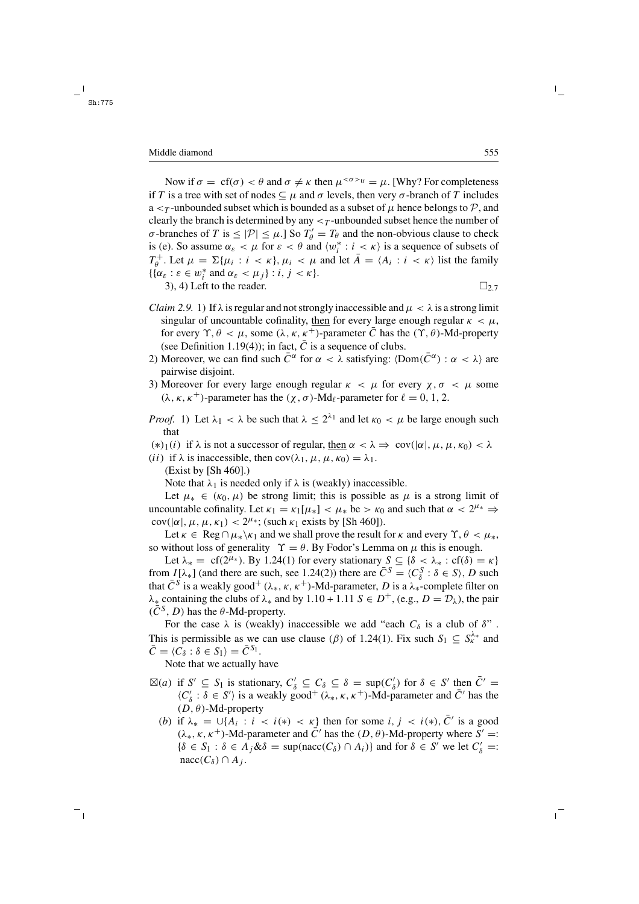Now if $\sigma = \text{cf}(\sigma) < \theta$ and $\sigma \neq \kappa$ then $\mu^{<\sigma>_{\text{tr}}} = \mu$. [Why? For completeness if $T$ is a tree with set of nodes $\subseteq \mu$ and $\sigma$ levels, then very $\sigma$-branch of $T$ includes a $<_T$-unbounded subset which is bounded as a subset of $\mu$ hence belongs to $\mathcal{P}$, and clearly the branch is determined by any $<_T$-unbounded subset hence the number of $\sigma$-branches of $T$ is $\leq |\mathcal{P}| \leq \mu$.] So $T'_\theta = T_\theta$ and the non-obvious clause to check is (e). So assume $\alpha_\varepsilon < \mu$ for $\varepsilon < \theta$ and $\langle w^*_i : i < \kappa \rangle$ is a sequence of subsets of $T^+_\theta$. Let $\mu = \Sigma\{\mu_i : i < \kappa\}$, $\mu_i < \mu$ and let $\bar{A} = \langle A_i : i < \kappa \rangle$ list the family $\{\{\alpha_\varepsilon : \varepsilon \in w^*_i \text{ and } \alpha_\varepsilon < \mu_j\} : i, j < \kappa\}$.

3), 4) Left to the reader. $\square_{2.7}$

*Claim 2.9.* 1) If $\lambda$ is regular and not strongly inaccessible and $\mu < \lambda$ is a strong limit singular of uncountable cofinality, then for every large enough regular $\kappa < \mu$, for every $\Upsilon, \theta < \mu$, some $(\lambda, \kappa, \kappa^+)$-parameter $\bar{C}$ has the $(\Upsilon, \theta)$-Md-property (see Definition 1.19(4)); in fact, $\bar{C}$ is a sequence of clubs.

2) Moreover, we can find such $\bar{C}^\alpha$ for $\alpha < \lambda$ satisfying: $\langle \text{Dom}(\bar{C}^\alpha) : \alpha < \lambda \rangle$ are pairwise disjoint.

3) Moreover for every large enough regular $\kappa < \mu$ for every $\chi, \sigma < \mu$ some $(\lambda, \kappa, \kappa^+)$-parameter has the $(\chi, \sigma)$-$\text{Md}_\ell$-parameter for $\ell = 0, 1, 2$.

*Proof.* 1) Let $\lambda_1 < \lambda$ be such that $\lambda \leq 2^{\lambda_1}$ and let $\kappa_0 < \mu$ be large enough such that

$(*)_1(i)$ if $\lambda$ is not a successor of regular, then $\alpha < \lambda \Rightarrow \text{cov}(|\alpha|, \mu, \mu, \kappa_0) < \lambda$

$(ii)$ if $\lambda$ is inaccessible, then $\text{cov}(\lambda_1, \mu, \mu, \kappa_0) = \lambda_1$.

(Exist by [Sh 460].)

Note that $\lambda_1$ is needed only if $\lambda$ is (weakly) inaccessible.

Let $\mu_* \in (\kappa_0, \mu)$ be strong limit; this is possible as $\mu$ is a strong limit of uncountable cofinality. Let $\kappa_1 = \kappa_1[\mu_*] < \mu_*$ be $> \kappa_0$ and such that $\alpha < 2^{\mu_*} \Rightarrow \text{cov}(|\alpha|, \mu, \mu, \kappa_1) < 2^{\mu_*}$; (such $\kappa_1$ exists by [Sh 460]).

Let $\kappa \in \text{Reg} \cap \mu_* \backslash \kappa_1$ and we shall prove the result for $\kappa$ and every $\Upsilon, \theta < \mu_*$, so without loss of generality $\Upsilon = \theta$. By Fodor's Lemma on $\mu$ this is enough.

Let $\lambda_* = \text{cf}(2^{\mu_*})$. By 1.24(1) for every stationary $S \subseteq \{\delta < \lambda_* : \text{cf}(\delta) = \kappa\}$ from $I[\lambda_*]$ (and there are such, see 1.24(2)) there are $\bar{C}^S = \langle C^S_\delta : \delta \in S \rangle$, $D$ such that $\bar{C}^S$ is a weakly good$^+$ $(\lambda_*, \kappa, \kappa^+)$-Md-parameter, $D$ is a $\lambda_*$-complete filter on $\lambda_*$ containing the clubs of $\lambda_*$ and by 1.10 + 1.11 $S \in D^+$, (e.g., $D = \mathcal{D}_\lambda$), the pair $(\bar{C}^S, D)$ has the $\theta$-Md-property.

For the case $\lambda$ is (weakly) inaccessible we add "each $C_\delta$ is a club of $\delta$". This is permissible as we can use clause $(\beta)$ of 1.24(1). Fix such $S_1 \subseteq S^{\lambda_*}_\kappa$ and $\bar{C} = \langle C_\delta : \delta \in S_1 \rangle = \bar{C}^{S_1}$.

Note that we actually have

$\boxtimes(a)$ if $S' \subseteq S_1$ is stationary, $C'_\delta \subseteq C_\delta \subseteq \delta = \sup(C'_\delta)$ for $\delta \in S'$ then $\bar{C}' = \langle C'_\delta : \delta \in S' \rangle$ is a weakly good$^+$ $(\lambda_*, \kappa, \kappa^+)$-Md-parameter and $\bar{C}'$ has the $(D, \theta)$-Md-property

$(b)$ if $\lambda_* = \cup\{A_i : i < i(*) < \kappa\}$ then for some $i, j < i(*)$, $\bar{C}'$ is a good $(\lambda_*, \kappa, \kappa^+)$-Md-parameter and $\bar{C}'$ has the $(D, \theta)$-Md-property where $S' =: \{\delta \in S_1 : \delta \in A_j \& \delta = \sup(\text{nacc}(C_\delta) \cap A_i)\}$ and for $\delta \in S'$ we let $C'_\delta =: \text{nacc}(C_\delta) \cap A_j$.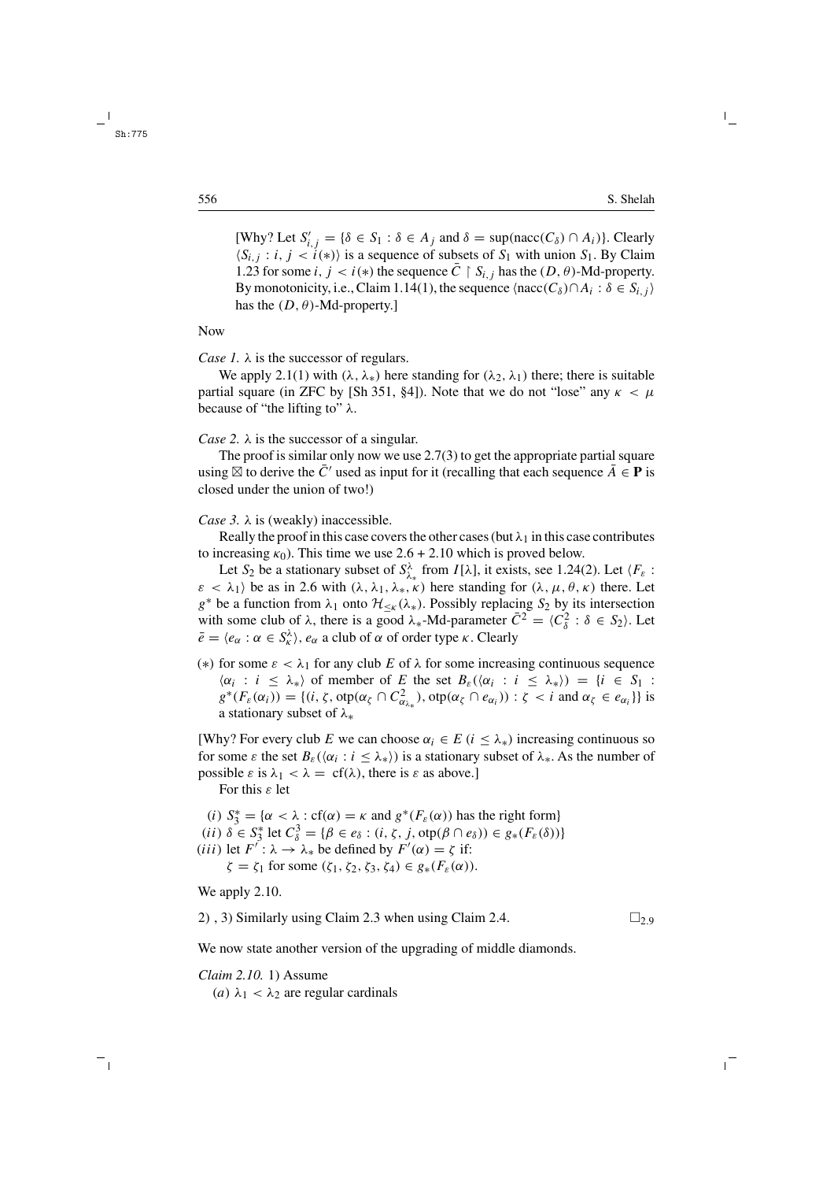[Why? Let $S'_{i,j} = \{\delta \in S_1 : \delta \in A_j$ and $\delta = \sup(\mathrm{nacc}(C_\delta) \cap A_i)\}$. Clearly $\langle S_{i,j} : i, j < i(*)\rangle$ is a sequence of subsets of $S_1$ with union $S_1$. By Claim 1.23 for some $i, j < i(*)$ the sequence $\bar{C} \restriction S_{i,j}$ has the $(D, \theta)$-Md-property. By monotonicity, i.e., Claim 1.14(1), the sequence $\langle \mathrm{nacc}(C_\delta) \cap A_i : \delta \in S_{i,j}\rangle$ has the $(D, \theta)$-Md-property.]

Now

*Case 1.* $\lambda$ is the successor of regulars.

We apply 2.1(1) with $(\lambda, \lambda_*)$ here standing for $(\lambda_2, \lambda_1)$ there; there is suitable partial square (in ZFC by [Sh 351, §4]). Note that we do not "lose" any $\kappa < \mu$ because of "the lifting to" $\lambda$.

*Case 2.* $\lambda$ is the successor of a singular.

The proof is similar only now we use 2.7(3) to get the appropriate partial square using $\boxtimes$ to derive the $\bar{C}'$ used as input for it (recalling that each sequence $\bar{A} \in \mathbf{P}$ is closed under the union of two!)

*Case 3.* $\lambda$ is (weakly) inaccessible.

Really the proof in this case covers the other cases (but $\lambda_1$ in this case contributes to increasing $\kappa_0$). This time we use 2.6 + 2.10 which is proved below.

Let $S_2$ be a stationary subset of $S^\lambda_{\lambda_*}$ from $I[\lambda]$, it exists, see 1.24(2). Let $\langle F_\varepsilon : \varepsilon < \lambda_1\rangle$ be as in 2.6 with $(\lambda, \lambda_1, \lambda_*, \kappa)$ here standing for $(\lambda, \mu, \theta, \kappa)$ there. Let $g^*$ be a function from $\lambda_1$ onto $\mathcal{H}_{\leq\kappa}(\lambda_*)$. Possibly replacing $S_2$ by its intersection with some club of $\lambda$, there is a good $\lambda_*$-Md-parameter $\bar{C}^2 = \langle C^2_\delta : \delta \in S_2\rangle$. Let $\bar{e} = \langle e_\alpha : \alpha \in S^\lambda_\kappa\rangle$, $e_\alpha$ a club of $\alpha$ of order type $\kappa$. Clearly

($*$) for some $\varepsilon < \lambda_1$ for any club $E$ of $\lambda$ for some increasing continuous sequence $\langle \alpha_i : i \leq \lambda_*\rangle$ of member of $E$ the set $B_\varepsilon(\langle \alpha_i : i \leq \lambda_*\rangle) = \{i \in S_1 : g^*(F_\varepsilon(\alpha_i)) = \{(i, \zeta, \mathrm{otp}(\alpha_\zeta \cap C^2_{\alpha_{\lambda_*}}), \mathrm{otp}(\alpha_\zeta \cap e_{\alpha_i})) : \zeta < i$ and $\alpha_\zeta \in e_{\alpha_i}\}\}$ is a stationary subset of $\lambda_*$

[Why? For every club $E$ we can choose $\alpha_i \in E$ $(i \leq \lambda_*)$ increasing continuous so for some $\varepsilon$ the set $B_\varepsilon(\langle \alpha_i : i \leq \lambda_*\rangle)$ is a stationary subset of $\lambda_*$. As the number of possible $\varepsilon$ is $\lambda_1 < \lambda = \mathrm{cf}(\lambda)$, there is $\varepsilon$ as above.]

For this $\varepsilon$ let

($i$) $S^*_3 = \{\alpha < \lambda : \mathrm{cf}(\alpha) = \kappa$ and $g^*(F_\varepsilon(\alpha))$ has the right form$\}$
($ii$) $\delta \in S^*_3$ let $C^3_\delta = \{\beta \in e_\delta : (i, \zeta, j, \mathrm{otp}(\beta \cap e_\delta)) \in g_*(F_\varepsilon(\delta))\}$
($iii$) let $F' : \lambda \to \lambda_*$ be defined by $F'(\alpha) = \zeta$ if:
$\zeta = \zeta_1$ for some $(\zeta_1, \zeta_2, \zeta_3, \zeta_4) \in g_*(F_\varepsilon(\alpha))$.

We apply 2.10.

2) , 3) Similarly using Claim 2.3 when using Claim 2.4. $\square_{2.9}$

We now state another version of the upgrading of middle diamonds.

*Claim 2.10.* 1) Assume

($a$) $\lambda_1 < \lambda_2$ are regular cardinals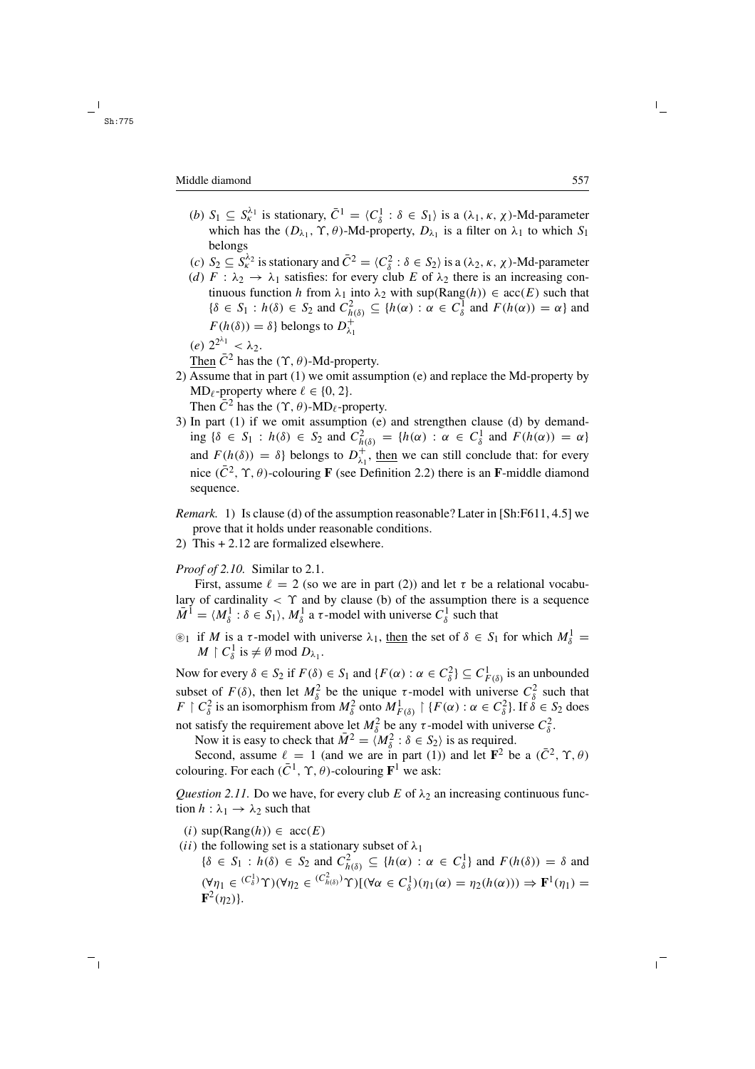(*b*) $S_1 \subseteq S^{\lambda_1}_\kappa$ is stationary, $\bar{C}^1 = \langle C^1_\delta : \delta \in S_1\rangle$ is a $(\lambda_1, \kappa, \chi)$-Md-parameter which has the $(D_{\lambda_1}, \Upsilon, \theta)$-Md-property, $D_{\lambda_1}$ is a filter on $\lambda_1$ to which $S_1$ belongs

(*c*) $S_2 \subseteq S^{\lambda_2}_\kappa$ is stationary and $\bar{C}^2 = \langle C^2_\delta : \delta \in S_2\rangle$ is a $(\lambda_2, \kappa, \chi)$-Md-parameter

(*d*) $F : \lambda_2 \to \lambda_1$ satisfies: for every club $E$ of $\lambda_2$ there is an increasing continuous function $h$ from $\lambda_1$ into $\lambda_2$ with $\sup(\mathrm{Rang}(h)) \in \mathrm{acc}(E)$ such that $\{\delta \in S_1 : h(\delta) \in S_2$ and $C^2_{h(\delta)} \subseteq \{h(\alpha) : \alpha \in C^1_\delta$ and $F(h(\alpha)) = \alpha\}$ and $F(h(\delta)) = \delta\}$ belongs to $D^+_{\lambda_1}$

(*e*) $2^{2^{\lambda_1}} < \lambda_2$.

Then $\bar{C}^2$ has the $(\Upsilon, \theta)$-Md-property.

2) Assume that in part (1) we omit assumption (e) and replace the Md-property by $\mathrm{MD}_\ell$-property where $\ell \in \{0, 2\}$.
Then $\bar{C}^2$ has the $(\Upsilon, \theta)$-$\mathrm{MD}_\ell$-property.

3) In part (1) if we omit assumption (e) and strengthen clause (d) by demanding $\{\delta \in S_1 : h(\delta) \in S_2$ and $C^2_{h(\delta)} = \{h(\alpha) : \alpha \in C^1_\delta$ and $F(h(\alpha)) = \alpha\}$ and $F(h(\delta)) = \delta\}$ belongs to $D^+_{\lambda_1}$, then we can still conclude that: for every nice $(\bar{C}^2, \Upsilon, \theta)$-colouring $\mathbf{F}$ (see Definition 2.2) there is an $\mathbf{F}$-middle diamond sequence.

*Remark.* 1) Is clause (d) of the assumption reasonable? Later in [Sh:F611, 4.5] we prove that it holds under reasonable conditions.

2) This + 2.12 are formalized elsewhere.

*Proof of 2.10.* Similar to 2.1.

First, assume $\ell = 2$ (so we are in part (2)) and let $\tau$ be a relational vocabulary of cardinality $< \Upsilon$ and by clause (b) of the assumption there is a sequence $\bar{M}^1 = \langle M^1_\delta : \delta \in S_1\rangle$, $M^1_\delta$ a $\tau$-model with universe $C^1_\delta$ such that

$\circledast_1$ if $M$ is a $\tau$-model with universe $\lambda_1$, then the set of $\delta \in S_1$ for which $M^1_\delta = M \restriction C^1_\delta$ is $\neq \emptyset \mod D_{\lambda_1}$.

Now for every $\delta \in S_2$ if $F(\delta) \in S_1$ and $\{F(\alpha) : \alpha \in C^2_\delta\} \subseteq C^1_{F(\delta)}$ is an unbounded subset of $F(\delta)$, then let $M^2_\delta$ be the unique $\tau$-model with universe $C^2_\delta$ such that $F \restriction C^2_\delta$ is an isomorphism from $M^2_\delta$ onto $M^1_{F(\delta)} \restriction \{F(\alpha) : \alpha \in C^2_\delta\}$. If $\delta \in S_2$ does not satisfy the requirement above let $M^2_\delta$ be any $\tau$-model with universe $C^2_\delta$.

Now it is easy to check that $\bar{M}^2 = \langle M^2_\delta : \delta \in S_2\rangle$ is as required.

Second, assume $\ell = 1$ (and we are in part (1)) and let $\mathbf{F}^2$ be a $(\bar{C}^2, \Upsilon, \theta)$ colouring. For each $(\bar{C}^1, \Upsilon, \theta)$-colouring $\mathbf{F}^1$ we ask:

*Question 2.11.* Do we have, for every club $E$ of $\lambda_2$ an increasing continuous function $h : \lambda_1 \to \lambda_2$ such that

(*i*) $\sup(\mathrm{Rang}(h)) \in \mathrm{acc}(E)$

(*ii*) the following set is a stationary subset of $\lambda_1$
$\{\delta \in S_1 : h(\delta) \in S_2$ and $C^2_{h(\delta)} \subseteq \{h(\alpha) : \alpha \in C^1_\delta\}$ and $F(h(\delta)) = \delta$ and $(\forall \eta_1 \in {}^{(C^1_\delta)}\Upsilon)(\forall \eta_2 \in {}^{(C^2_{h(\delta)})}\Upsilon)[(\forall \alpha \in C^1_\delta)(\eta_1(\alpha) = \eta_2(h(\alpha))) \Rightarrow \mathbf{F}^1(\eta_1) = \mathbf{F}^2(\eta_2)\}$.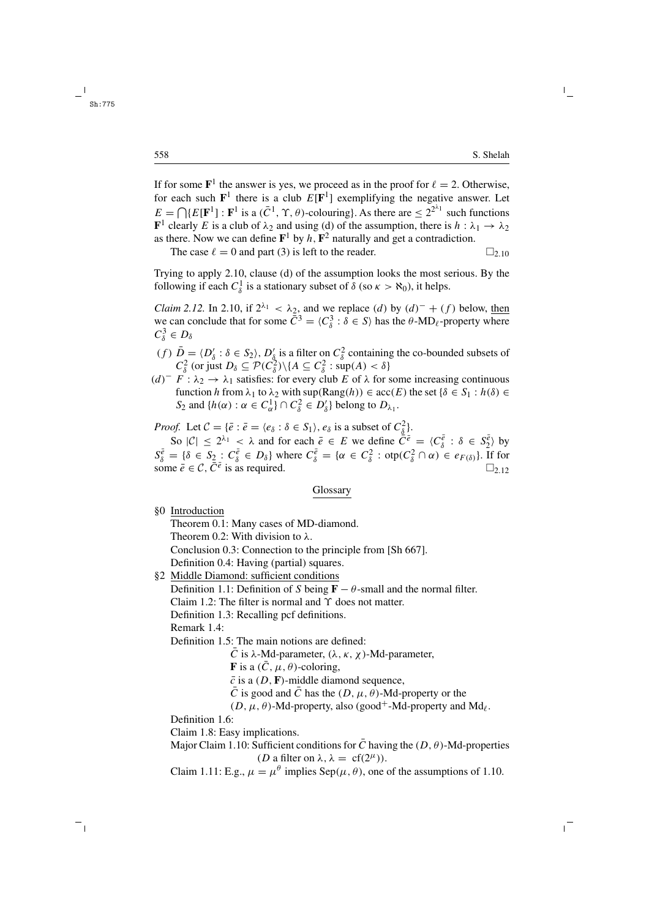If for some $\mathbf{F}^1$ the answer is yes, we proceed as in the proof for $\ell = 2$. Otherwise, for each such $\mathbf{F}^1$ there is a club $E[\mathbf{F}^1]$ exemplifying the negative answer. Let $E = \bigcap\{E[\mathbf{F}^1] : \mathbf{F}^1$ is a $(\bar{C}^1, \Upsilon, \theta)$-colouring$\}$. As there are $\leq 2^{2^{\lambda_1}}$ such functions $\mathbf{F}^1$ clearly $E$ is a club of $\lambda_2$ and using (d) of the assumption, there is $h : \lambda_1 \to \lambda_2$ as there. Now we can define $\mathbf{F}^1$ by $h, \mathbf{F}^2$ naturally and get a contradiction.

The case $\ell = 0$ and part (3) is left to the reader. $\square_{2.10}$

Trying to apply 2.10, clause (d) of the assumption looks the most serious. By the following if each $C^1_\delta$ is a stationary subset of $\delta$ (so $\kappa > \aleph_0$), it helps.

*Claim 2.12.* In 2.10, if $2^{\lambda_1} < \lambda_2$, and we replace $(d)$ by $(d)^- + (f)$ below, <u>then</u> we can conclude that for some $\bar{C}^3 = \langle C^3_\delta : \delta \in S\rangle$ has the $\theta$-MD$_\ell$-property where $C^3_\delta \in D_\delta$

- $(f)$ $\bar{D} = \langle D'_\delta : \delta \in S_2\rangle$, $D'_\delta$ is a filter on $C^2_\delta$ containing the co-bounded subsets of $C^2_\delta$ (or just $D_\delta \subseteq \mathcal{P}(C^2_\delta)\backslash\{A \subseteq C^2_\delta : \sup(A) < \delta\}$
- $(d)^-$ $F : \lambda_2 \to \lambda_1$ satisfies: for every club $E$ of $\lambda$ for some increasing continuous function $h$ from $\lambda_1$ to $\lambda_2$ with $\sup(\mathrm{Rang}(h)) \in \mathrm{acc}(E)$ the set $\{\delta \in S_1 : h(\delta) \in S_2$ and $\{h(\alpha) : \alpha \in C^1_\alpha\} \cap C^2_\delta \in D'_\delta\}$ belong to $D_{\lambda_1}$.

*Proof.* Let $\mathcal{C} = \{\bar{e} : \bar{e} = \langle e_\delta : \delta \in S_1\rangle, e_\delta$ is a subset of $C^2_\delta\}$.

So $|\mathcal{C}| \leq 2^{\lambda_1} < \lambda$ and for each $\bar{e} \in E$ we define $\bar{C}^{\bar{e}} = \langle C^{\bar{e}}_\delta : \delta \in S^{\bar{e}}_2\rangle$ by $S^{\bar{e}}_\delta = \{\delta \in S_2 : C^{\bar{e}}_\delta \in D_\delta\}$ where $C^{\bar{e}}_\delta = \{\alpha \in C^2_\delta : \mathrm{otp}(C^2_\delta \cap \alpha) \in e_{F(\delta)}\}$. If for some $\bar{e} \in \mathcal{C}$, $\bar{C}^{\bar{e}}$ is as required. $\square_{2.12}$

## <u>Glossary</u>

§0 <u>Introduction</u>

Theorem 0.1: Many cases of MD-diamond.
Theorem 0.2: With division to $\lambda$.
Conclusion 0.3: Connection to the principle from [Sh 667].
Definition 0.4: Having (partial) squares.

§2 <u>Middle Diamond: sufficient conditions</u>

Definition 1.1: Definition of $S$ being $\mathbf{F} - \theta$-small and the normal filter.
Claim 1.2: The filter is normal and $\Upsilon$ does not matter.
Definition 1.3: Recalling pcf definitions.
Remark 1.4:
Definition 1.5: The main notions are defined:
  $\bar{C}$ is $\lambda$-Md-parameter, $(\lambda, \kappa, \chi)$-Md-parameter,
  $\mathbf{F}$ is a $(\bar{C}, \mu, \theta)$-coloring,
  $\bar{c}$ is a $(D, \mathbf{F})$-middle diamond sequence,
  $\bar{C}$ is good and $\bar{C}$ has the $(D, \mu, \theta)$-Md-property or the
  $(D, \mu, \theta)$-Md-property, also (good$^+$-Md-property and Md$_\ell$.
Definition 1.6:
Claim 1.8: Easy implications.
Major Claim 1.10: Sufficient conditions for $\bar{C}$ having the $(D, \theta)$-Md-properties ($D$ a filter on $\lambda$, $\lambda = \mathrm{cf}(2^\mu)$).
Claim 1.11: E.g., $\mu = \mu^\theta$ implies $\mathrm{Sep}(\mu, \theta)$, one of the assumptions of 1.10.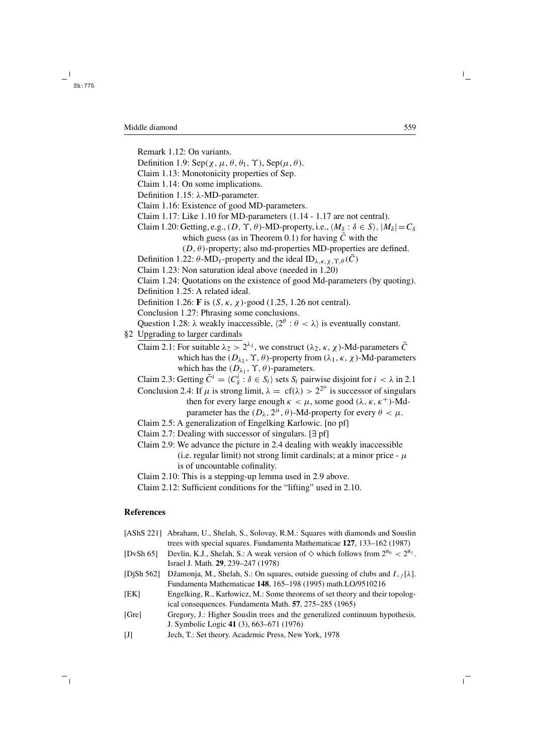Remark 1.12: On variants.

Definition 1.9: $\mathrm{Sep}(\chi, \mu, \theta, \theta_1, \Upsilon)$, $\mathrm{Sep}(\mu, \theta)$.

Claim 1.13: Monotonicity properties of Sep.

Claim 1.14: On some implications.

Definition 1.15: $\lambda$-MD-parameter.

Claim 1.16: Existence of good MD-parameters.

Claim 1.17: Like 1.10 for MD-parameters (1.14 - 1.17 are not central).

Claim 1.20: Getting, e.g., $(D, \Upsilon, \theta)$-MD-property, i.e., $\langle M_{\underset{\sim}{\delta}} : \delta \in S\rangle$, $|M_\delta| = C_\delta$ which guess (as in Theorem 0.1) for having $\bar{C}$ with the $(D, \theta)$-property; also md-properties MD-properties are defined.

Definition 1.22: $\theta$-$\mathrm{MD}_\ell$-property and the ideal $\mathrm{ID}_{\lambda,\kappa,\chi,\Upsilon,\theta}(\bar{C})$

Claim 1.23: Non saturation ideal above (needed in 1.20)

Claim 1.24: Quotations on the existence of good Md-parameters (by quoting).

Definition 1.25: A related ideal.

Definition 1.26: $\mathbf{F}$ is $(S, \kappa, \chi)$-good (1.25, 1.26 not central).

Conclusion 1.27: Phrasing some conclusions.

Question 1.28: $\lambda$ weakly inaccessible, $\langle 2^\theta : \theta < \lambda\rangle$ is eventually constant.

§2 Upgrading to larger cardinals

Claim 2.1: For suitable $\lambda_2 > 2^{\lambda_1}$, we construct $(\lambda_2, \kappa, \chi)$-Md-parameters $\bar{C}$ which has the $(D_{\lambda_2}, \Upsilon, \theta)$-property from $(\lambda_1, \kappa, \chi)$-Md-parameters which has the $(D_{\lambda_1}, \Upsilon, \theta)$-parameters.

Claim 2.3: Getting $\bar{C}^i = \langle C^i_\delta : \delta \in S_i\rangle$ sets $S_i$ pairwise disjoint for $i < \lambda$ in 2.1

Conclusion 2.4: If $\mu$ is strong limit, $\lambda = \mathrm{cf}(\lambda) > 2^{2^\mu}$ is successor of singulars then for every large enough $\kappa < \mu$, some good $(\lambda, \kappa, \kappa^+)$-Md-parameter has the $(D_\lambda, 2^\mu, \theta)$-Md-property for every $\theta < \mu$.

Claim 2.5: A generalization of Engelking Karlowic. [no pf]

Claim 2.7: Dealing with successor of singulars. [$\exists$ pf]

Claim 2.9: We advance the picture in 2.4 dealing with weakly inaccessible (i.e. regular limit) not strong limit cardinals; at a minor price - $\mu$ is of uncountable cofinality.

Claim 2.10: This is a stepping-up lemma used in 2.9 above.

Claim 2.12: Sufficient conditions for the "lifting" used in 2.10.

## References

[AShS 221] Abraham, U., Shelah, S., Solovay, R.M.: Squares with diamonds and Souslin trees with special squares. Fundamenta Mathematicae **127**, 133–162 (1987)

[DvSh 65] Devlin, K.J., Shelah, S.: A weak version of $\diamondsuit$ which follows from $2^{\aleph_0} < 2^{\aleph_1}$. Israel J. Math. **29**, 239–247 (1978)

[DjSh 562] Džamonja, M., Shelah, S.: On squares, outside guessing of clubs and $I_{<f}[\lambda]$. Fundamenta Mathematicae **148**, 165–198 (1995) math.LO/9510216

[EK] Engelking, R., Karłowicz, M.: Some theorems of set theory and their topological consequences. Fundamenta Math. **57**, 275–285 (1965)

[Gre] Gregory, J.: Higher Souslin trees and the generalized continuum hypothesis. J. Symbolic Logic **41** (3), 663–671 (1976)

[J] Jech, T.: Set theory. Academic Press, New York, 1978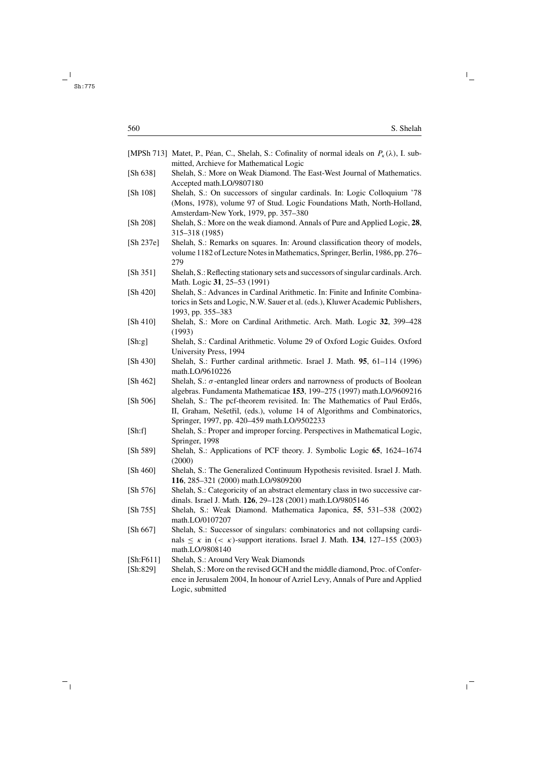[MPSh 713] Matet, P., Péan, C., Shelah, S.: Cofinality of normal ideals on $P_\kappa(\lambda)$, I. submitted, Archieve for Mathematical Logic

[Sh 638] Shelah, S.: More on Weak Diamond. The East-West Journal of Mathematics. Accepted math.LO/9807180

[Sh 108] Shelah, S.: On successors of singular cardinals. In: Logic Colloquium '78 (Mons, 1978), volume 97 of Stud. Logic Foundations Math, North-Holland, Amsterdam-New York, 1979, pp. 357–380

[Sh 208] Shelah, S.: More on the weak diamond. Annals of Pure and Applied Logic, **28**, 315–318 (1985)

[Sh 237e] Shelah, S.: Remarks on squares. In: Around classification theory of models, volume 1182 of Lecture Notes in Mathematics, Springer, Berlin, 1986, pp. 276–279

[Sh 351] Shelah, S.: Reflecting stationary sets and successors of singular cardinals. Arch. Math. Logic **31**, 25–53 (1991)

[Sh 420] Shelah, S.: Advances in Cardinal Arithmetic. In: Finite and Infinite Combinatorics in Sets and Logic, N.W. Sauer et al. (eds.), Kluwer Academic Publishers, 1993, pp. 355–383

[Sh 410] Shelah, S.: More on Cardinal Arithmetic. Arch. Math. Logic **32**, 399–428 (1993)

[Sh:g] Shelah, S.: Cardinal Arithmetic. Volume 29 of Oxford Logic Guides. Oxford University Press, 1994

[Sh 430] Shelah, S.: Further cardinal arithmetic. Israel J. Math. **95**, 61–114 (1996) math.LO/9610226

[Sh 462] Shelah, S.: $\sigma$-entangled linear orders and narrowness of products of Boolean algebras. Fundamenta Mathematicae **153**, 199–275 (1997) math.LO/9609216

[Sh 506] Shelah, S.: The pcf-theorem revisited. In: The Mathematics of Paul Erdős, II, Graham, Nešetřil, (eds.), volume 14 of Algorithms and Combinatorics, Springer, 1997, pp. 420–459 math.LO/9502233

[Sh:f] Shelah, S.: Proper and improper forcing. Perspectives in Mathematical Logic, Springer, 1998

[Sh 589] Shelah, S.: Applications of PCF theory. J. Symbolic Logic **65**, 1624–1674 (2000)

[Sh 460] Shelah, S.: The Generalized Continuum Hypothesis revisited. Israel J. Math. **116**, 285–321 (2000) math.LO/9809200

[Sh 576] Shelah, S.: Categoricity of an abstract elementary class in two successive cardinals. Israel J. Math. **126**, 29–128 (2001) math.LO/9805146

[Sh 755] Shelah, S.: Weak Diamond. Mathematica Japonica, **55**, 531–538 (2002) math.LO/0107207

[Sh 667] Shelah, S.: Successor of singulars: combinatorics and not collapsing cardinals $\leq \kappa$ in $(< \kappa)$-support iterations. Israel J. Math. **134**, 127–155 (2003) math.LO/9808140

[Sh:F611] Shelah, S.: Around Very Weak Diamonds

[Sh:829] Shelah, S.: More on the revised GCH and the middle diamond, Proc. of Conference in Jerusalem 2004, In honour of Azriel Levy, Annals of Pure and Applied Logic, submitted